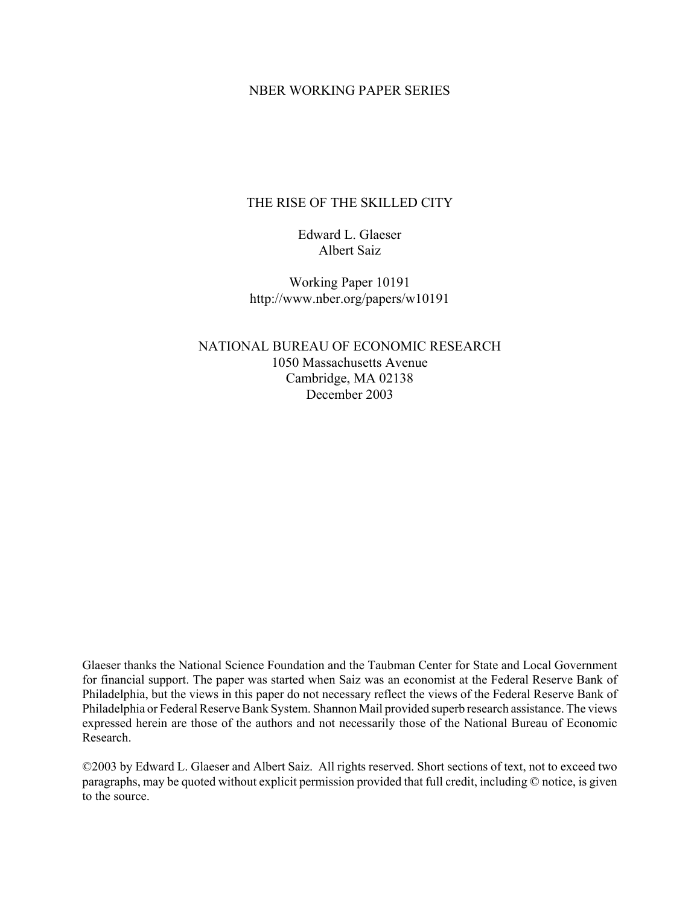NBER WORKING PAPER SERIES

# THE RISE OF THE SKILLED CITY

Edward L. Glaeser
Albert Saiz

Working Paper 10191
http://www.nber.org/papers/w10191

NATIONAL BUREAU OF ECONOMIC RESEARCH
1050 Massachusetts Avenue
Cambridge, MA 02138
December 2003

Glaeser thanks the National Science Foundation and the Taubman Center for State and Local Government for financial support. The paper was started when Saiz was an economist at the Federal Reserve Bank of Philadelphia, but the views in this paper do not necessary reflect the views of the Federal Reserve Bank of Philadelphia or Federal Reserve Bank System. Shannon Mail provided superb research assistance. The views expressed herein are those of the authors and not necessarily those of the National Bureau of Economic Research.

©2003 by Edward L. Glaeser and Albert Saiz. All rights reserved. Short sections of text, not to exceed two paragraphs, may be quoted without explicit permission provided that full credit, including © notice, is given to the source.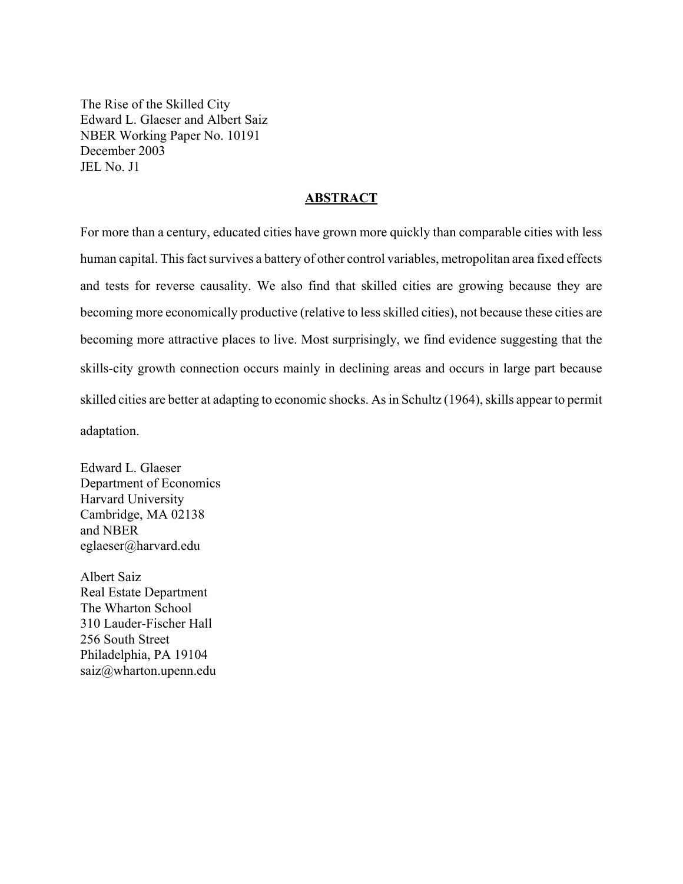The Rise of the Skilled City
Edward L. Glaeser and Albert Saiz
NBER Working Paper No. 10191
December 2003
JEL No. J1

## ABSTRACT

For more than a century, educated cities have grown more quickly than comparable cities with less human capital. This fact survives a battery of other control variables, metropolitan area fixed effects and tests for reverse causality. We also find that skilled cities are growing because they are becoming more economically productive (relative to less skilled cities), not because these cities are becoming more attractive places to live. Most surprisingly, we find evidence suggesting that the skills-city growth connection occurs mainly in declining areas and occurs in large part because skilled cities are better at adapting to economic shocks. As in Schultz (1964), skills appear to permit adaptation.

Edward L. Glaeser
Department of Economics
Harvard University
Cambridge, MA 02138
and NBER
eglaeser@harvard.edu

Albert Saiz
Real Estate Department
The Wharton School
310 Lauder-Fischer Hall
256 South Street
Philadelphia, PA 19104
saiz@wharton.upenn.edu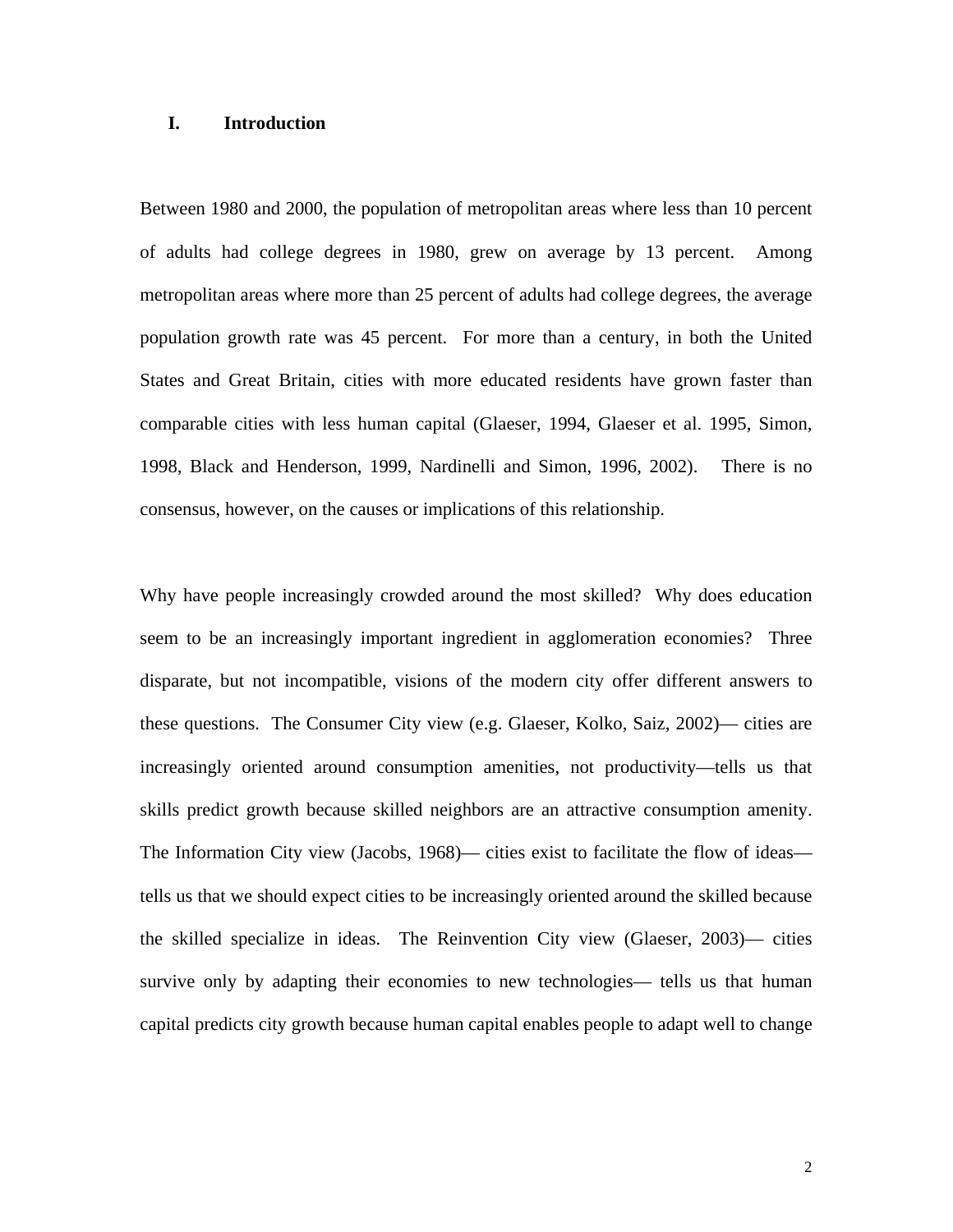# I. Introduction

Between 1980 and 2000, the population of metropolitan areas where less than 10 percent of adults had college degrees in 1980, grew on average by 13 percent. Among metropolitan areas where more than 25 percent of adults had college degrees, the average population growth rate was 45 percent. For more than a century, in both the United States and Great Britain, cities with more educated residents have grown faster than comparable cities with less human capital (Glaeser, 1994, Glaeser et al. 1995, Simon, 1998, Black and Henderson, 1999, Nardinelli and Simon, 1996, 2002). There is no consensus, however, on the causes or implications of this relationship.

Why have people increasingly crowded around the most skilled? Why does education seem to be an increasingly important ingredient in agglomeration economies? Three disparate, but not incompatible, visions of the modern city offer different answers to these questions. The Consumer City view (e.g. Glaeser, Kolko, Saiz, 2002)— cities are increasingly oriented around consumption amenities, not productivity—tells us that skills predict growth because skilled neighbors are an attractive consumption amenity. The Information City view (Jacobs, 1968)— cities exist to facilitate the flow of ideas—tells us that we should expect cities to be increasingly oriented around the skilled because the skilled specialize in ideas. The Reinvention City view (Glaeser, 2003)— cities survive only by adapting their economies to new technologies— tells us that human capital predicts city growth because human capital enables people to adapt well to change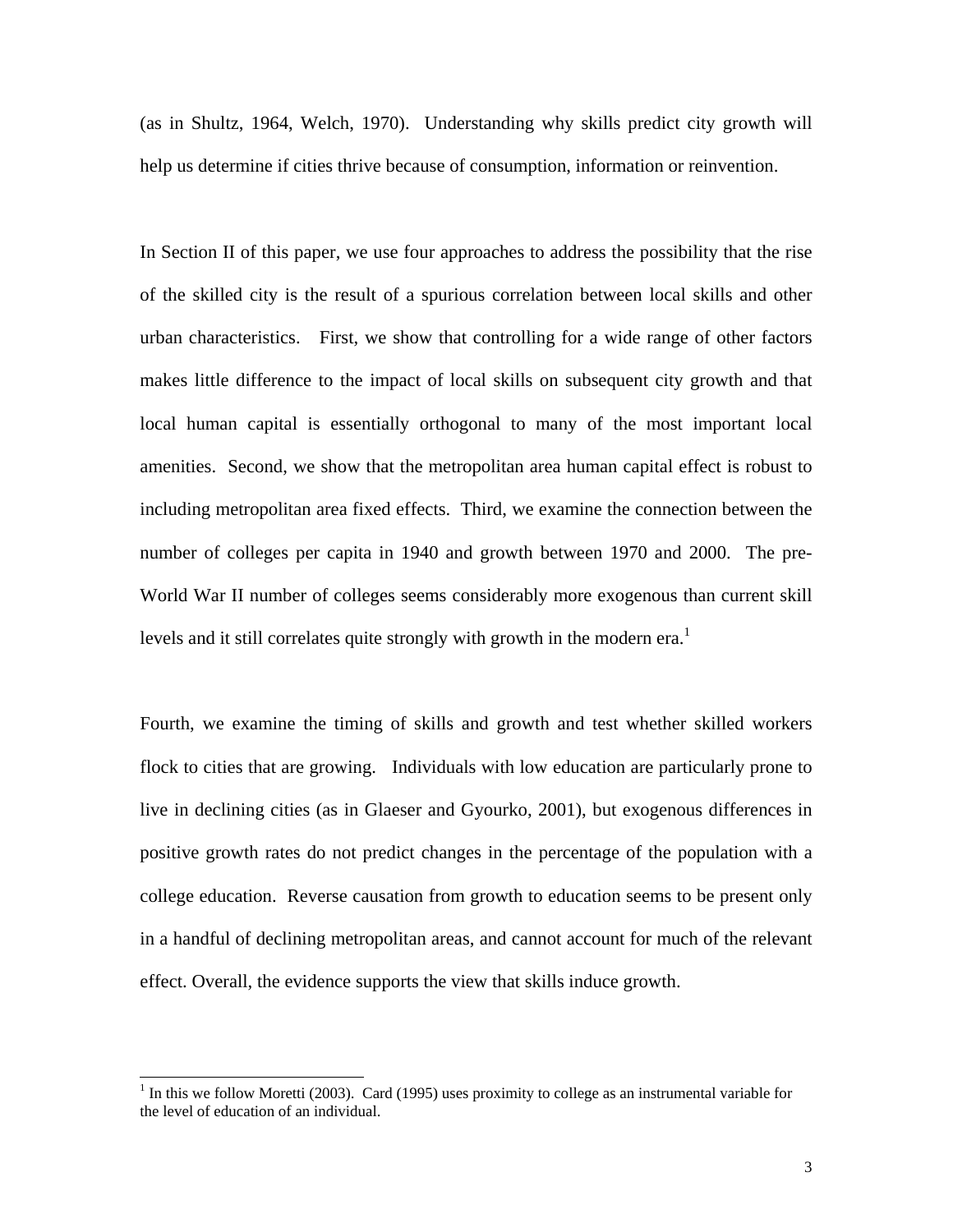(as in Shultz, 1964, Welch, 1970). Understanding why skills predict city growth will help us determine if cities thrive because of consumption, information or reinvention.

In Section II of this paper, we use four approaches to address the possibility that the rise of the skilled city is the result of a spurious correlation between local skills and other urban characteristics. First, we show that controlling for a wide range of other factors makes little difference to the impact of local skills on subsequent city growth and that local human capital is essentially orthogonal to many of the most important local amenities. Second, we show that the metropolitan area human capital effect is robust to including metropolitan area fixed effects. Third, we examine the connection between the number of colleges per capita in 1940 and growth between 1970 and 2000. The pre-World War II number of colleges seems considerably more exogenous than current skill levels and it still correlates quite strongly with growth in the modern era.[1]

Fourth, we examine the timing of skills and growth and test whether skilled workers flock to cities that are growing. Individuals with low education are particularly prone to live in declining cities (as in Glaeser and Gyourko, 2001), but exogenous differences in positive growth rates do not predict changes in the percentage of the population with a college education. Reverse causation from growth to education seems to be present only in a handful of declining metropolitan areas, and cannot account for much of the relevant effect. Overall, the evidence supports the view that skills induce growth.

[1] In this we follow Moretti (2003). Card (1995) uses proximity to college as an instrumental variable for the level of education of an individual.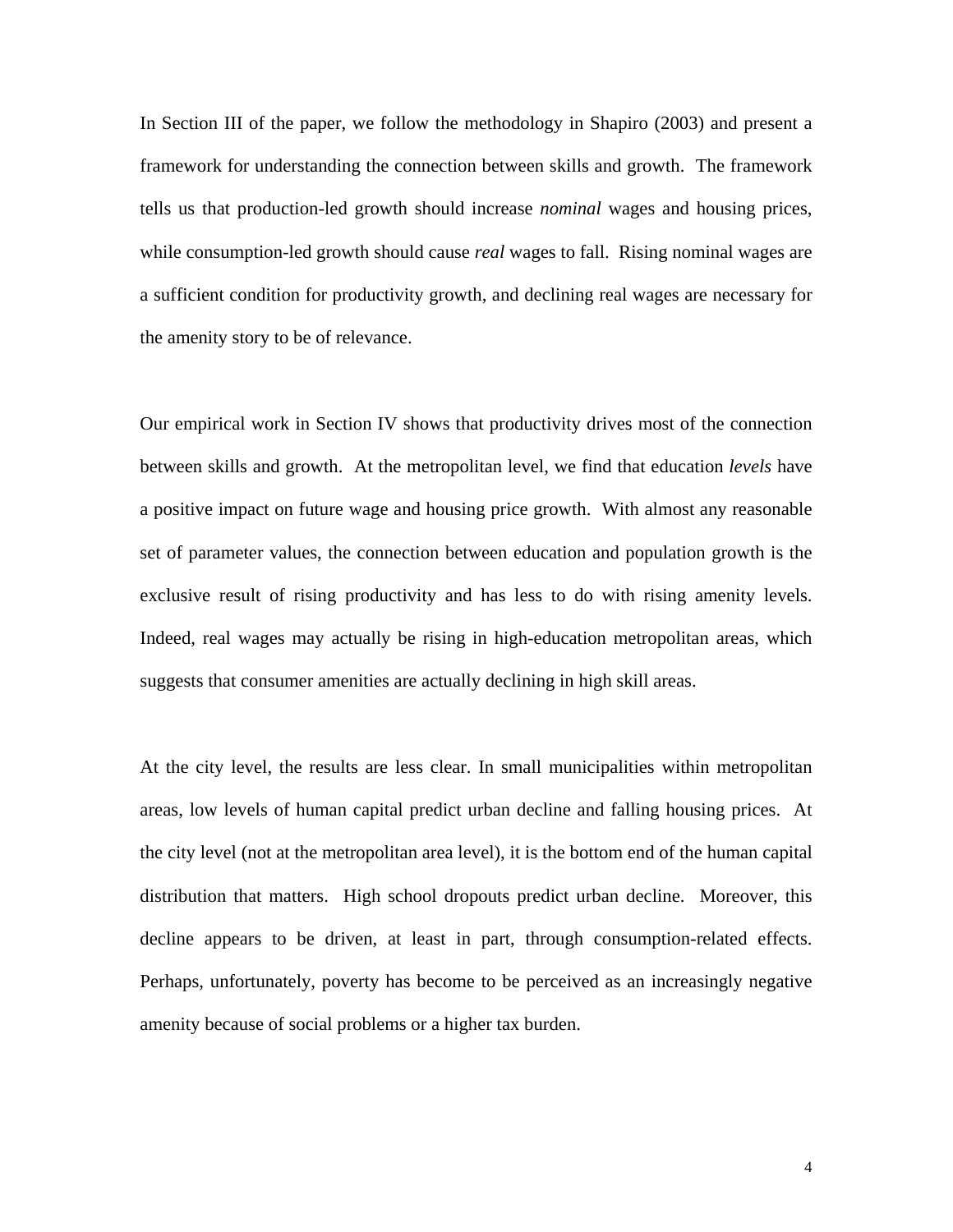In Section III of the paper, we follow the methodology in Shapiro (2003) and present a framework for understanding the connection between skills and growth. The framework tells us that production-led growth should increase *nominal* wages and housing prices, while consumption-led growth should cause *real* wages to fall. Rising nominal wages are a sufficient condition for productivity growth, and declining real wages are necessary for the amenity story to be of relevance.

Our empirical work in Section IV shows that productivity drives most of the connection between skills and growth. At the metropolitan level, we find that education *levels* have a positive impact on future wage and housing price growth. With almost any reasonable set of parameter values, the connection between education and population growth is the exclusive result of rising productivity and has less to do with rising amenity levels. Indeed, real wages may actually be rising in high-education metropolitan areas, which suggests that consumer amenities are actually declining in high skill areas.

At the city level, the results are less clear. In small municipalities within metropolitan areas, low levels of human capital predict urban decline and falling housing prices. At the city level (not at the metropolitan area level), it is the bottom end of the human capital distribution that matters. High school dropouts predict urban decline. Moreover, this decline appears to be driven, at least in part, through consumption-related effects. Perhaps, unfortunately, poverty has become to be perceived as an increasingly negative amenity because of social problems or a higher tax burden.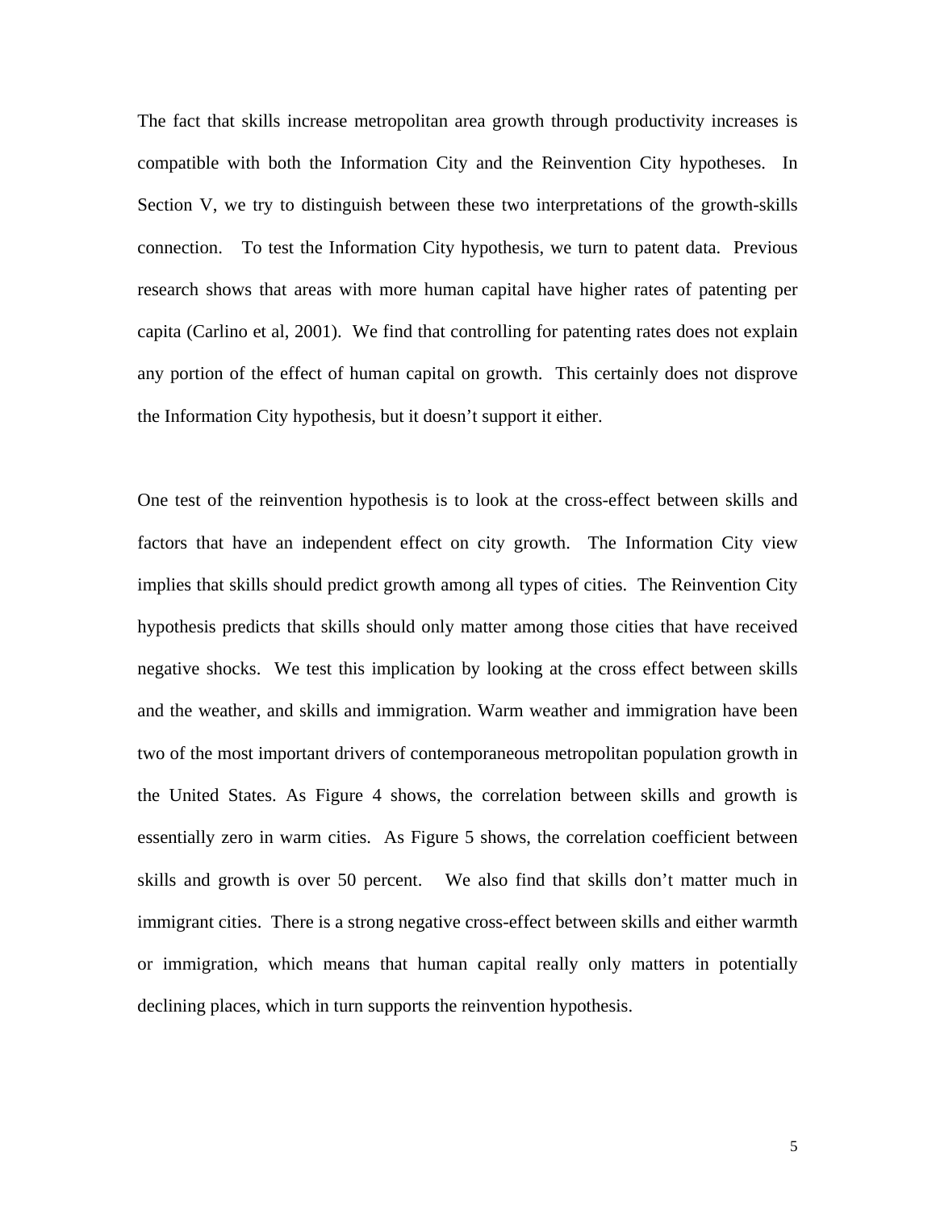The fact that skills increase metropolitan area growth through productivity increases is compatible with both the Information City and the Reinvention City hypotheses. In Section V, we try to distinguish between these two interpretations of the growth-skills connection. To test the Information City hypothesis, we turn to patent data. Previous research shows that areas with more human capital have higher rates of patenting per capita (Carlino et al, 2001). We find that controlling for patenting rates does not explain any portion of the effect of human capital on growth. This certainly does not disprove the Information City hypothesis, but it doesn't support it either.

One test of the reinvention hypothesis is to look at the cross-effect between skills and factors that have an independent effect on city growth. The Information City view implies that skills should predict growth among all types of cities. The Reinvention City hypothesis predicts that skills should only matter among those cities that have received negative shocks. We test this implication by looking at the cross effect between skills and the weather, and skills and immigration. Warm weather and immigration have been two of the most important drivers of contemporaneous metropolitan population growth in the United States. As Figure 4 shows, the correlation between skills and growth is essentially zero in warm cities. As Figure 5 shows, the correlation coefficient between skills and growth is over 50 percent. We also find that skills don't matter much in immigrant cities. There is a strong negative cross-effect between skills and either warmth or immigration, which means that human capital really only matters in potentially declining places, which in turn supports the reinvention hypothesis.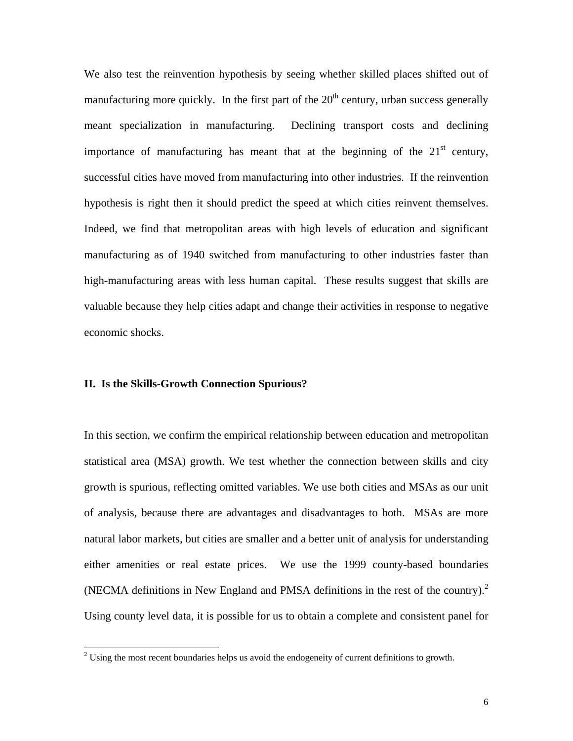We also test the reinvention hypothesis by seeing whether skilled places shifted out of manufacturing more quickly. In the first part of the 20th century, urban success generally meant specialization in manufacturing. Declining transport costs and declining importance of manufacturing has meant that at the beginning of the 21st century, successful cities have moved from manufacturing into other industries. If the reinvention hypothesis is right then it should predict the speed at which cities reinvent themselves. Indeed, we find that metropolitan areas with high levels of education and significant manufacturing as of 1940 switched from manufacturing to other industries faster than high-manufacturing areas with less human capital. These results suggest that skills are valuable because they help cities adapt and change their activities in response to negative economic shocks.

## II. Is the Skills-Growth Connection Spurious?

In this section, we confirm the empirical relationship between education and metropolitan statistical area (MSA) growth. We test whether the connection between skills and city growth is spurious, reflecting omitted variables. We use both cities and MSAs as our unit of analysis, because there are advantages and disadvantages to both. MSAs are more natural labor markets, but cities are smaller and a better unit of analysis for understanding either amenities or real estate prices. We use the 1999 county-based boundaries (NECMA definitions in New England and PMSA definitions in the rest of the country).[2] Using county level data, it is possible for us to obtain a complete and consistent panel for

[2] Using the most recent boundaries helps us avoid the endogeneity of current definitions to growth.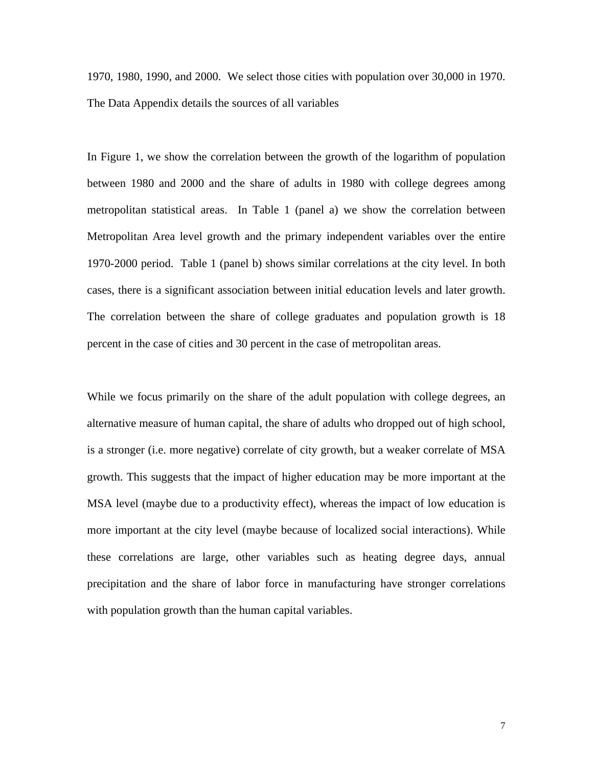1970, 1980, 1990, and 2000. We select those cities with population over 30,000 in 1970. The Data Appendix details the sources of all variables

In Figure 1, we show the correlation between the growth of the logarithm of population between 1980 and 2000 and the share of adults in 1980 with college degrees among metropolitan statistical areas. In Table 1 (panel a) we show the correlation between Metropolitan Area level growth and the primary independent variables over the entire 1970-2000 period. Table 1 (panel b) shows similar correlations at the city level. In both cases, there is a significant association between initial education levels and later growth. The correlation between the share of college graduates and population growth is 18 percent in the case of cities and 30 percent in the case of metropolitan areas.

While we focus primarily on the share of the adult population with college degrees, an alternative measure of human capital, the share of adults who dropped out of high school, is a stronger (i.e. more negative) correlate of city growth, but a weaker correlate of MSA growth. This suggests that the impact of higher education may be more important at the MSA level (maybe due to a productivity effect), whereas the impact of low education is more important at the city level (maybe because of localized social interactions). While these correlations are large, other variables such as heating degree days, annual precipitation and the share of labor force in manufacturing have stronger correlations with population growth than the human capital variables.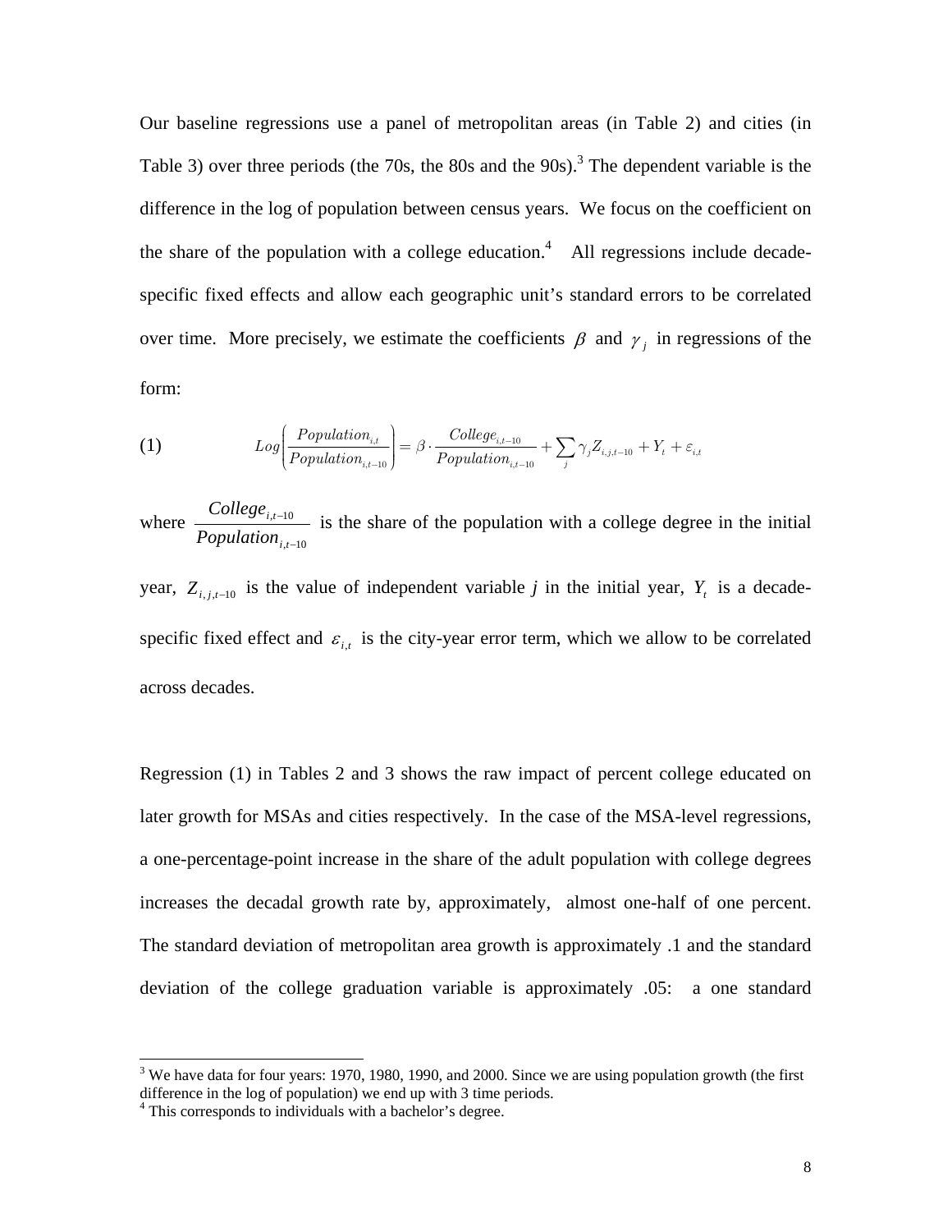Our baseline regressions use a panel of metropolitan areas (in Table 2) and cities (in Table 3) over three periods (the 70s, the 80s and the 90s).[3] The dependent variable is the difference in the log of population between census years. We focus on the coefficient on the share of the population with a college education.[4] All regressions include decade-specific fixed effects and allow each geographic unit's standard errors to be correlated over time. More precisely, we estimate the coefficients $\beta$ and $\gamma_j$ in regressions of the form:

$$(1) \qquad Log\left(\frac{Population_{i,t}}{Population_{i,t-10}}\right) = \beta \cdot \frac{College_{i,t-10}}{Population_{i,t-10}} + \sum_j \gamma_j Z_{i,j,t-10} + Y_t + \varepsilon_{i,t}$$

where $\frac{College_{i,t-10}}{Population_{i,t-10}}$ is the share of the population with a college degree in the initial year, $Z_{i,j,t-10}$ is the value of independent variable *j* in the initial year, $Y_t$ is a decade-specific fixed effect and $\varepsilon_{i,t}$ is the city-year error term, which we allow to be correlated across decades.

Regression (1) in Tables 2 and 3 shows the raw impact of percent college educated on later growth for MSAs and cities respectively. In the case of the MSA-level regressions, a one-percentage-point increase in the share of the adult population with college degrees increases the decadal growth rate by, approximately, almost one-half of one percent. The standard deviation of metropolitan area growth is approximately .1 and the standard deviation of the college graduation variable is approximately .05: a one standard

[3] We have data for four years: 1970, 1980, 1990, and 2000. Since we are using population growth (the first difference in the log of population) we end up with 3 time periods.

[4] This corresponds to individuals with a bachelor's degree.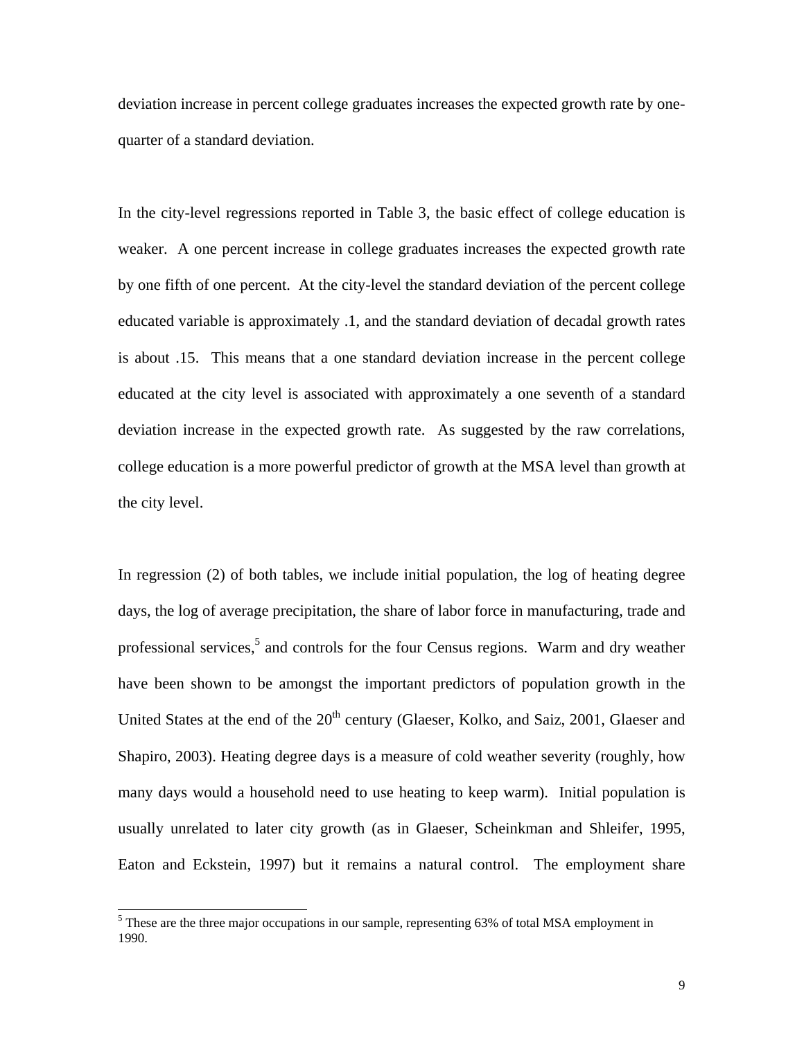deviation increase in percent college graduates increases the expected growth rate by one-quarter of a standard deviation.

In the city-level regressions reported in Table 3, the basic effect of college education is weaker. A one percent increase in college graduates increases the expected growth rate by one fifth of one percent. At the city-level the standard deviation of the percent college educated variable is approximately .1, and the standard deviation of decadal growth rates is about .15. This means that a one standard deviation increase in the percent college educated at the city level is associated with approximately a one seventh of a standard deviation increase in the expected growth rate. As suggested by the raw correlations, college education is a more powerful predictor of growth at the MSA level than growth at the city level.

In regression (2) of both tables, we include initial population, the log of heating degree days, the log of average precipitation, the share of labor force in manufacturing, trade and professional services,[5] and controls for the four Census regions. Warm and dry weather have been shown to be amongst the important predictors of population growth in the United States at the end of the 20th century (Glaeser, Kolko, and Saiz, 2001, Glaeser and Shapiro, 2003). Heating degree days is a measure of cold weather severity (roughly, how many days would a household need to use heating to keep warm). Initial population is usually unrelated to later city growth (as in Glaeser, Scheinkman and Shleifer, 1995, Eaton and Eckstein, 1997) but it remains a natural control. The employment share

[5] These are the three major occupations in our sample, representing 63% of total MSA employment in 1990.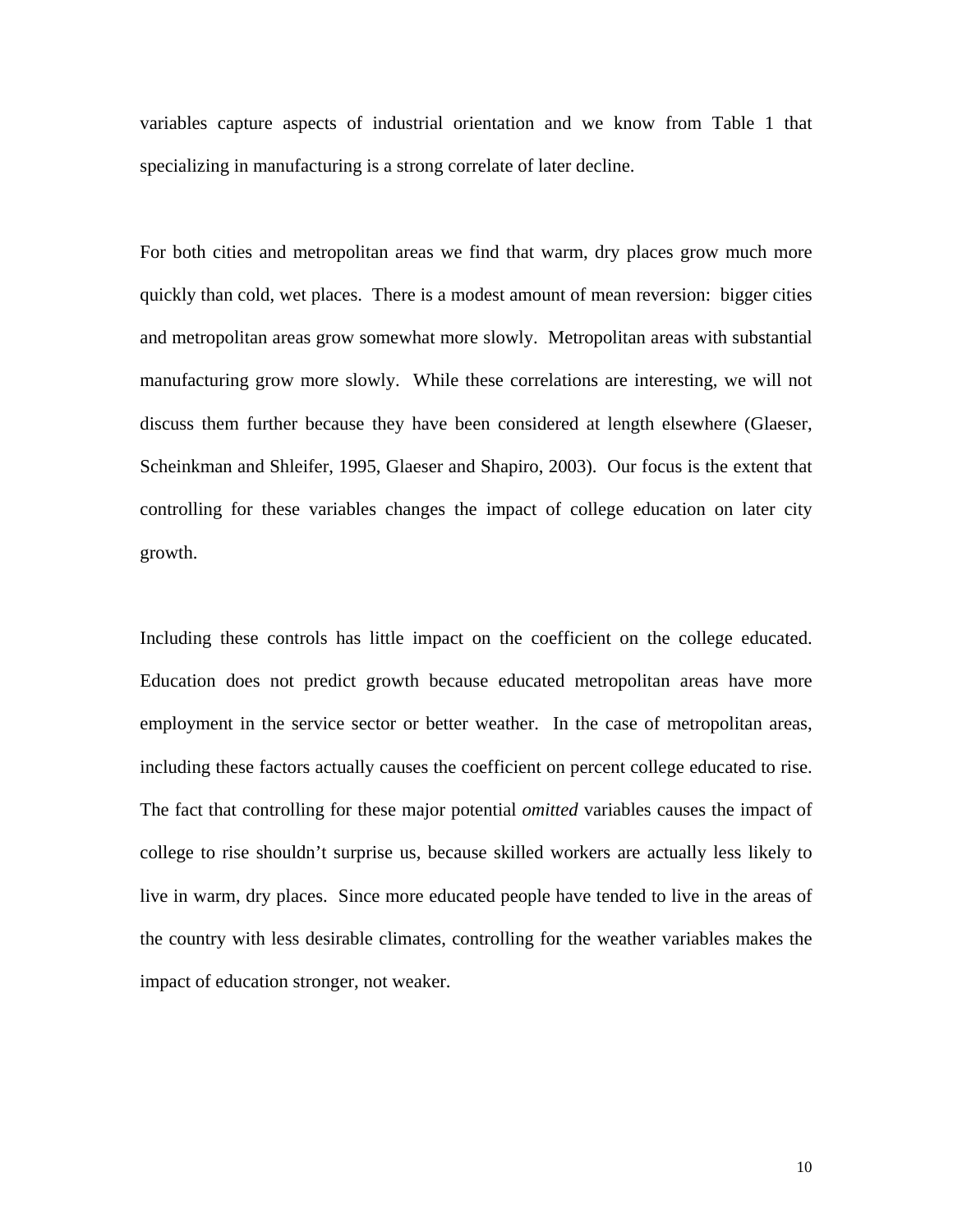variables capture aspects of industrial orientation and we know from Table 1 that specializing in manufacturing is a strong correlate of later decline.

For both cities and metropolitan areas we find that warm, dry places grow much more quickly than cold, wet places. There is a modest amount of mean reversion: bigger cities and metropolitan areas grow somewhat more slowly. Metropolitan areas with substantial manufacturing grow more slowly. While these correlations are interesting, we will not discuss them further because they have been considered at length elsewhere (Glaeser, Scheinkman and Shleifer, 1995, Glaeser and Shapiro, 2003). Our focus is the extent that controlling for these variables changes the impact of college education on later city growth.

Including these controls has little impact on the coefficient on the college educated. Education does not predict growth because educated metropolitan areas have more employment in the service sector or better weather. In the case of metropolitan areas, including these factors actually causes the coefficient on percent college educated to rise. The fact that controlling for these major potential *omitted* variables causes the impact of college to rise shouldn't surprise us, because skilled workers are actually less likely to live in warm, dry places. Since more educated people have tended to live in the areas of the country with less desirable climates, controlling for the weather variables makes the impact of education stronger, not weaker.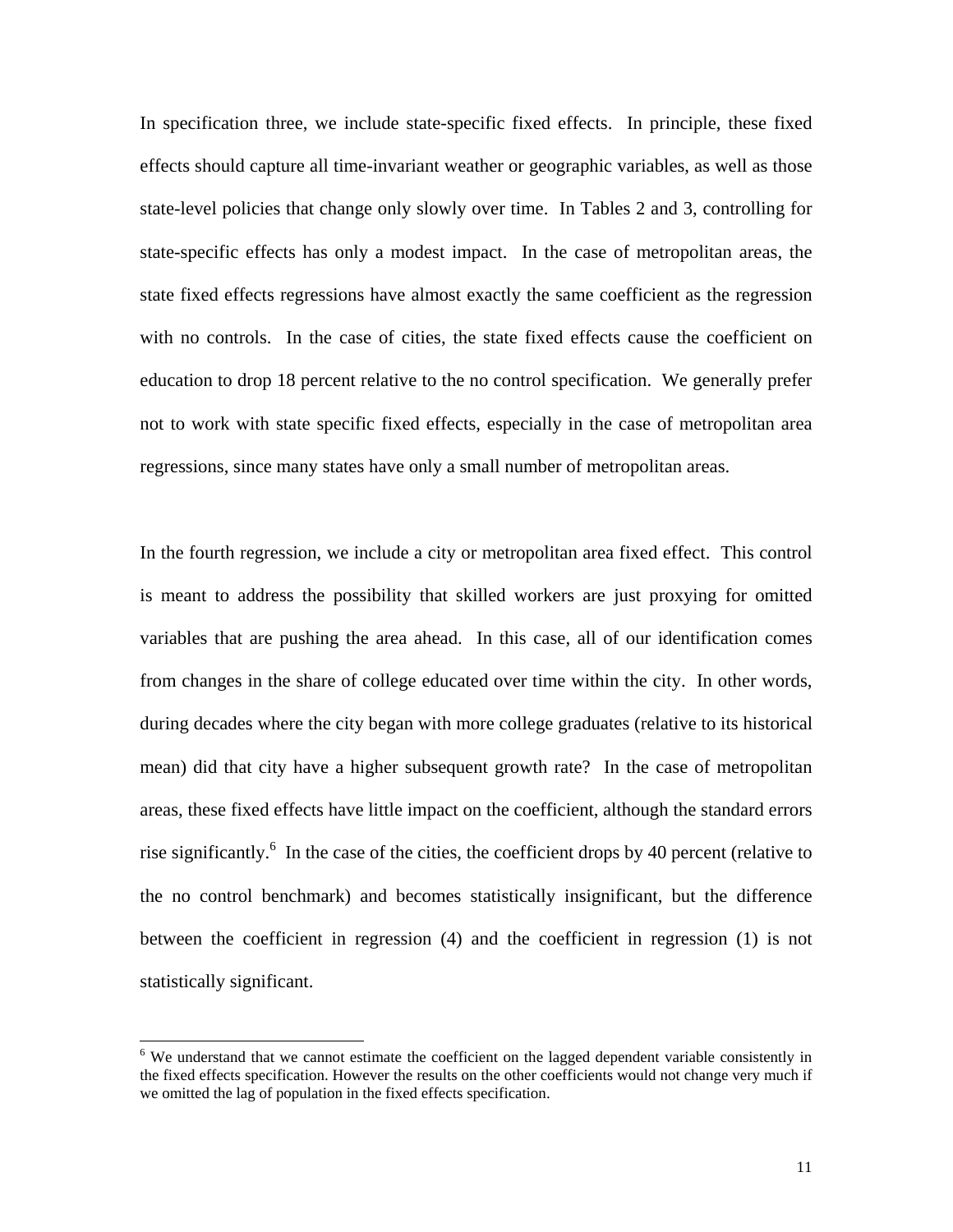In specification three, we include state-specific fixed effects. In principle, these fixed effects should capture all time-invariant weather or geographic variables, as well as those state-level policies that change only slowly over time. In Tables 2 and 3, controlling for state-specific effects has only a modest impact. In the case of metropolitan areas, the state fixed effects regressions have almost exactly the same coefficient as the regression with no controls. In the case of cities, the state fixed effects cause the coefficient on education to drop 18 percent relative to the no control specification. We generally prefer not to work with state specific fixed effects, especially in the case of metropolitan area regressions, since many states have only a small number of metropolitan areas.

In the fourth regression, we include a city or metropolitan area fixed effect. This control is meant to address the possibility that skilled workers are just proxying for omitted variables that are pushing the area ahead. In this case, all of our identification comes from changes in the share of college educated over time within the city. In other words, during decades where the city began with more college graduates (relative to its historical mean) did that city have a higher subsequent growth rate? In the case of metropolitan areas, these fixed effects have little impact on the coefficient, although the standard errors rise significantly.[6] In the case of the cities, the coefficient drops by 40 percent (relative to the no control benchmark) and becomes statistically insignificant, but the difference between the coefficient in regression (4) and the coefficient in regression (1) is not statistically significant.

---

[6] We understand that we cannot estimate the coefficient on the lagged dependent variable consistently in the fixed effects specification. However the results on the other coefficients would not change very much if we omitted the lag of population in the fixed effects specification.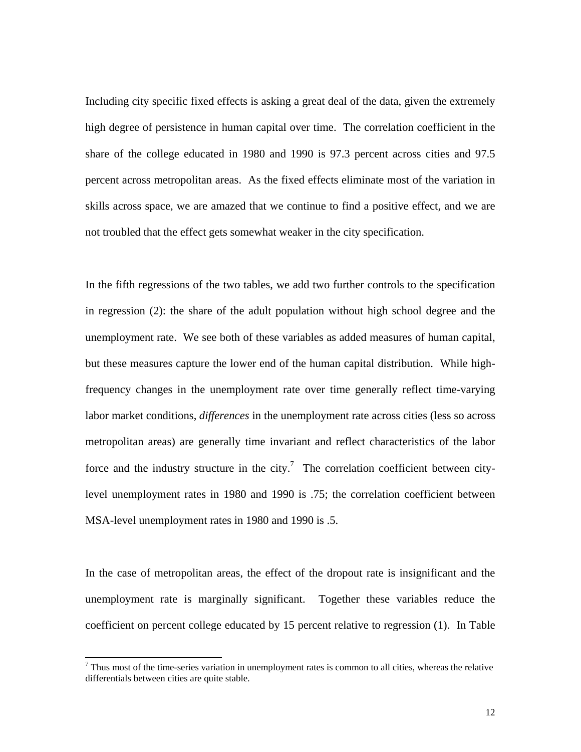Including city specific fixed effects is asking a great deal of the data, given the extremely high degree of persistence in human capital over time. The correlation coefficient in the share of the college educated in 1980 and 1990 is 97.3 percent across cities and 97.5 percent across metropolitan areas. As the fixed effects eliminate most of the variation in skills across space, we are amazed that we continue to find a positive effect, and we are not troubled that the effect gets somewhat weaker in the city specification.

In the fifth regressions of the two tables, we add two further controls to the specification in regression (2): the share of the adult population without high school degree and the unemployment rate. We see both of these variables as added measures of human capital, but these measures capture the lower end of the human capital distribution. While high-frequency changes in the unemployment rate over time generally reflect time-varying labor market conditions, *differences* in the unemployment rate across cities (less so across metropolitan areas) are generally time invariant and reflect characteristics of the labor force and the industry structure in the city.[7] The correlation coefficient between city-level unemployment rates in 1980 and 1990 is .75; the correlation coefficient between MSA-level unemployment rates in 1980 and 1990 is .5.

In the case of metropolitan areas, the effect of the dropout rate is insignificant and the unemployment rate is marginally significant. Together these variables reduce the coefficient on percent college educated by 15 percent relative to regression (1). In Table

[7] Thus most of the time-series variation in unemployment rates is common to all cities, whereas the relative differentials between cities are quite stable.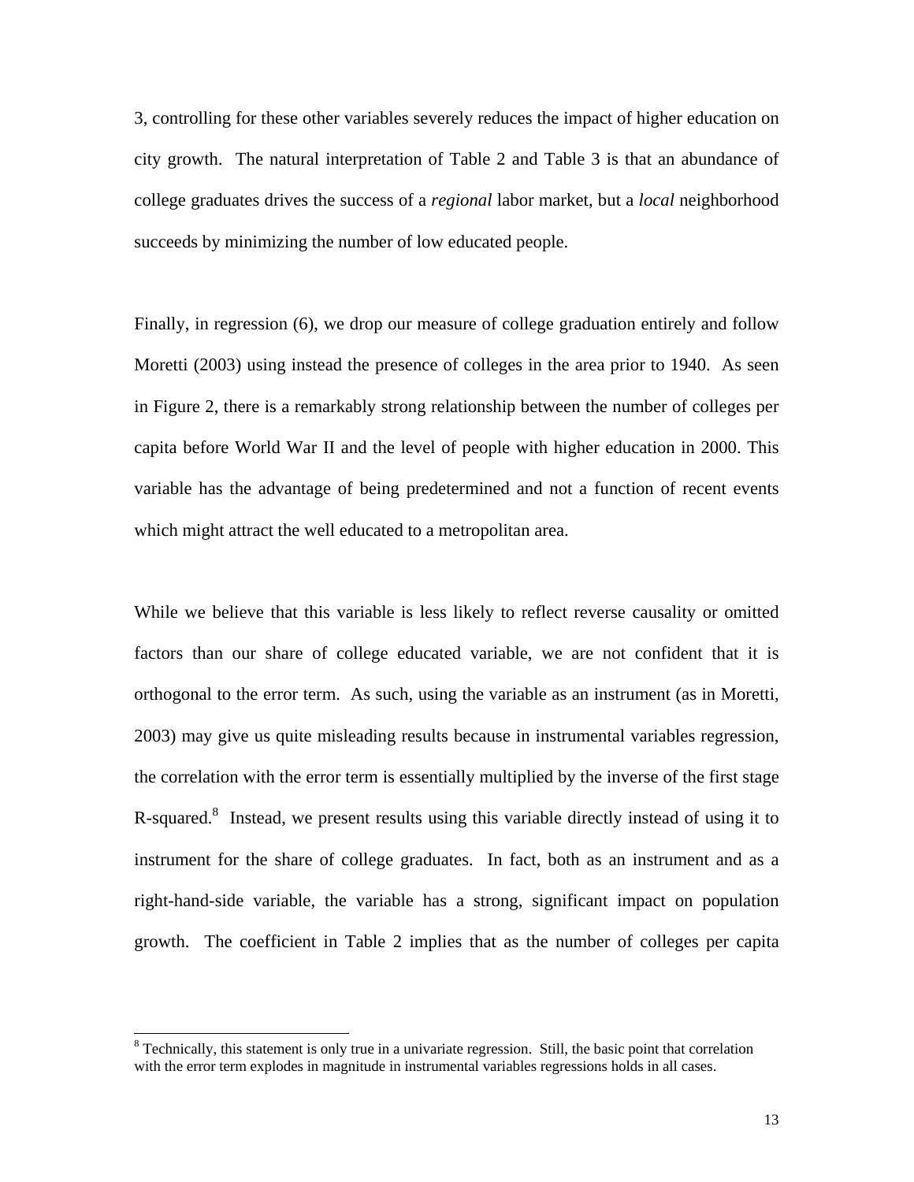3, controlling for these other variables severely reduces the impact of higher education on city growth. The natural interpretation of Table 2 and Table 3 is that an abundance of college graduates drives the success of a *regional* labor market, but a *local* neighborhood succeeds by minimizing the number of low educated people.

Finally, in regression (6), we drop our measure of college graduation entirely and follow Moretti (2003) using instead the presence of colleges in the area prior to 1940. As seen in Figure 2, there is a remarkably strong relationship between the number of colleges per capita before World War II and the level of people with higher education in 2000. This variable has the advantage of being predetermined and not a function of recent events which might attract the well educated to a metropolitan area.

While we believe that this variable is less likely to reflect reverse causality or omitted factors than our share of college educated variable, we are not confident that it is orthogonal to the error term. As such, using the variable as an instrument (as in Moretti, 2003) may give us quite misleading results because in instrumental variables regression, the correlation with the error term is essentially multiplied by the inverse of the first stage R-squared.[8] Instead, we present results using this variable directly instead of using it to instrument for the share of college graduates. In fact, both as an instrument and as a right-hand-side variable, the variable has a strong, significant impact on population growth. The coefficient in Table 2 implies that as the number of colleges per capita

[8] Technically, this statement is only true in a univariate regression. Still, the basic point that correlation with the error term explodes in magnitude in instrumental variables regressions holds in all cases.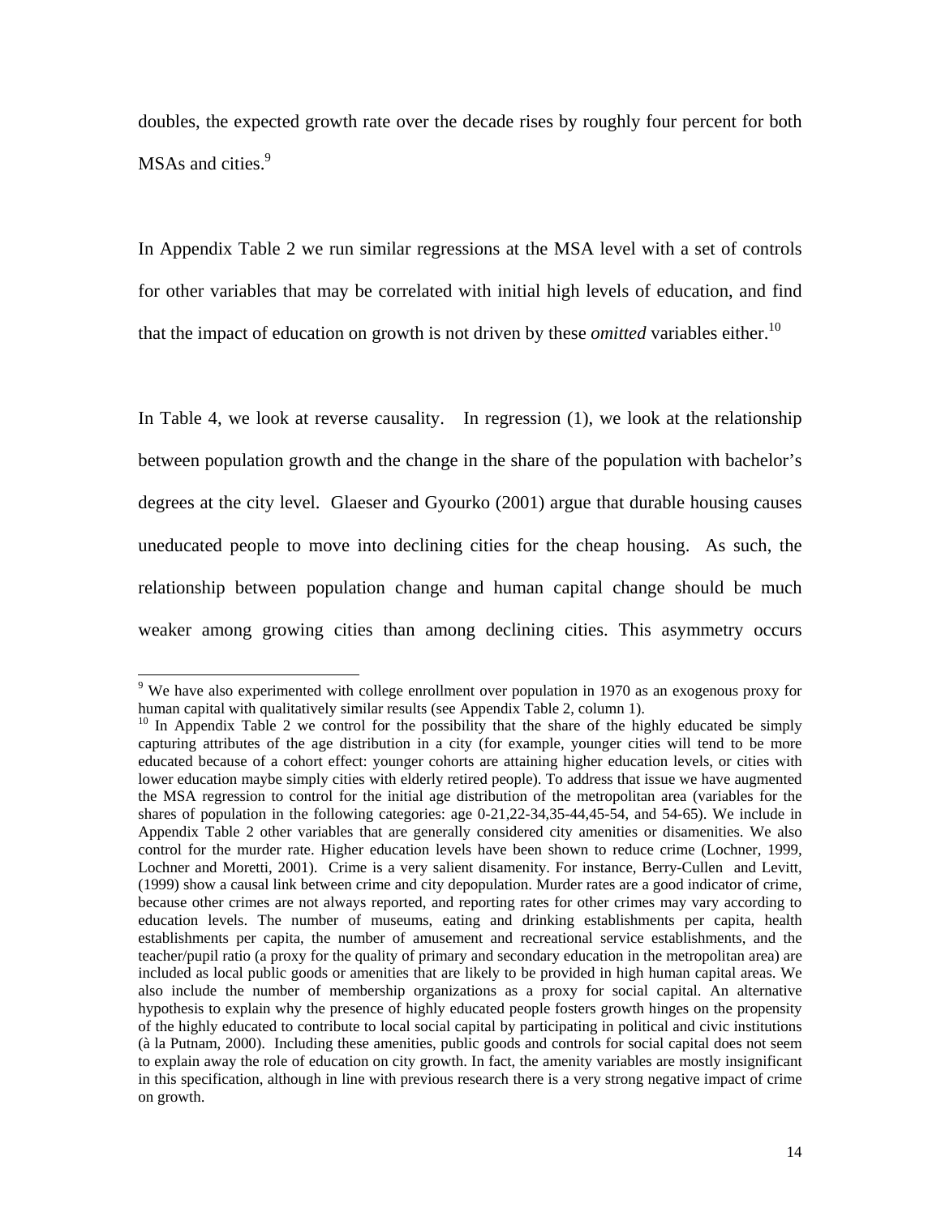doubles, the expected growth rate over the decade rises by roughly four percent for both MSAs and cities.[9]

In Appendix Table 2 we run similar regressions at the MSA level with a set of controls for other variables that may be correlated with initial high levels of education, and find that the impact of education on growth is not driven by these *omitted* variables either.[10]

In Table 4, we look at reverse causality. In regression (1), we look at the relationship between population growth and the change in the share of the population with bachelor's degrees at the city level. Glaeser and Gyourko (2001) argue that durable housing causes uneducated people to move into declining cities for the cheap housing. As such, the relationship between population change and human capital change should be much weaker among growing cities than among declining cities. This asymmetry occurs

---

[9] We have also experimented with college enrollment over population in 1970 as an exogenous proxy for human capital with qualitatively similar results (see Appendix Table 2, column 1).

[10] In Appendix Table 2 we control for the possibility that the share of the highly educated be simply capturing attributes of the age distribution in a city (for example, younger cities will tend to be more educated because of a cohort effect: younger cohorts are attaining higher education levels, or cities with lower education maybe simply cities with elderly retired people). To address that issue we have augmented the MSA regression to control for the initial age distribution of the metropolitan area (variables for the shares of population in the following categories: age 0-21,22-34,35-44,45-54, and 54-65). We include in Appendix Table 2 other variables that are generally considered city amenities or disamenities. We also control for the murder rate. Higher education levels have been shown to reduce crime (Lochner, 1999, Lochner and Moretti, 2001). Crime is a very salient disamenity. For instance, Berry-Cullen and Levitt, (1999) show a causal link between crime and city depopulation. Murder rates are a good indicator of crime, because other crimes are not always reported, and reporting rates for other crimes may vary according to education levels. The number of museums, eating and drinking establishments per capita, health establishments per capita, the number of amusement and recreational service establishments, and the teacher/pupil ratio (a proxy for the quality of primary and secondary education in the metropolitan area) are included as local public goods or amenities that are likely to be provided in high human capital areas. We also include the number of membership organizations as a proxy for social capital. An alternative hypothesis to explain why the presence of highly educated people fosters growth hinges on the propensity of the highly educated to contribute to local social capital by participating in political and civic institutions (à la Putnam, 2000). Including these amenities, public goods and controls for social capital does not seem to explain away the role of education on city growth. In fact, the amenity variables are mostly insignificant in this specification, although in line with previous research there is a very strong negative impact of crime on growth.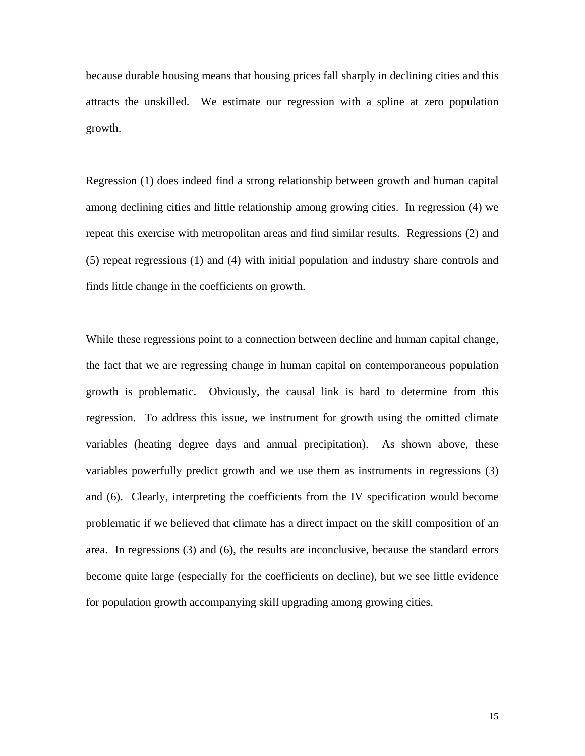because durable housing means that housing prices fall sharply in declining cities and this attracts the unskilled. We estimate our regression with a spline at zero population growth.

Regression (1) does indeed find a strong relationship between growth and human capital among declining cities and little relationship among growing cities. In regression (4) we repeat this exercise with metropolitan areas and find similar results. Regressions (2) and (5) repeat regressions (1) and (4) with initial population and industry share controls and finds little change in the coefficients on growth.

While these regressions point to a connection between decline and human capital change, the fact that we are regressing change in human capital on contemporaneous population growth is problematic. Obviously, the causal link is hard to determine from this regression. To address this issue, we instrument for growth using the omitted climate variables (heating degree days and annual precipitation). As shown above, these variables powerfully predict growth and we use them as instruments in regressions (3) and (6). Clearly, interpreting the coefficients from the IV specification would become problematic if we believed that climate has a direct impact on the skill composition of an area. In regressions (3) and (6), the results are inconclusive, because the standard errors become quite large (especially for the coefficients on decline), but we see little evidence for population growth accompanying skill upgrading among growing cities.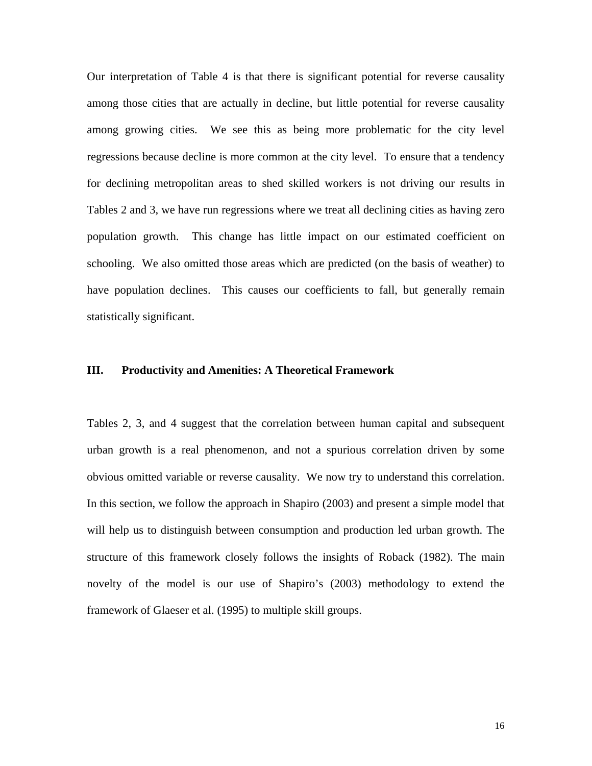Our interpretation of Table 4 is that there is significant potential for reverse causality among those cities that are actually in decline, but little potential for reverse causality among growing cities. We see this as being more problematic for the city level regressions because decline is more common at the city level. To ensure that a tendency for declining metropolitan areas to shed skilled workers is not driving our results in Tables 2 and 3, we have run regressions where we treat all declining cities as having zero population growth. This change has little impact on our estimated coefficient on schooling. We also omitted those areas which are predicted (on the basis of weather) to have population declines. This causes our coefficients to fall, but generally remain statistically significant.

## III. Productivity and Amenities: A Theoretical Framework

Tables 2, 3, and 4 suggest that the correlation between human capital and subsequent urban growth is a real phenomenon, and not a spurious correlation driven by some obvious omitted variable or reverse causality. We now try to understand this correlation. In this section, we follow the approach in Shapiro (2003) and present a simple model that will help us to distinguish between consumption and production led urban growth. The structure of this framework closely follows the insights of Roback (1982). The main novelty of the model is our use of Shapiro's (2003) methodology to extend the framework of Glaeser et al. (1995) to multiple skill groups.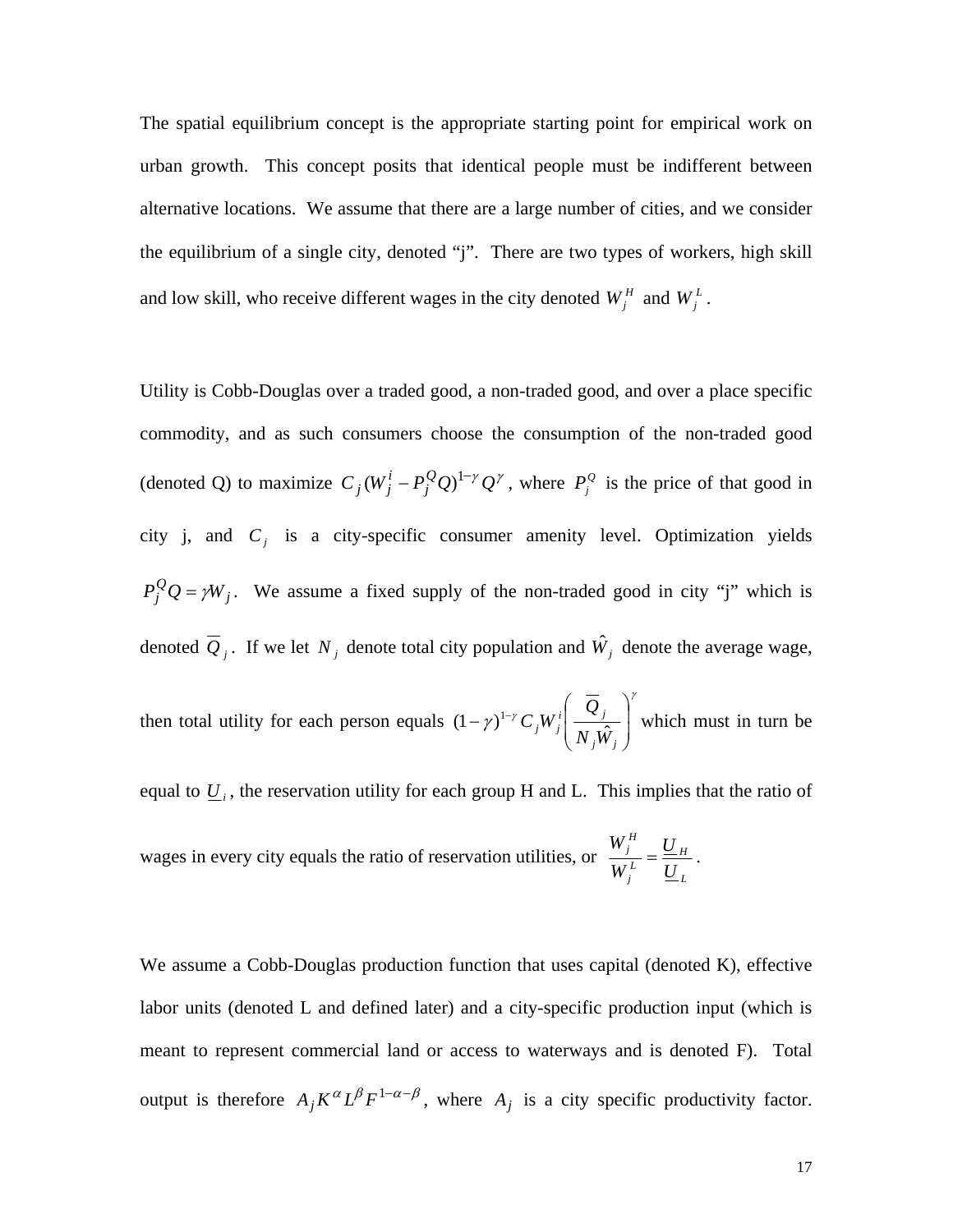The spatial equilibrium concept is the appropriate starting point for empirical work on urban growth. This concept posits that identical people must be indifferent between alternative locations. We assume that there are a large number of cities, and we consider the equilibrium of a single city, denoted "j". There are two types of workers, high skill and low skill, who receive different wages in the city denoted $W_j^H$ and $W_j^L$.

Utility is Cobb-Douglas over a traded good, a non-traded good, and over a place specific commodity, and as such consumers choose the consumption of the non-traded good (denoted Q) to maximize $C_j(W_j^i - P_j^Q Q)^{1-\gamma} Q^{\gamma}$, where $P_j^Q$ is the price of that good in city j, and $C_j$ is a city-specific consumer amenity level. Optimization yields $P_j^Q Q = \gamma W_j$. We assume a fixed supply of the non-traded good in city "j" which is denoted $\overline{Q}_j$. If we let $N_j$ denote total city population and $\hat{W}_j$ denote the average wage, then total utility for each person equals $(1-\gamma)^{1-\gamma} C_j W_j^i \left( \frac{\overline{Q}_j}{N_j \hat{W}_j} \right)^{\gamma}$ which must in turn be equal to $\underline{U}_i$, the reservation utility for each group H and L. This implies that the ratio of wages in every city equals the ratio of reservation utilities, or $\frac{W_j^H}{W_j^L} = \frac{\underline{U}_H}{\underline{U}_L}$.

We assume a Cobb-Douglas production function that uses capital (denoted K), effective labor units (denoted L and defined later) and a city-specific production input (which is meant to represent commercial land or access to waterways and is denoted F). Total output is therefore $A_j K^{\alpha} L^{\beta} F^{1-\alpha-\beta}$, where $A_j$ is a city specific productivity factor.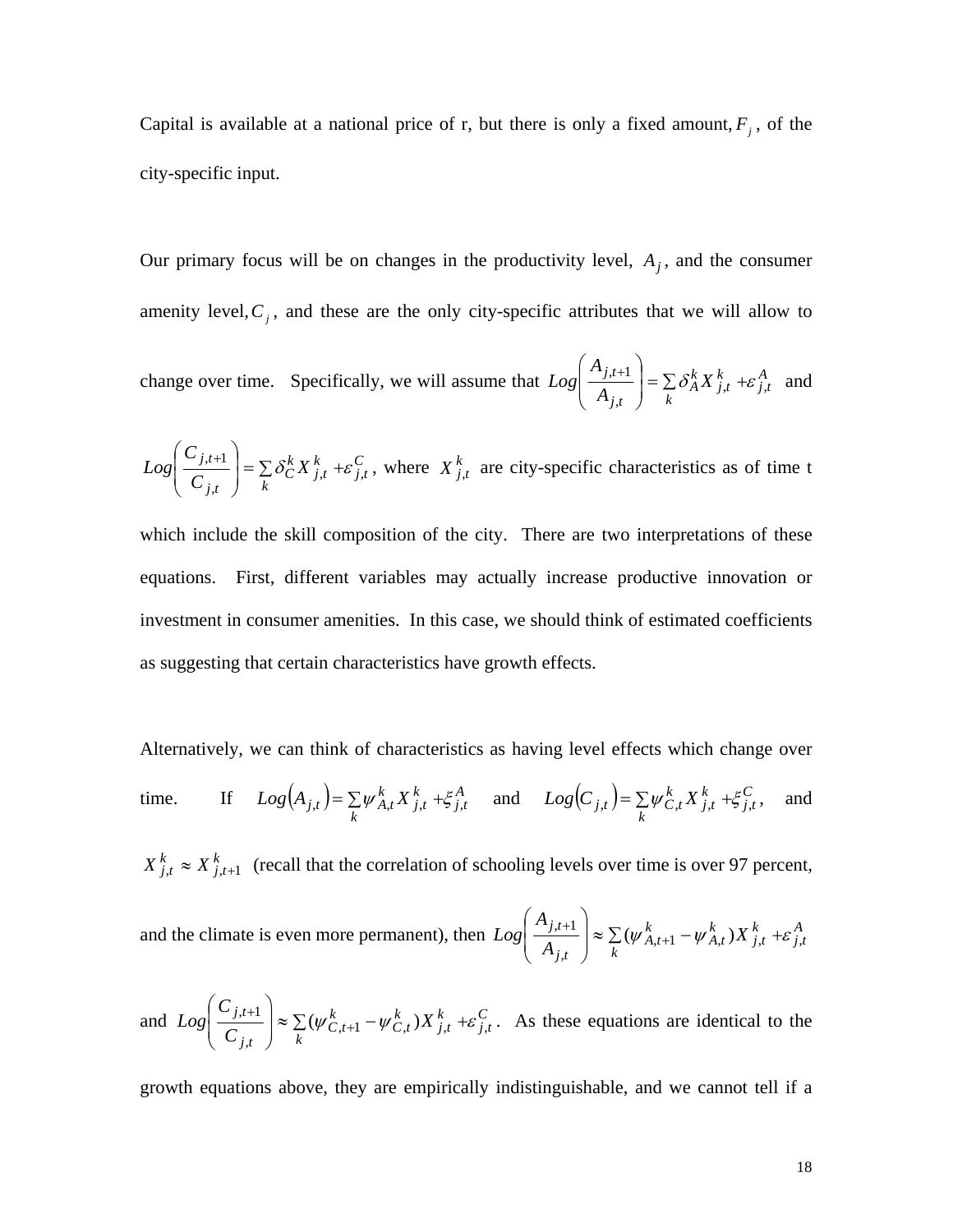Capital is available at a national price of r, but there is only a fixed amount, $F_j$, of the city-specific input.

Our primary focus will be on changes in the productivity level, $A_j$, and the consumer amenity level, $C_j$, and these are the only city-specific attributes that we will allow to change over time. Specifically, we will assume that $Log\left(\frac{A_{j,t+1}}{A_{j,t}}\right) = \sum_k \delta_A^k X_{j,t}^k + \varepsilon_{j,t}^A$ and $Log\left(\frac{C_{j,t+1}}{C_{j,t}}\right) = \sum_k \delta_C^k X_{j,t}^k + \varepsilon_{j,t}^C$, where $X_{j,t}^k$ are city-specific characteristics as of time t which include the skill composition of the city. There are two interpretations of these equations. First, different variables may actually increase productive innovation or investment in consumer amenities. In this case, we should think of estimated coefficients as suggesting that certain characteristics have growth effects.

Alternatively, we can think of characteristics as having level effects which change over time. If $Log(A_{j,t}) = \sum_k \psi_{A,t}^k X_{j,t}^k + \xi_{j,t}^A$ and $Log(C_{j,t}) = \sum_k \psi_{C,t}^k X_{j,t}^k + \xi_{j,t}^C$, and $X_{j,t}^k \approx X_{j,t+1}^k$ (recall that the correlation of schooling levels over time is over 97 percent, and the climate is even more permanent), then $Log\left(\frac{A_{j,t+1}}{A_{j,t}}\right) \approx \sum_k (\psi_{A,t+1}^k - \psi_{A,t}^k) X_{j,t}^k + \varepsilon_{j,t}^A$ and $Log\left(\frac{C_{j,t+1}}{C_{j,t}}\right) \approx \sum_k (\psi_{C,t+1}^k - \psi_{C,t}^k) X_{j,t}^k + \varepsilon_{j,t}^C$. As these equations are identical to the growth equations above, they are empirically indistinguishable, and we cannot tell if a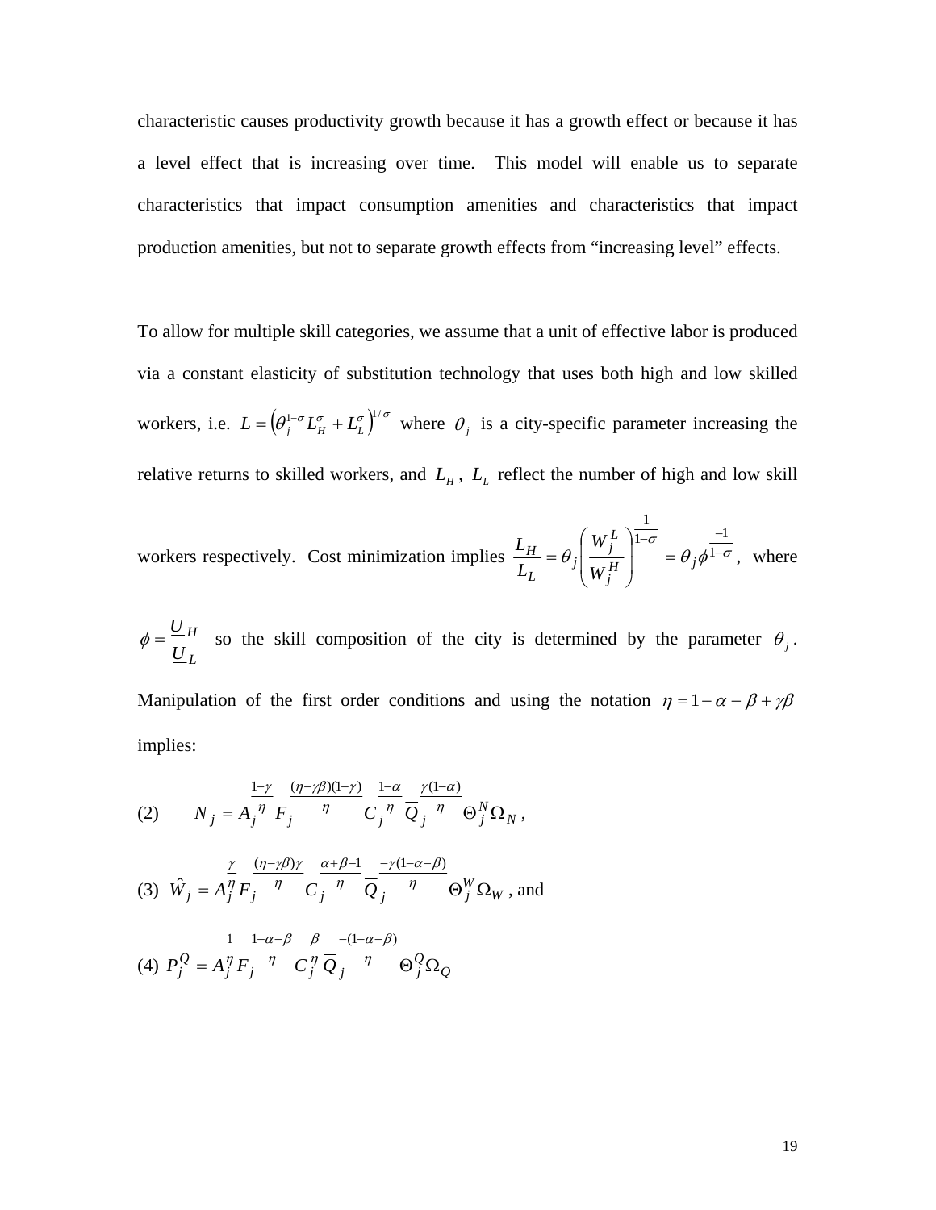characteristic causes productivity growth because it has a growth effect or because it has a level effect that is increasing over time. This model will enable us to separate characteristics that impact consumption amenities and characteristics that impact production amenities, but not to separate growth effects from "increasing level" effects.

To allow for multiple skill categories, we assume that a unit of effective labor is produced via a constant elasticity of substitution technology that uses both high and low skilled workers, i.e. $L = \left(\theta_j^{1-\sigma} L_H^{\sigma} + L_L^{\sigma}\right)^{1/\sigma}$ where $\theta_j$ is a city-specific parameter increasing the relative returns to skilled workers, and $L_H$, $L_L$ reflect the number of high and low skill workers respectively. Cost minimization implies $\frac{L_H}{L_L} = \theta_j \left(\frac{W_j^L}{W_j^H}\right)^{\frac{1}{1-\sigma}} = \theta_j \phi^{\frac{-1}{1-\sigma}}$, where $\phi = \frac{\underline{U}_H}{\underline{U}_L}$ so the skill composition of the city is determined by the parameter $\theta_j$. Manipulation of the first order conditions and using the notation $\eta = 1 - \alpha - \beta + \gamma\beta$ implies:

(2) $$N_j = A_j^{\frac{1-\gamma}{\eta}} F_j^{\frac{(\eta-\gamma\beta)(1-\gamma)}{\eta}} C_j^{\frac{1-\alpha}{\eta}} \overline{Q}_j^{\frac{\gamma(1-\alpha)}{\eta}} \Theta_j^N \Omega_N,$$

(3) $$\hat{W}_j = A_j^{\frac{\gamma}{\eta}} F_j^{\frac{(\eta-\gamma\beta)\gamma}{\eta}} C_j^{\frac{\alpha+\beta-1}{\eta}} \overline{Q}_j^{\frac{-\gamma(1-\alpha-\beta)}{\eta}} \Theta_j^W \Omega_W, \text{ and}$$

(4) $$P_j^Q = A_j^{\frac{1}{\eta}} F_j^{\frac{1-\alpha-\beta}{\eta}} C_j^{\frac{\beta}{\eta}} \overline{Q}_j^{\frac{-(1-\alpha-\beta)}{\eta}} \Theta_j^Q \Omega_Q$$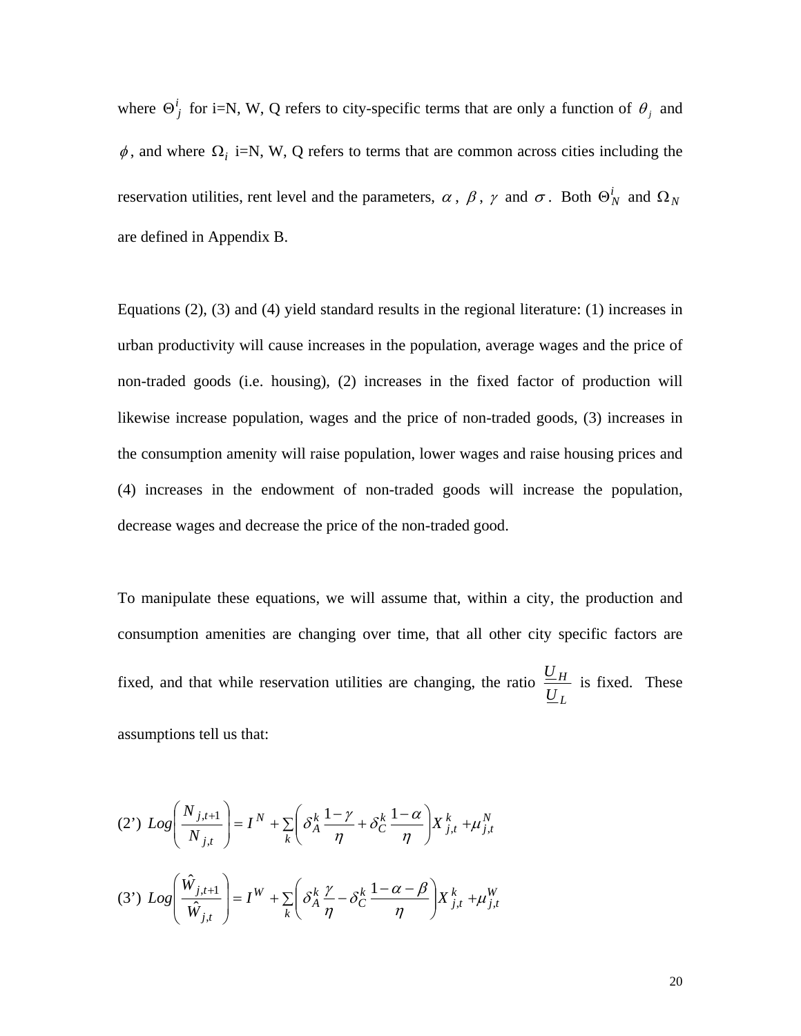where $\Theta_j^i$ for i=N, W, Q refers to city-specific terms that are only a function of $\theta_j$ and $\phi$, and where $\Omega_i$ i=N, W, Q refers to terms that are common across cities including the reservation utilities, rent level and the parameters, $\alpha$, $\beta$, $\gamma$ and $\sigma$. Both $\Theta_N^i$ and $\Omega_N$ are defined in Appendix B.

Equations (2), (3) and (4) yield standard results in the regional literature: (1) increases in urban productivity will cause increases in the population, average wages and the price of non-traded goods (i.e. housing), (2) increases in the fixed factor of production will likewise increase population, wages and the price of non-traded goods, (3) increases in the consumption amenity will raise population, lower wages and raise housing prices and (4) increases in the endowment of non-traded goods will increase the population, decrease wages and decrease the price of the non-traded good.

To manipulate these equations, we will assume that, within a city, the production and consumption amenities are changing over time, that all other city specific factors are fixed, and that while reservation utilities are changing, the ratio $\frac{\underline{U}_H}{\underline{U}_L}$ is fixed. These assumptions tell us that:

$$(2') \quad Log\left(\frac{N_{j,t+1}}{N_{j,t}}\right) = I^N + \sum_k \left(\delta_A^k \frac{1-\gamma}{\eta} + \delta_C^k \frac{1-\alpha}{\eta}\right) X_{j,t}^k + \mu_{j,t}^N$$

$$(3') \quad Log\left(\frac{\hat{W}_{j,t+1}}{\hat{W}_{j,t}}\right) = I^W + \sum_k \left(\delta_A^k \frac{\gamma}{\eta} - \delta_C^k \frac{1-\alpha-\beta}{\eta}\right) X_{j,t}^k + \mu_{j,t}^W$$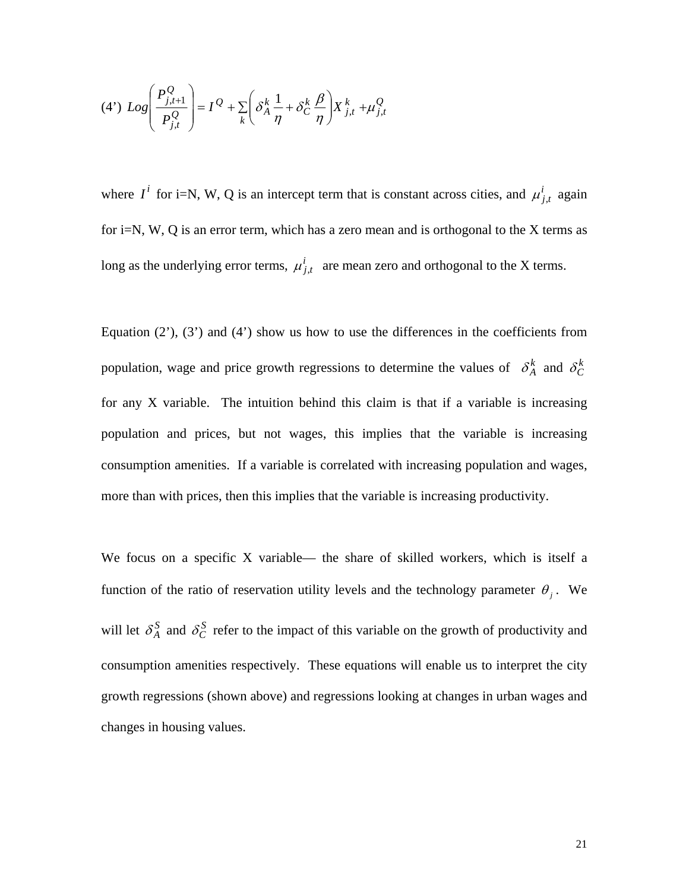$$(4') \; Log\left(\frac{P^Q_{j,t+1}}{P^Q_{j,t}}\right) = I^Q + \sum_k \left(\delta^k_A \frac{1}{\eta} + \delta^k_C \frac{\beta}{\eta}\right) X^k_{j,t} + \mu^Q_{j,t}$$

where $I^i$ for i=N, W, Q is an intercept term that is constant across cities, and $\mu^i_{j,t}$ again for i=N, W, Q is an error term, which has a zero mean and is orthogonal to the X terms as long as the underlying error terms, $\mu^i_{j,t}$ are mean zero and orthogonal to the X terms.

Equation (2'), (3') and (4') show us how to use the differences in the coefficients from population, wage and price growth regressions to determine the values of $\delta^k_A$ and $\delta^k_C$ for any X variable. The intuition behind this claim is that if a variable is increasing population and prices, but not wages, this implies that the variable is increasing consumption amenities. If a variable is correlated with increasing population and wages, more than with prices, then this implies that the variable is increasing productivity.

We focus on a specific X variable— the share of skilled workers, which is itself a function of the ratio of reservation utility levels and the technology parameter $\theta_j$. We will let $\delta^S_A$ and $\delta^S_C$ refer to the impact of this variable on the growth of productivity and consumption amenities respectively. These equations will enable us to interpret the city growth regressions (shown above) and regressions looking at changes in urban wages and changes in housing values.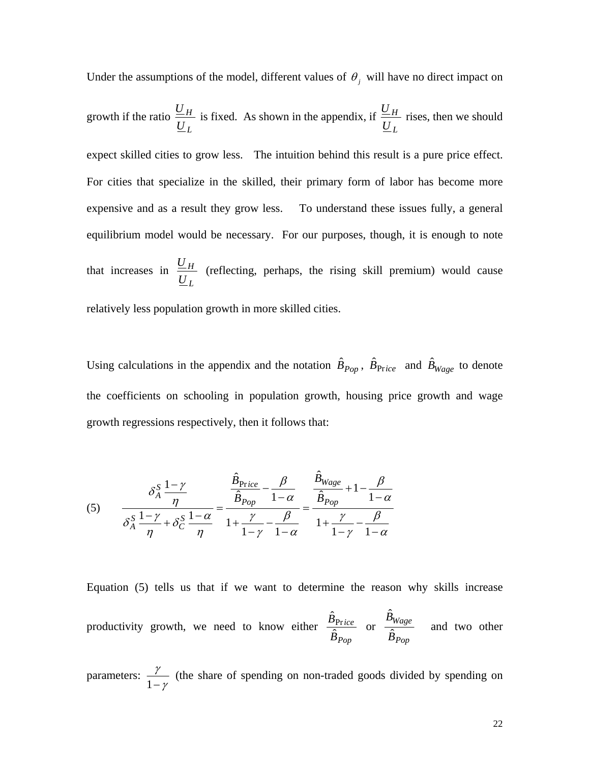Under the assumptions of the model, different values of $\theta_j$ will have no direct impact on growth if the ratio $\frac{\underline{U}_H}{\underline{U}_L}$ is fixed. As shown in the appendix, if $\frac{\underline{U}_H}{\underline{U}_L}$ rises, then we should expect skilled cities to grow less. The intuition behind this result is a pure price effect. For cities that specialize in the skilled, their primary form of labor has become more expensive and as a result they grow less. To understand these issues fully, a general equilibrium model would be necessary. For our purposes, though, it is enough to note that increases in $\frac{\underline{U}_H}{\underline{U}_L}$ (reflecting, perhaps, the rising skill premium) would cause relatively less population growth in more skilled cities.

Using calculations in the appendix and the notation $\hat{B}_{Pop}$, $\hat{B}_{\Pr ice}$ and $\hat{B}_{Wage}$ to denote the coefficients on schooling in population growth, housing price growth and wage growth regressions respectively, then it follows that:

$$(5) \qquad \frac{\delta_A^S \frac{1-\gamma}{\eta}}{\delta_A^S \frac{1-\gamma}{\eta} + \delta_C^S \frac{1-\alpha}{\eta}} = \frac{\frac{\hat{B}_{\Pr ice}}{\hat{B}_{Pop}} - \frac{\beta}{1-\alpha}}{1 + \frac{\gamma}{1-\gamma} - \frac{\beta}{1-\alpha}} = \frac{\frac{\hat{B}_{Wage}}{\hat{B}_{Pop}} + 1 - \frac{\beta}{1-\alpha}}{1 + \frac{\gamma}{1-\gamma} - \frac{\beta}{1-\alpha}}$$

Equation (5) tells us that if we want to determine the reason why skills increase productivity growth, we need to know either $\frac{\hat{B}_{\Pr ice}}{\hat{B}_{Pop}}$ or $\frac{\hat{B}_{Wage}}{\hat{B}_{Pop}}$ and two other parameters: $\frac{\gamma}{1-\gamma}$ (the share of spending on non-traded goods divided by spending on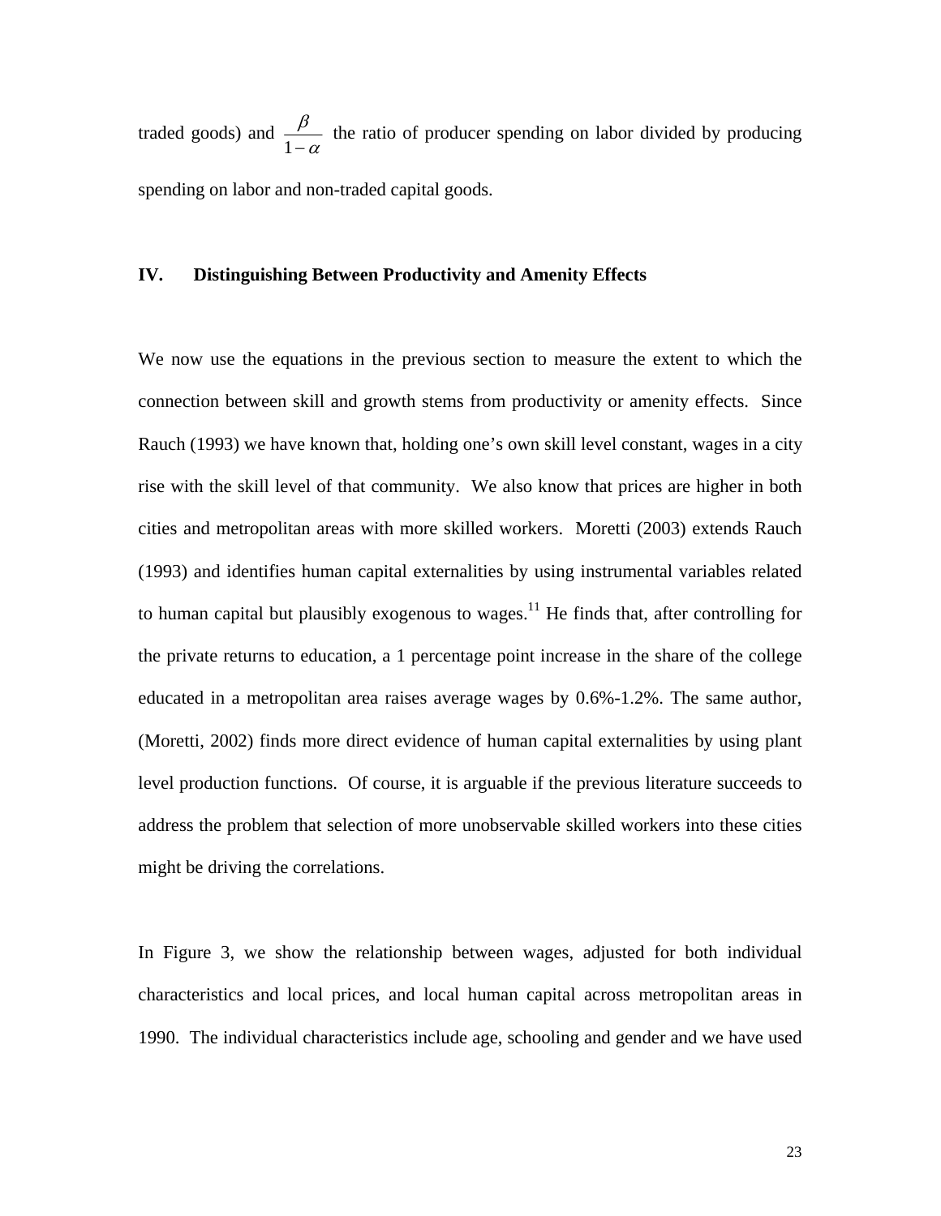traded goods) and $\frac{\beta}{1-\alpha}$ the ratio of producer spending on labor divided by producing spending on labor and non-traded capital goods.

## IV. Distinguishing Between Productivity and Amenity Effects

We now use the equations in the previous section to measure the extent to which the connection between skill and growth stems from productivity or amenity effects. Since Rauch (1993) we have known that, holding one's own skill level constant, wages in a city rise with the skill level of that community. We also know that prices are higher in both cities and metropolitan areas with more skilled workers. Moretti (2003) extends Rauch (1993) and identifies human capital externalities by using instrumental variables related to human capital but plausibly exogenous to wages.[11] He finds that, after controlling for the private returns to education, a 1 percentage point increase in the share of the college educated in a metropolitan area raises average wages by 0.6%-1.2%. The same author, (Moretti, 2002) finds more direct evidence of human capital externalities by using plant level production functions. Of course, it is arguable if the previous literature succeeds to address the problem that selection of more unobservable skilled workers into these cities might be driving the correlations.

In Figure 3, we show the relationship between wages, adjusted for both individual characteristics and local prices, and local human capital across metropolitan areas in 1990. The individual characteristics include age, schooling and gender and we have used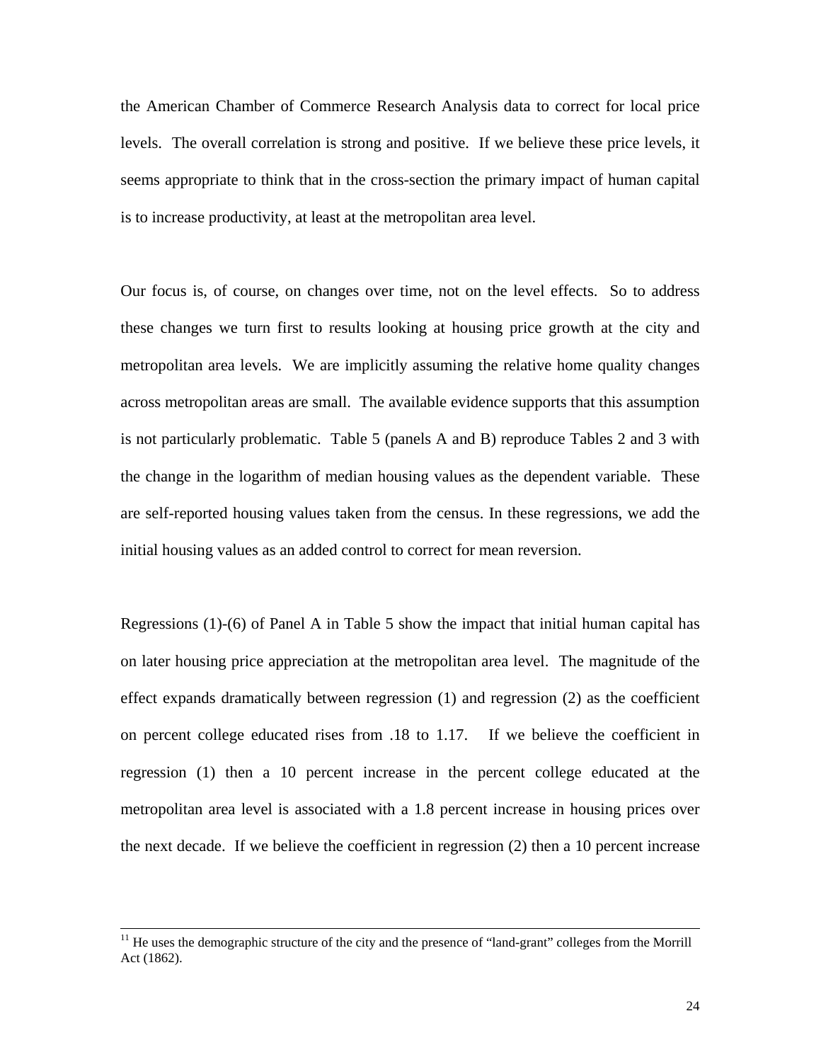the American Chamber of Commerce Research Analysis data to correct for local price levels. The overall correlation is strong and positive. If we believe these price levels, it seems appropriate to think that in the cross-section the primary impact of human capital is to increase productivity, at least at the metropolitan area level.

Our focus is, of course, on changes over time, not on the level effects. So to address these changes we turn first to results looking at housing price growth at the city and metropolitan area levels. We are implicitly assuming the relative home quality changes across metropolitan areas are small. The available evidence supports that this assumption is not particularly problematic. Table 5 (panels A and B) reproduce Tables 2 and 3 with the change in the logarithm of median housing values as the dependent variable. These are self-reported housing values taken from the census. In these regressions, we add the initial housing values as an added control to correct for mean reversion.

Regressions (1)-(6) of Panel A in Table 5 show the impact that initial human capital has on later housing price appreciation at the metropolitan area level. The magnitude of the effect expands dramatically between regression (1) and regression (2) as the coefficient on percent college educated rises from .18 to 1.17. If we believe the coefficient in regression (1) then a 10 percent increase in the percent college educated at the metropolitan area level is associated with a 1.8 percent increase in housing prices over the next decade. If we believe the coefficient in regression (2) then a 10 percent increase

---

[11] He uses the demographic structure of the city and the presence of "land-grant" colleges from the Morrill Act (1862).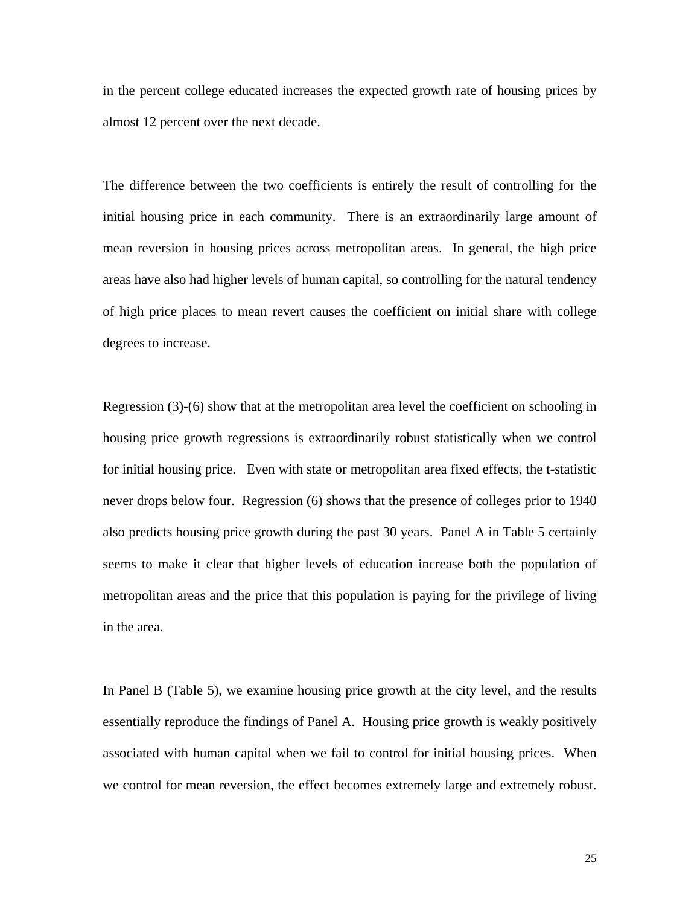in the percent college educated increases the expected growth rate of housing prices by almost 12 percent over the next decade.

The difference between the two coefficients is entirely the result of controlling for the initial housing price in each community. There is an extraordinarily large amount of mean reversion in housing prices across metropolitan areas. In general, the high price areas have also had higher levels of human capital, so controlling for the natural tendency of high price places to mean revert causes the coefficient on initial share with college degrees to increase.

Regression (3)-(6) show that at the metropolitan area level the coefficient on schooling in housing price growth regressions is extraordinarily robust statistically when we control for initial housing price. Even with state or metropolitan area fixed effects, the t-statistic never drops below four. Regression (6) shows that the presence of colleges prior to 1940 also predicts housing price growth during the past 30 years. Panel A in Table 5 certainly seems to make it clear that higher levels of education increase both the population of metropolitan areas and the price that this population is paying for the privilege of living in the area.

In Panel B (Table 5), we examine housing price growth at the city level, and the results essentially reproduce the findings of Panel A. Housing price growth is weakly positively associated with human capital when we fail to control for initial housing prices. When we control for mean reversion, the effect becomes extremely large and extremely robust.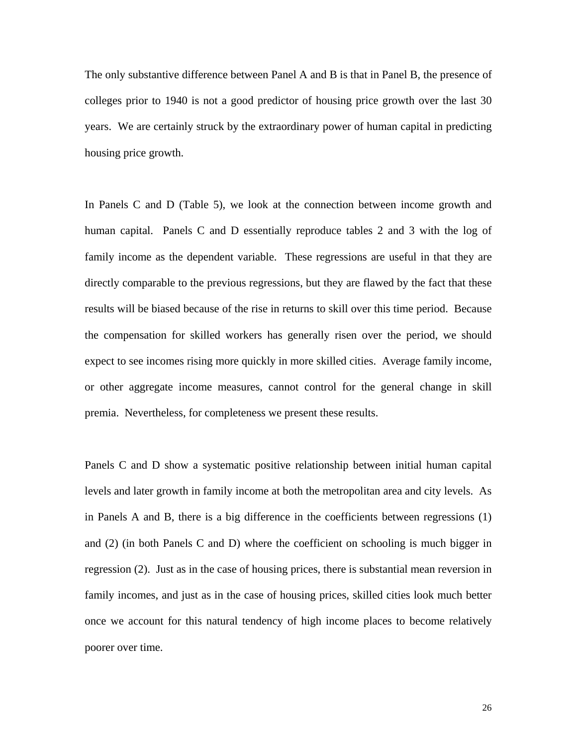The only substantive difference between Panel A and B is that in Panel B, the presence of colleges prior to 1940 is not a good predictor of housing price growth over the last 30 years. We are certainly struck by the extraordinary power of human capital in predicting housing price growth.

In Panels C and D (Table 5), we look at the connection between income growth and human capital. Panels C and D essentially reproduce tables 2 and 3 with the log of family income as the dependent variable. These regressions are useful in that they are directly comparable to the previous regressions, but they are flawed by the fact that these results will be biased because of the rise in returns to skill over this time period. Because the compensation for skilled workers has generally risen over the period, we should expect to see incomes rising more quickly in more skilled cities. Average family income, or other aggregate income measures, cannot control for the general change in skill premia. Nevertheless, for completeness we present these results.

Panels C and D show a systematic positive relationship between initial human capital levels and later growth in family income at both the metropolitan area and city levels. As in Panels A and B, there is a big difference in the coefficients between regressions (1) and (2) (in both Panels C and D) where the coefficient on schooling is much bigger in regression (2). Just as in the case of housing prices, there is substantial mean reversion in family incomes, and just as in the case of housing prices, skilled cities look much better once we account for this natural tendency of high income places to become relatively poorer over time.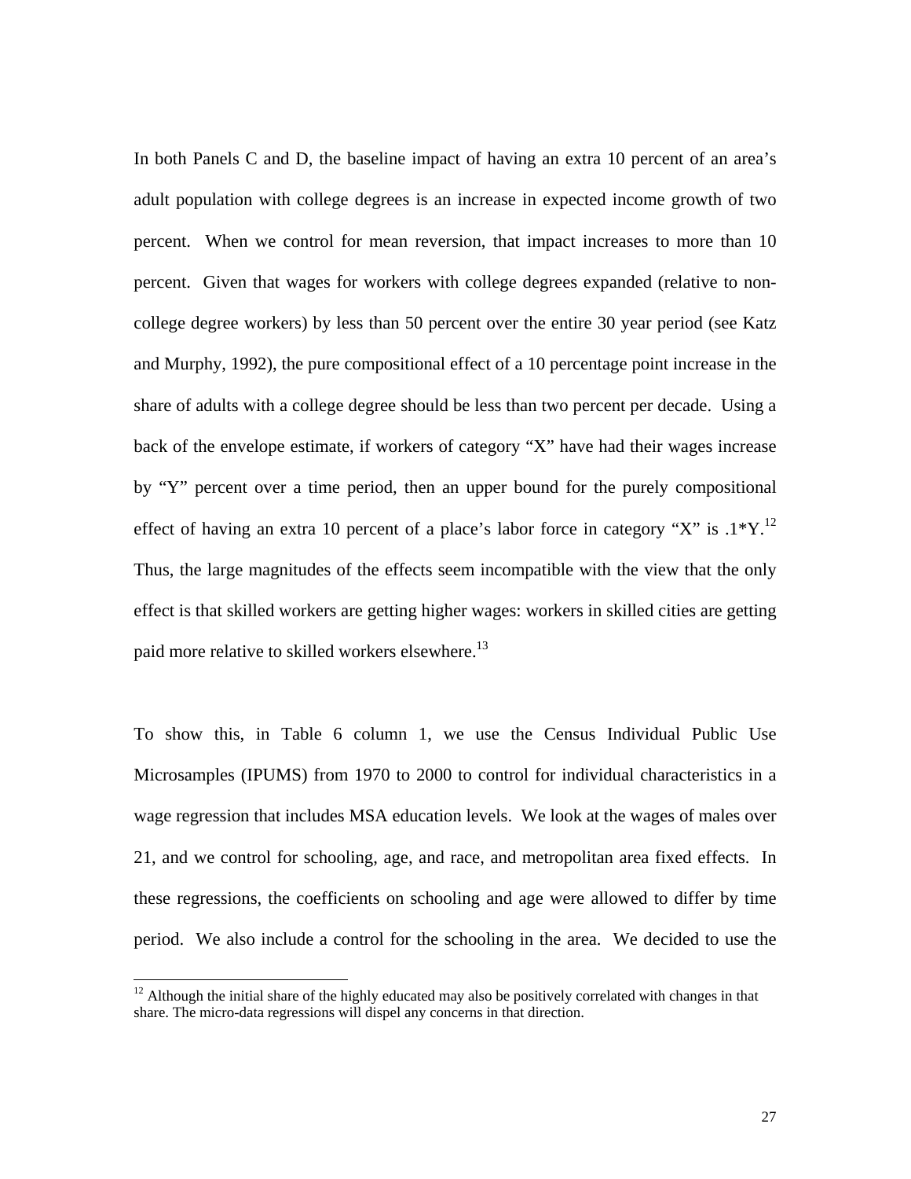In both Panels C and D, the baseline impact of having an extra 10 percent of an area's adult population with college degrees is an increase in expected income growth of two percent. When we control for mean reversion, that impact increases to more than 10 percent. Given that wages for workers with college degrees expanded (relative to non-college degree workers) by less than 50 percent over the entire 30 year period (see Katz and Murphy, 1992), the pure compositional effect of a 10 percentage point increase in the share of adults with a college degree should be less than two percent per decade. Using a back of the envelope estimate, if workers of category "X" have had their wages increase by "Y" percent over a time period, then an upper bound for the purely compositional effect of having an extra 10 percent of a place's labor force in category "X" is .1*Y.[12] Thus, the large magnitudes of the effects seem incompatible with the view that the only effect is that skilled workers are getting higher wages: workers in skilled cities are getting paid more relative to skilled workers elsewhere.[13]

To show this, in Table 6 column 1, we use the Census Individual Public Use Microsamples (IPUMS) from 1970 to 2000 to control for individual characteristics in a wage regression that includes MSA education levels. We look at the wages of males over 21, and we control for schooling, age, and race, and metropolitan area fixed effects. In these regressions, the coefficients on schooling and age were allowed to differ by time period. We also include a control for the schooling in the area. We decided to use the

[12] Although the initial share of the highly educated may also be positively correlated with changes in that share. The micro-data regressions will dispel any concerns in that direction.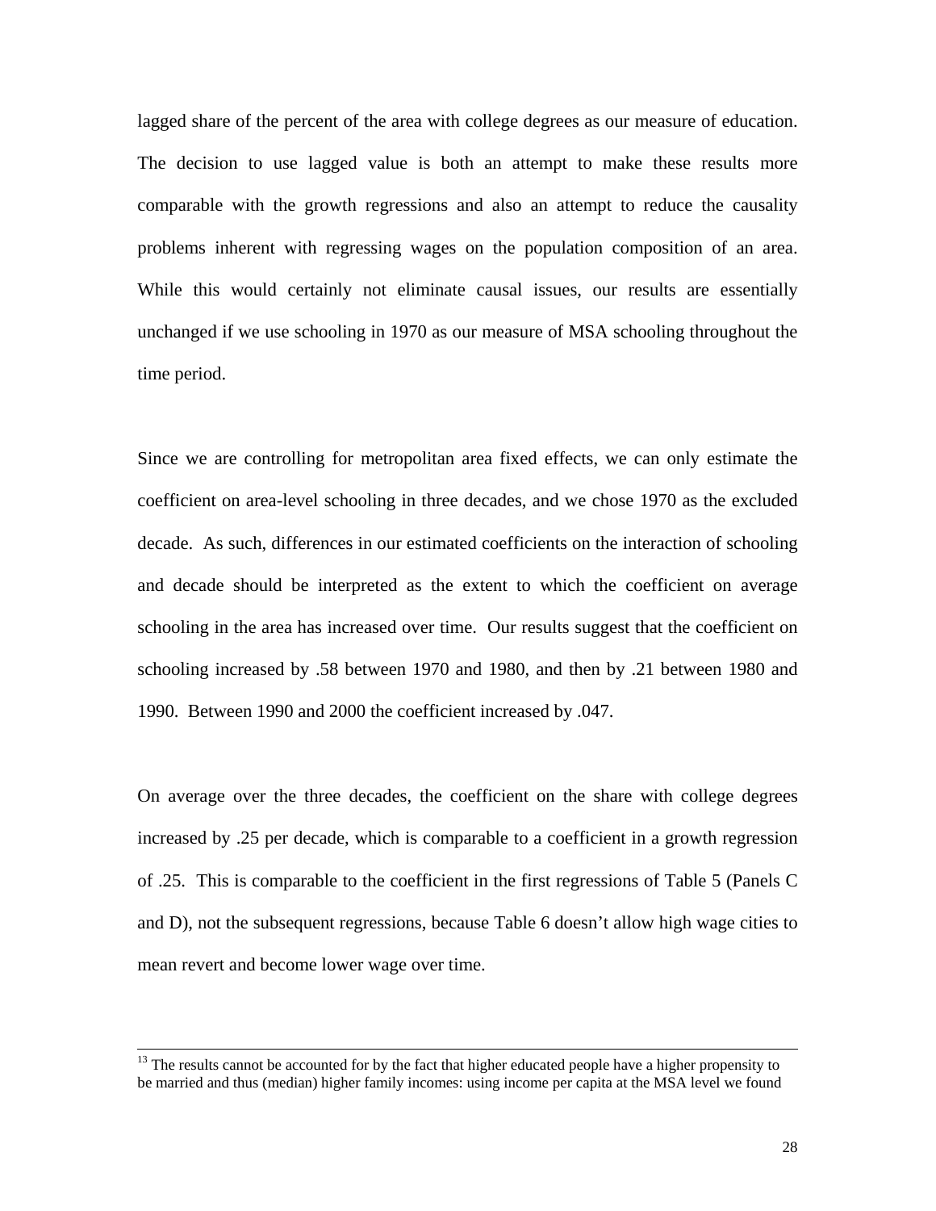lagged share of the percent of the area with college degrees as our measure of education. The decision to use lagged value is both an attempt to make these results more comparable with the growth regressions and also an attempt to reduce the causality problems inherent with regressing wages on the population composition of an area. While this would certainly not eliminate causal issues, our results are essentially unchanged if we use schooling in 1970 as our measure of MSA schooling throughout the time period.

Since we are controlling for metropolitan area fixed effects, we can only estimate the coefficient on area-level schooling in three decades, and we chose 1970 as the excluded decade. As such, differences in our estimated coefficients on the interaction of schooling and decade should be interpreted as the extent to which the coefficient on average schooling in the area has increased over time. Our results suggest that the coefficient on schooling increased by .58 between 1970 and 1980, and then by .21 between 1980 and 1990. Between 1990 and 2000 the coefficient increased by .047.

On average over the three decades, the coefficient on the share with college degrees increased by .25 per decade, which is comparable to a coefficient in a growth regression of .25. This is comparable to the coefficient in the first regressions of Table 5 (Panels C and D), not the subsequent regressions, because Table 6 doesn't allow high wage cities to mean revert and become lower wage over time.

---

[13] The results cannot be accounted for by the fact that higher educated people have a higher propensity to be married and thus (median) higher family incomes: using income per capita at the MSA level we found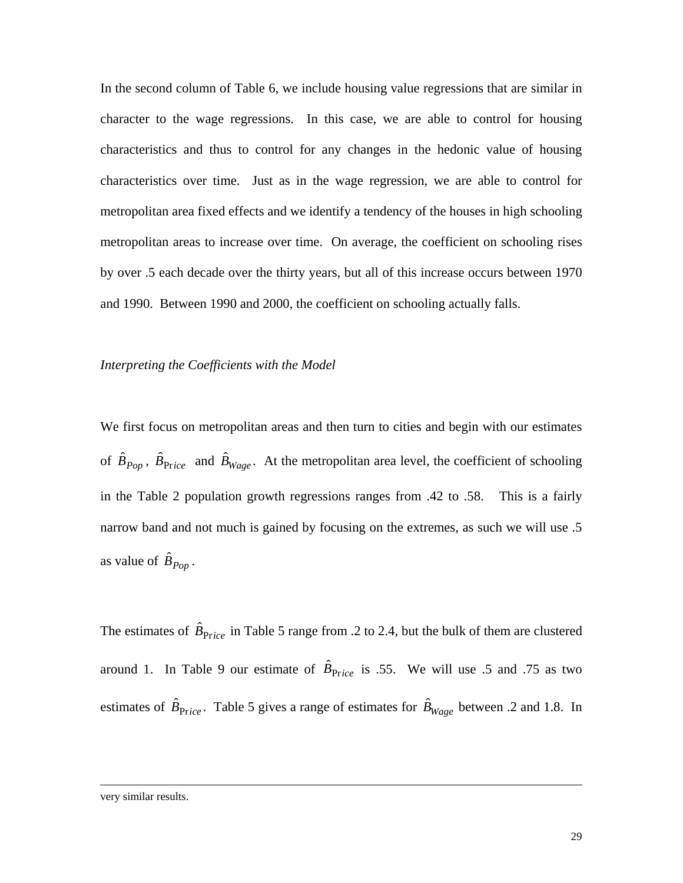In the second column of Table 6, we include housing value regressions that are similar in character to the wage regressions. In this case, we are able to control for housing characteristics and thus to control for any changes in the hedonic value of housing characteristics over time. Just as in the wage regression, we are able to control for metropolitan area fixed effects and we identify a tendency of the houses in high schooling metropolitan areas to increase over time. On average, the coefficient on schooling rises by over .5 each decade over the thirty years, but all of this increase occurs between 1970 and 1990. Between 1990 and 2000, the coefficient on schooling actually falls.

*Interpreting the Coefficients with the Model*

We first focus on metropolitan areas and then turn to cities and begin with our estimates of $\hat{B}_{Pop}$, $\hat{B}_{Price}$ and $\hat{B}_{Wage}$. At the metropolitan area level, the coefficient of schooling in the Table 2 population growth regressions ranges from .42 to .58. This is a fairly narrow band and not much is gained by focusing on the extremes, as such we will use .5 as value of $\hat{B}_{Pop}$.

The estimates of $\hat{B}_{Price}$ in Table 5 range from .2 to 2.4, but the bulk of them are clustered around 1. In Table 9 our estimate of $\hat{B}_{Price}$ is .55. We will use .5 and .75 as two estimates of $\hat{B}_{Price}$. Table 5 gives a range of estimates for $\hat{B}_{Wage}$ between .2 and 1.8. In

very similar results.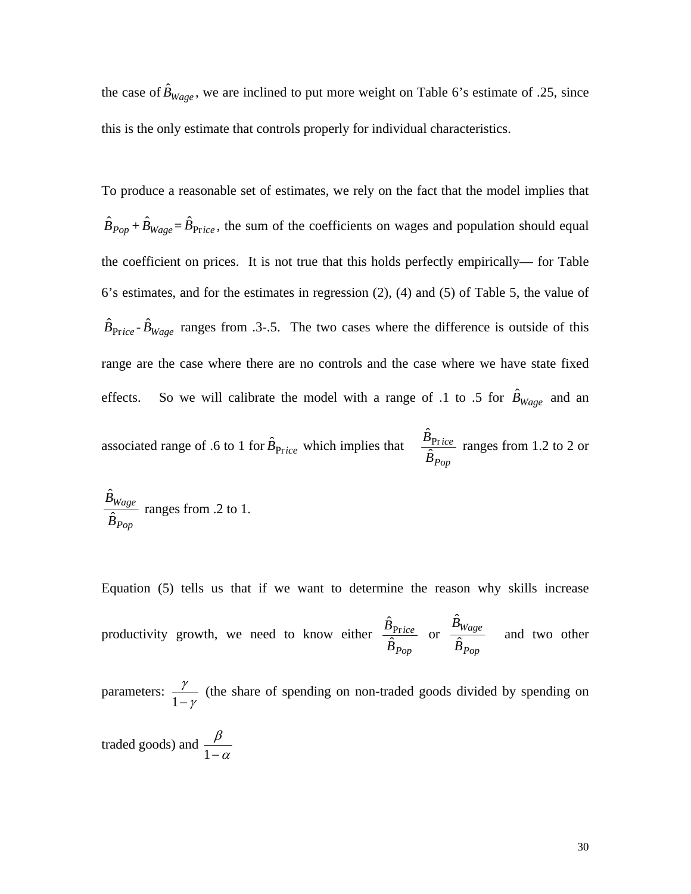the case of $\hat{B}_{Wage}$, we are inclined to put more weight on Table 6's estimate of .25, since this is the only estimate that controls properly for individual characteristics.

To produce a reasonable set of estimates, we rely on the fact that the model implies that $\hat{B}_{Pop} + \hat{B}_{Wage} = \hat{B}_{Price}$, the sum of the coefficients on wages and population should equal the coefficient on prices. It is not true that this holds perfectly empirically— for Table 6's estimates, and for the estimates in regression (2), (4) and (5) of Table 5, the value of $\hat{B}_{Price} - \hat{B}_{Wage}$ ranges from .3-.5. The two cases where the difference is outside of this range are the case where there are no controls and the case where we have state fixed effects. So we will calibrate the model with a range of .1 to .5 for $\hat{B}_{Wage}$ and an associated range of .6 to 1 for $\hat{B}_{Price}$ which implies that $\frac{\hat{B}_{Price}}{\hat{B}_{Pop}}$ ranges from 1.2 to 2 or $\frac{\hat{B}_{Wage}}{\hat{B}_{Pop}}$ ranges from .2 to 1.

Equation (5) tells us that if we want to determine the reason why skills increase productivity growth, we need to know either $\frac{\hat{B}_{Price}}{\hat{B}_{Pop}}$ or $\frac{\hat{B}_{Wage}}{\hat{B}_{Pop}}$ and two other parameters: $\frac{\gamma}{1-\gamma}$ (the share of spending on non-traded goods divided by spending on traded goods) and $\frac{\beta}{1-\alpha}$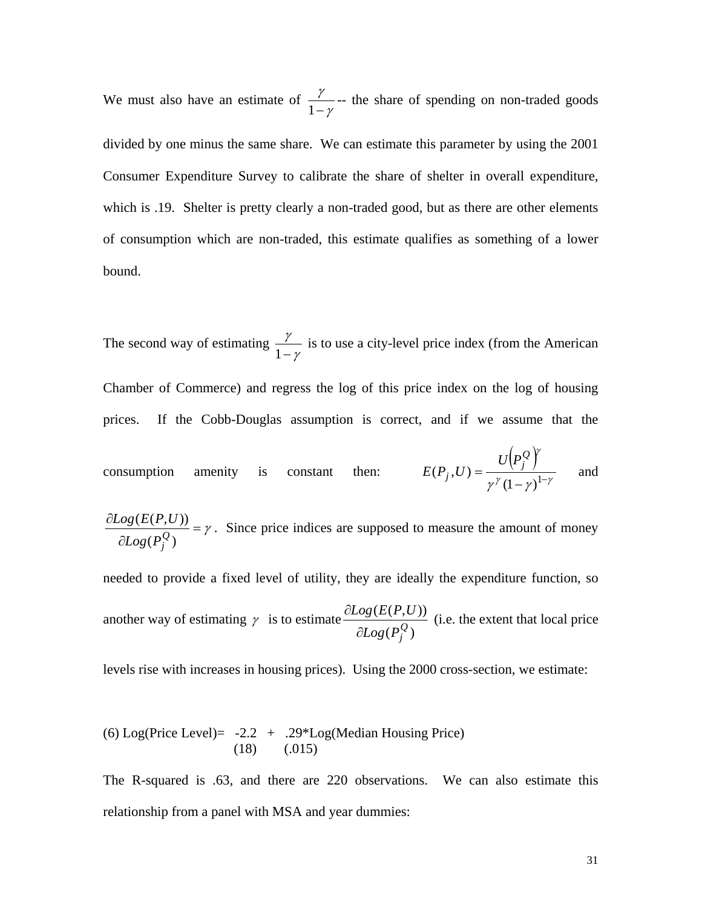We must also have an estimate of $\frac{\gamma}{1-\gamma}$ -- the share of spending on non-traded goods divided by one minus the same share. We can estimate this parameter by using the 2001 Consumer Expenditure Survey to calibrate the share of shelter in overall expenditure, which is .19. Shelter is pretty clearly a non-traded good, but as there are other elements of consumption which are non-traded, this estimate qualifies as something of a lower bound.

The second way of estimating $\frac{\gamma}{1-\gamma}$ is to use a city-level price index (from the American Chamber of Commerce) and regress the log of this price index on the log of housing prices. If the Cobb-Douglas assumption is correct, and if we assume that the consumption amenity is constant then: $E(P_j, U) = \frac{U\left(P_j^Q\right)^{\gamma}}{\gamma^{\gamma}(1-\gamma)^{1-\gamma}}$ and $\frac{\partial Log(E(P,U))}{\partial Log(P_j^Q)} = \gamma$. Since price indices are supposed to measure the amount of money needed to provide a fixed level of utility, they are ideally the expenditure function, so another way of estimating $\gamma$ is to estimate $\frac{\partial Log(E(P,U))}{\partial Log(P_j^Q)}$ (i.e. the extent that local price levels rise with increases in housing prices). Using the 2000 cross-section, we estimate:

(6) Log(Price Level)= -2.2 + .29*Log(Median Housing Price)
(18) (.015)

The R-squared is .63, and there are 220 observations. We can also estimate this relationship from a panel with MSA and year dummies: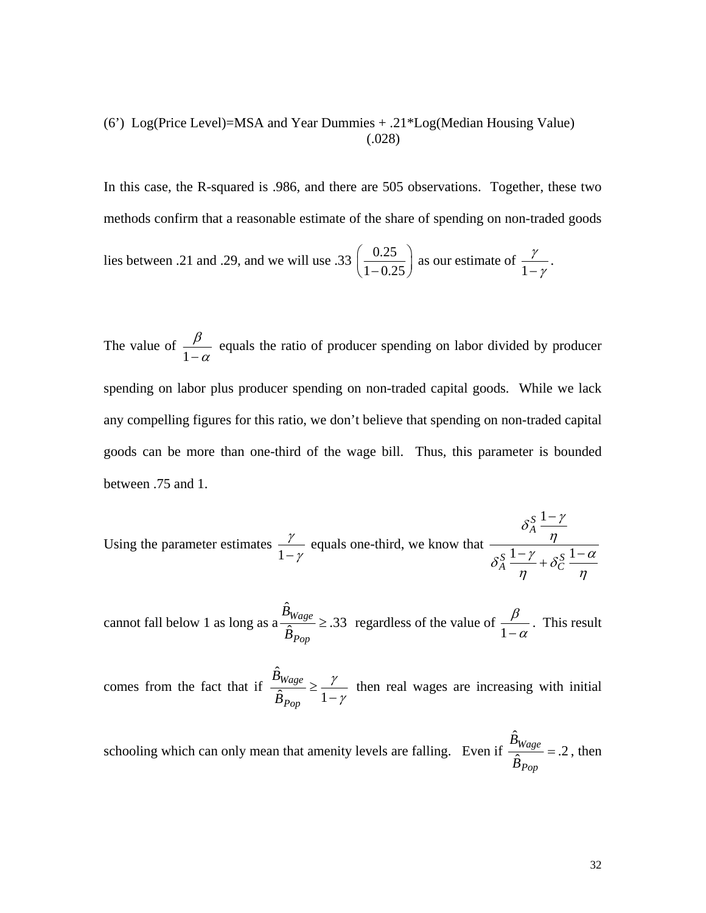(6') Log(Price Level)=MSA and Year Dummies + .21*Log(Median Housing Value)
(.028)

In this case, the R-squared is .986, and there are 505 observations. Together, these two methods confirm that a reasonable estimate of the share of spending on non-traded goods lies between .21 and .29, and we will use .33 $\left(\frac{0.25}{1-0.25}\right)$ as our estimate of $\frac{\gamma}{1-\gamma}$.

The value of $\frac{\beta}{1-\alpha}$ equals the ratio of producer spending on labor divided by producer spending on labor plus producer spending on non-traded capital goods. While we lack any compelling figures for this ratio, we don't believe that spending on non-traded capital goods can be more than one-third of the wage bill. Thus, this parameter is bounded between .75 and 1.

Using the parameter estimates $\frac{\gamma}{1-\gamma}$ equals one-third, we know that $\frac{\delta_A^S \frac{1-\gamma}{\eta}}{\delta_A^S \frac{1-\gamma}{\eta} + \delta_C^S \frac{1-\alpha}{\eta}}$ cannot fall below 1 as long as a $\frac{\hat{B}_{Wage}}{\hat{B}_{Pop}} \geq .33$ regardless of the value of $\frac{\beta}{1-\alpha}$. This result comes from the fact that if $\frac{\hat{B}_{Wage}}{\hat{B}_{Pop}} \geq \frac{\gamma}{1-\gamma}$ then real wages are increasing with initial schooling which can only mean that amenity levels are falling. Even if $\frac{\hat{B}_{Wage}}{\hat{B}_{Pop}} = .2$, then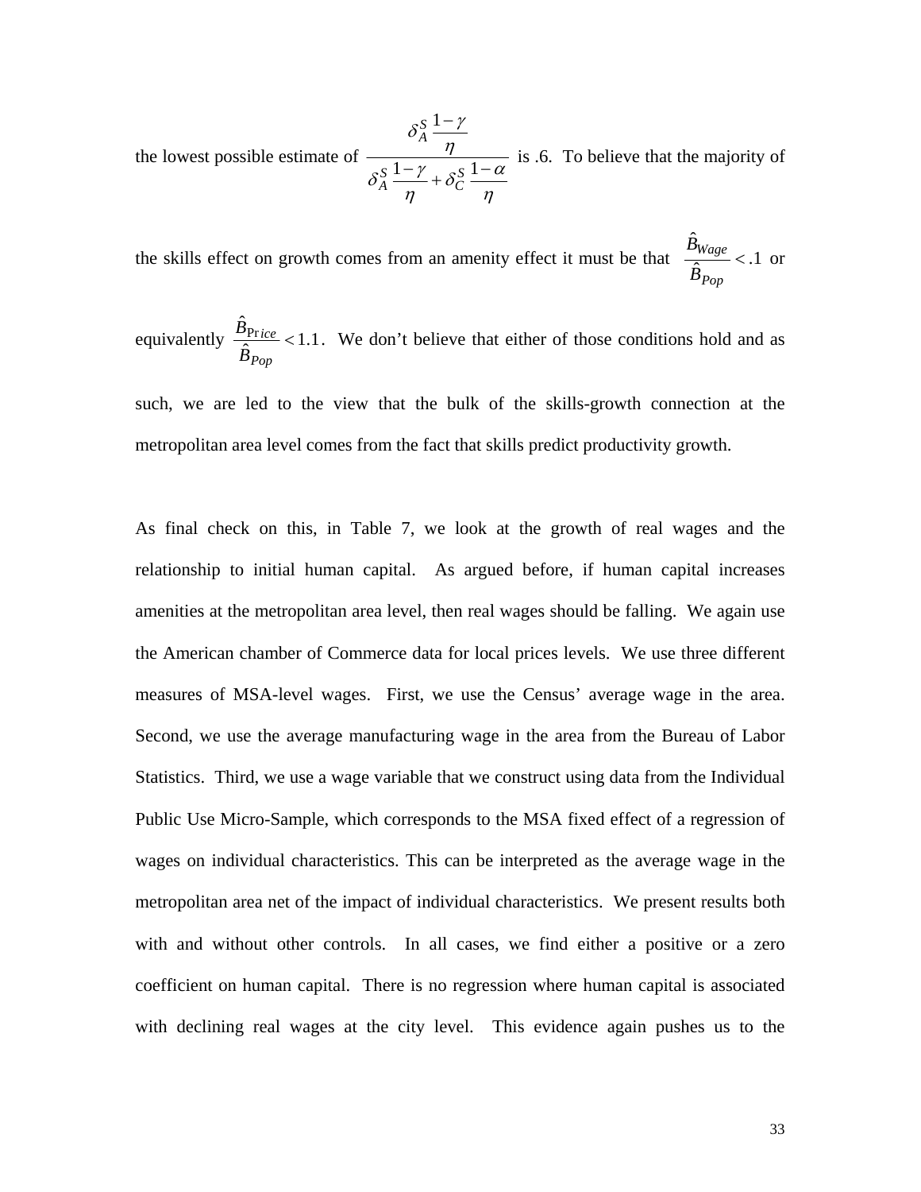the lowest possible estimate of $\frac{\delta_A^S \frac{1-\gamma}{\eta}}{\delta_A^S \frac{1-\gamma}{\eta} + \delta_C^S \frac{1-\alpha}{\eta}}$ is .6. To believe that the majority of the skills effect on growth comes from an amenity effect it must be that $\frac{\hat{B}_{Wage}}{\hat{B}_{Pop}} < .1$ or equivalently $\frac{\hat{B}_{\Pr ice}}{\hat{B}_{Pop}} < 1.1$. We don't believe that either of those conditions hold and as such, we are led to the view that the bulk of the skills-growth connection at the metropolitan area level comes from the fact that skills predict productivity growth.

As final check on this, in Table 7, we look at the growth of real wages and the relationship to initial human capital. As argued before, if human capital increases amenities at the metropolitan area level, then real wages should be falling. We again use the American chamber of Commerce data for local prices levels. We use three different measures of MSA-level wages. First, we use the Census' average wage in the area. Second, we use the average manufacturing wage in the area from the Bureau of Labor Statistics. Third, we use a wage variable that we construct using data from the Individual Public Use Micro-Sample, which corresponds to the MSA fixed effect of a regression of wages on individual characteristics. This can be interpreted as the average wage in the metropolitan area net of the impact of individual characteristics. We present results both with and without other controls. In all cases, we find either a positive or a zero coefficient on human capital. There is no regression where human capital is associated with declining real wages at the city level. This evidence again pushes us to the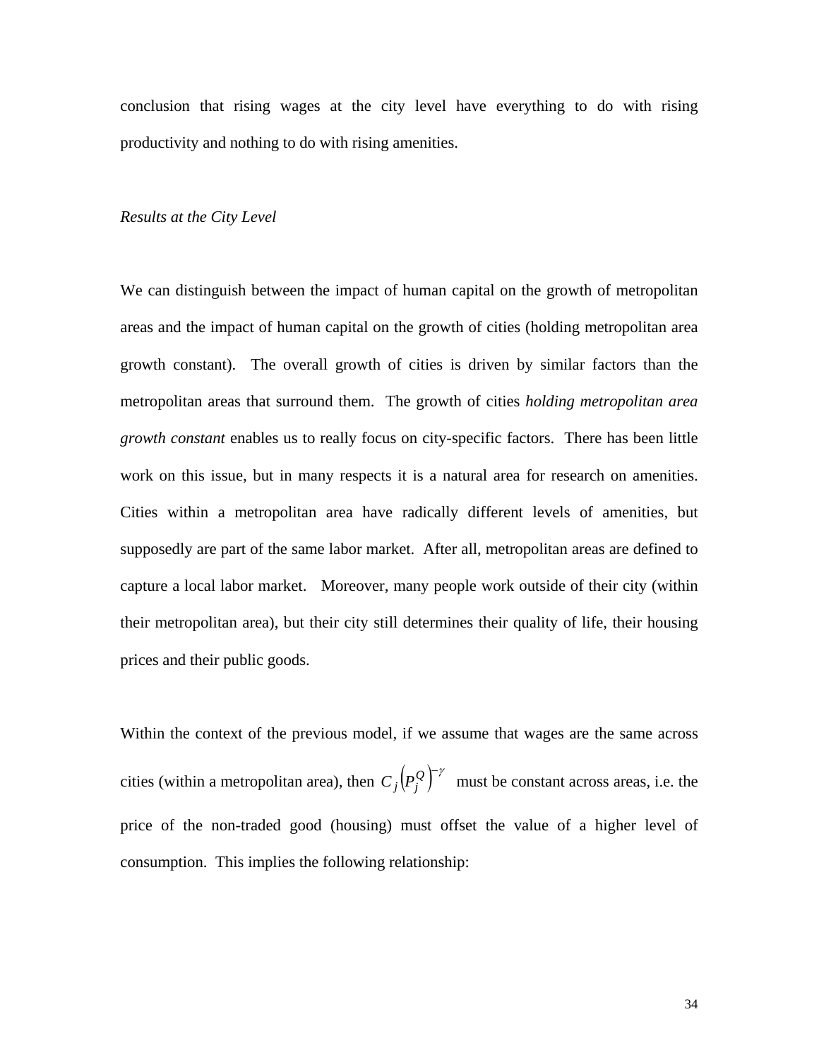conclusion that rising wages at the city level have everything to do with rising productivity and nothing to do with rising amenities.

*Results at the City Level*

We can distinguish between the impact of human capital on the growth of metropolitan areas and the impact of human capital on the growth of cities (holding metropolitan area growth constant). The overall growth of cities is driven by similar factors than the metropolitan areas that surround them. The growth of cities *holding metropolitan area growth constant* enables us to really focus on city-specific factors. There has been little work on this issue, but in many respects it is a natural area for research on amenities. Cities within a metropolitan area have radically different levels of amenities, but supposedly are part of the same labor market. After all, metropolitan areas are defined to capture a local labor market. Moreover, many people work outside of their city (within their metropolitan area), but their city still determines their quality of life, their housing prices and their public goods.

Within the context of the previous model, if we assume that wages are the same across cities (within a metropolitan area), then $C_j\left(P_j^Q\right)^{-\gamma}$ must be constant across areas, i.e. the price of the non-traded good (housing) must offset the value of a higher level of consumption. This implies the following relationship: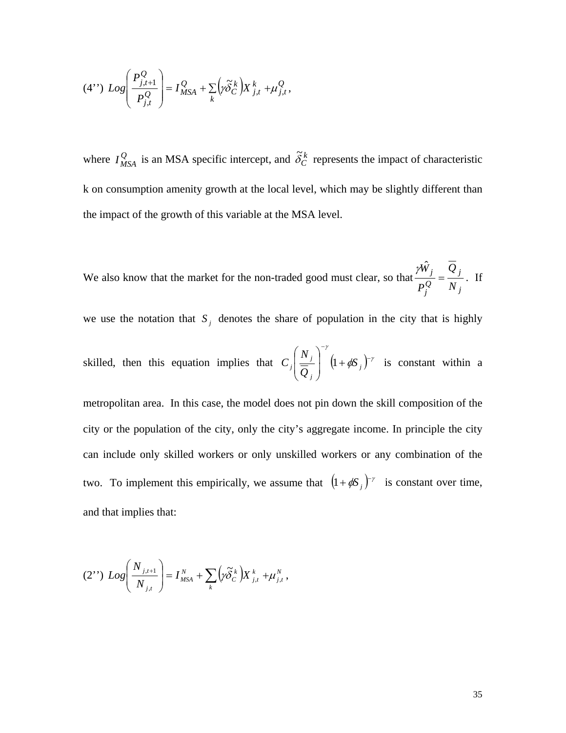$$(4'') \quad Log\left(\frac{P_{j,t+1}^{Q}}{P_{j,t}^{Q}}\right) = I_{MSA}^{Q} + \sum_{k}\left(\gamma\tilde{\delta}_{C}^{k}\right)X_{j,t}^{k} + \mu_{j,t}^{Q},$$

where $I_{MSA}^{Q}$ is an MSA specific intercept, and $\tilde{\delta}_{C}^{k}$ represents the impact of characteristic k on consumption amenity growth at the local level, which may be slightly different than the impact of the growth of this variable at the MSA level.

We also know that the market for the non-traded good must clear, so that $\frac{\gamma\hat{W}_{j}}{P_{j}^{Q}} = \frac{\overline{Q}_{j}}{N_{j}}$. If we use the notation that $S_{j}$ denotes the share of population in the city that is highly skilled, then this equation implies that $C_{j}\left(\frac{N_{j}}{\overline{Q}_{j}}\right)^{-\gamma}\left(1+\phi S_{j}\right)^{-\gamma}$ is constant within a metropolitan area. In this case, the model does not pin down the skill composition of the city or the population of the city, only the city's aggregate income. In principle the city can include only skilled workers or only unskilled workers or any combination of the two. To implement this empirically, we assume that $\left(1+\phi S_{j}\right)^{-\gamma}$ is constant over time, and that implies that:

$$(2'') \quad Log\left(\frac{N_{j,t+1}}{N_{j,t}}\right) = I_{MSA}^{N} + \sum_{k}\left(\gamma\tilde{\delta}_{C}^{k}\right)X_{j,t}^{k} + \mu_{j,t}^{N},$$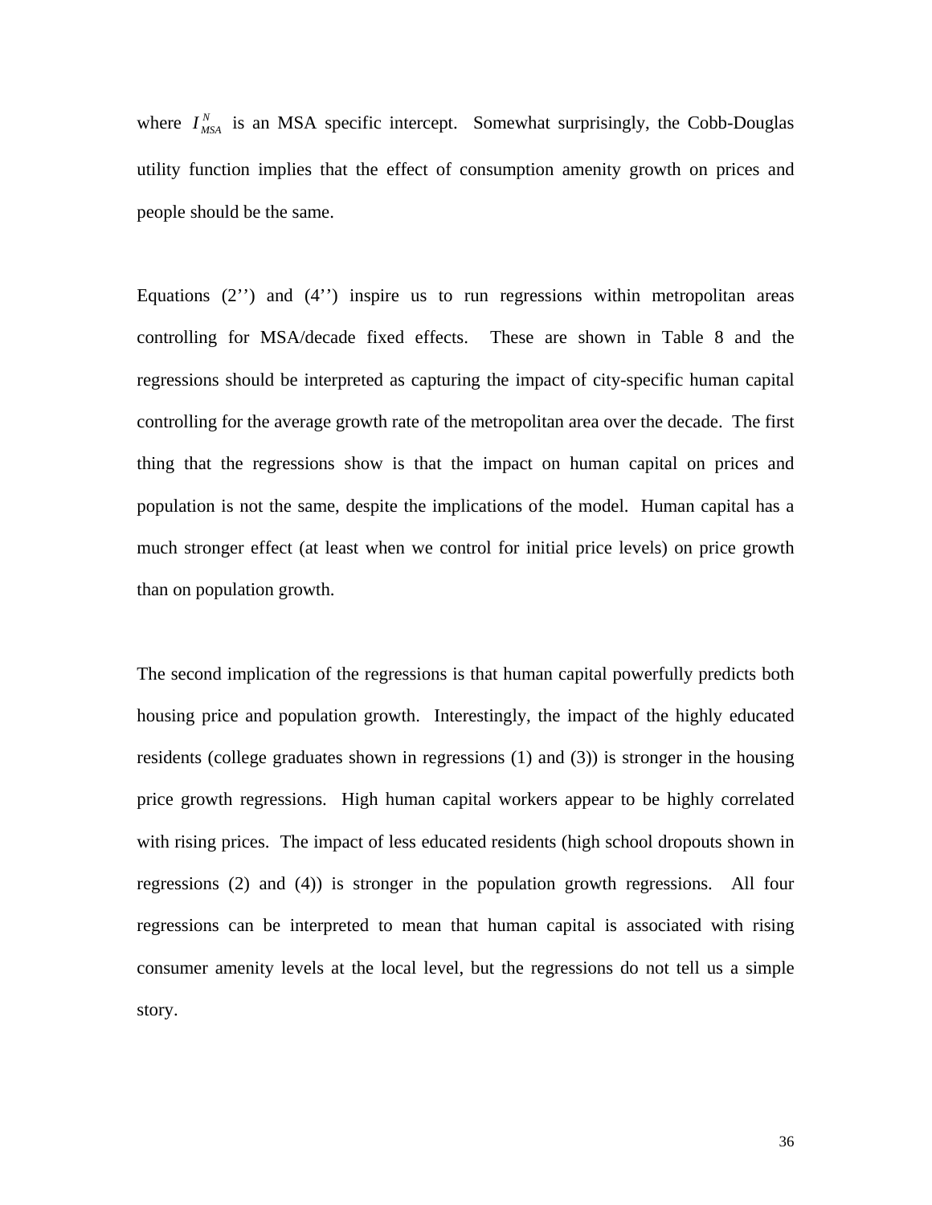where $I_{MSA}^{N}$ is an MSA specific intercept. Somewhat surprisingly, the Cobb-Douglas utility function implies that the effect of consumption amenity growth on prices and people should be the same.

Equations (2'') and (4'') inspire us to run regressions within metropolitan areas controlling for MSA/decade fixed effects. These are shown in Table 8 and the regressions should be interpreted as capturing the impact of city-specific human capital controlling for the average growth rate of the metropolitan area over the decade. The first thing that the regressions show is that the impact on human capital on prices and population is not the same, despite the implications of the model. Human capital has a much stronger effect (at least when we control for initial price levels) on price growth than on population growth.

The second implication of the regressions is that human capital powerfully predicts both housing price and population growth. Interestingly, the impact of the highly educated residents (college graduates shown in regressions (1) and (3)) is stronger in the housing price growth regressions. High human capital workers appear to be highly correlated with rising prices. The impact of less educated residents (high school dropouts shown in regressions (2) and (4)) is stronger in the population growth regressions. All four regressions can be interpreted to mean that human capital is associated with rising consumer amenity levels at the local level, but the regressions do not tell us a simple story.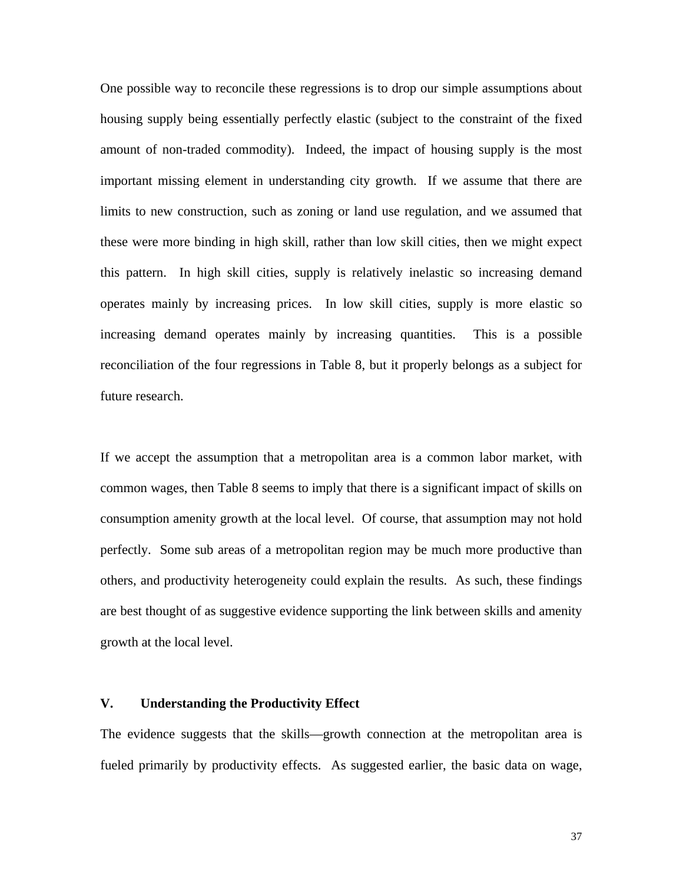One possible way to reconcile these regressions is to drop our simple assumptions about housing supply being essentially perfectly elastic (subject to the constraint of the fixed amount of non-traded commodity). Indeed, the impact of housing supply is the most important missing element in understanding city growth. If we assume that there are limits to new construction, such as zoning or land use regulation, and we assumed that these were more binding in high skill, rather than low skill cities, then we might expect this pattern. In high skill cities, supply is relatively inelastic so increasing demand operates mainly by increasing prices. In low skill cities, supply is more elastic so increasing demand operates mainly by increasing quantities. This is a possible reconciliation of the four regressions in Table 8, but it properly belongs as a subject for future research.

If we accept the assumption that a metropolitan area is a common labor market, with common wages, then Table 8 seems to imply that there is a significant impact of skills on consumption amenity growth at the local level. Of course, that assumption may not hold perfectly. Some sub areas of a metropolitan region may be much more productive than others, and productivity heterogeneity could explain the results. As such, these findings are best thought of as suggestive evidence supporting the link between skills and amenity growth at the local level.

## V. Understanding the Productivity Effect

The evidence suggests that the skills—growth connection at the metropolitan area is fueled primarily by productivity effects. As suggested earlier, the basic data on wage,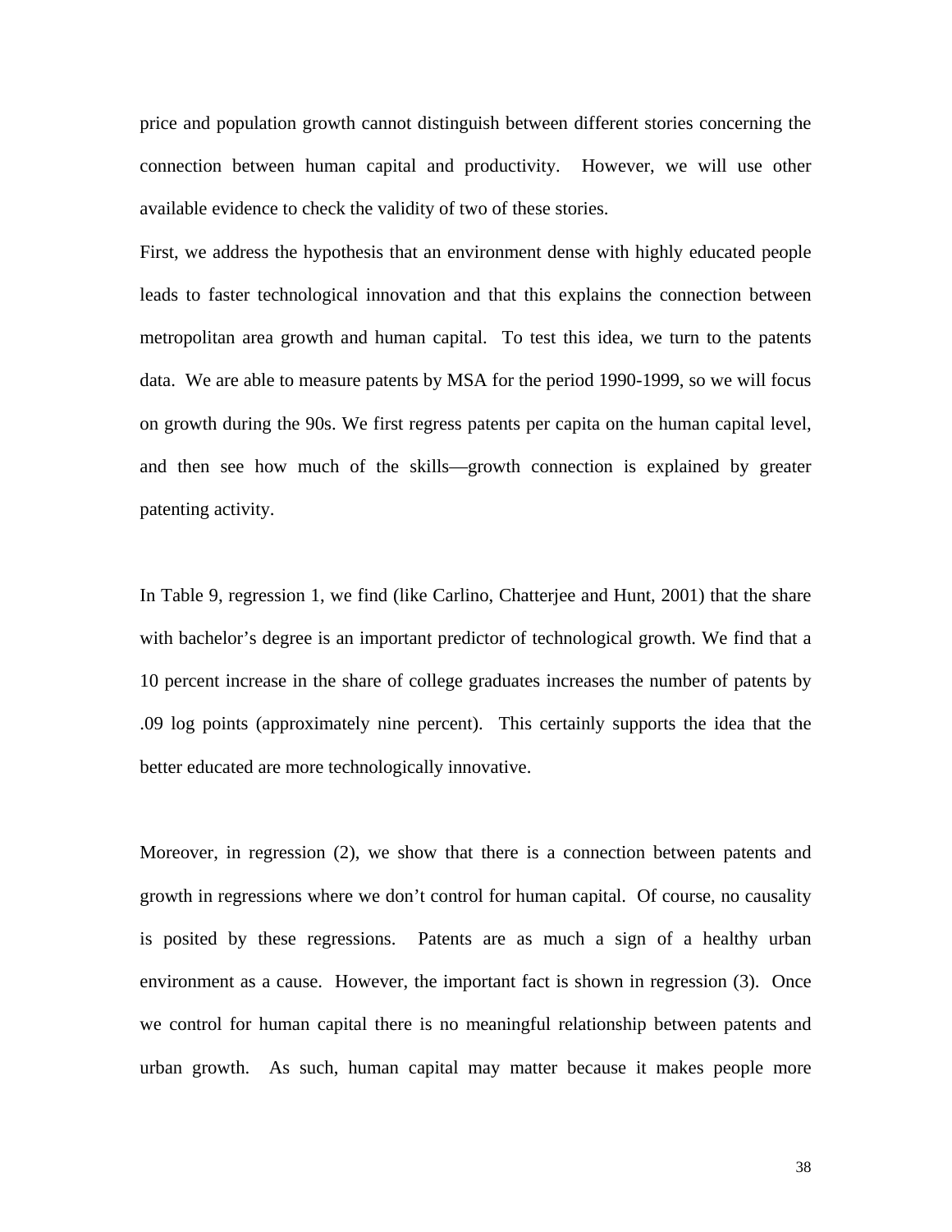price and population growth cannot distinguish between different stories concerning the connection between human capital and productivity. However, we will use other available evidence to check the validity of two of these stories.

First, we address the hypothesis that an environment dense with highly educated people leads to faster technological innovation and that this explains the connection between metropolitan area growth and human capital. To test this idea, we turn to the patents data. We are able to measure patents by MSA for the period 1990-1999, so we will focus on growth during the 90s. We first regress patents per capita on the human capital level, and then see how much of the skills—growth connection is explained by greater patenting activity.

In Table 9, regression 1, we find (like Carlino, Chatterjee and Hunt, 2001) that the share with bachelor's degree is an important predictor of technological growth. We find that a 10 percent increase in the share of college graduates increases the number of patents by .09 log points (approximately nine percent). This certainly supports the idea that the better educated are more technologically innovative.

Moreover, in regression (2), we show that there is a connection between patents and growth in regressions where we don't control for human capital. Of course, no causality is posited by these regressions. Patents are as much a sign of a healthy urban environment as a cause. However, the important fact is shown in regression (3). Once we control for human capital there is no meaningful relationship between patents and urban growth. As such, human capital may matter because it makes people more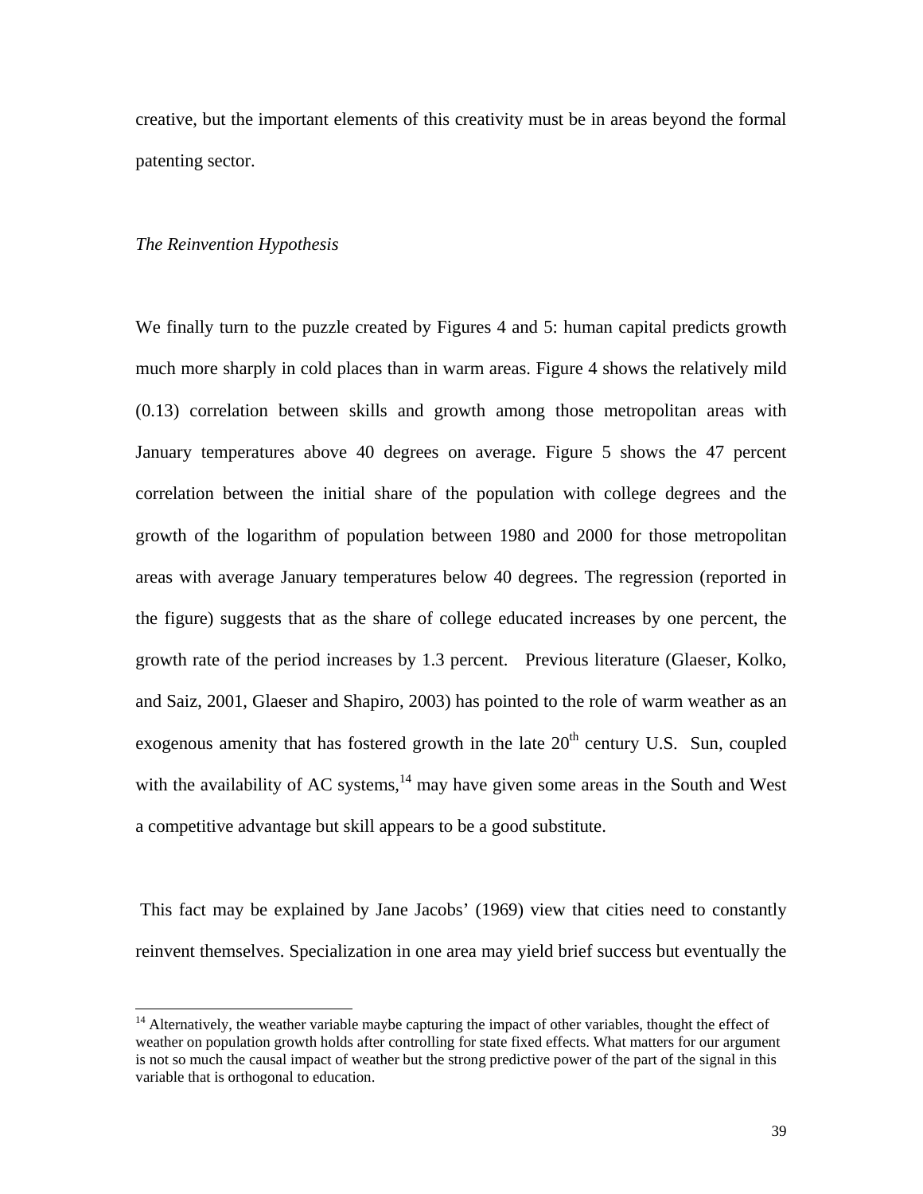creative, but the important elements of this creativity must be in areas beyond the formal patenting sector.

*The Reinvention Hypothesis*

We finally turn to the puzzle created by Figures 4 and 5: human capital predicts growth much more sharply in cold places than in warm areas. Figure 4 shows the relatively mild (0.13) correlation between skills and growth among those metropolitan areas with January temperatures above 40 degrees on average. Figure 5 shows the 47 percent correlation between the initial share of the population with college degrees and the growth of the logarithm of population between 1980 and 2000 for those metropolitan areas with average January temperatures below 40 degrees. The regression (reported in the figure) suggests that as the share of college educated increases by one percent, the growth rate of the period increases by 1.3 percent. Previous literature (Glaeser, Kolko, and Saiz, 2001, Glaeser and Shapiro, 2003) has pointed to the role of warm weather as an exogenous amenity that has fostered growth in the late 20th century U.S. Sun, coupled with the availability of AC systems,[14] may have given some areas in the South and West a competitive advantage but skill appears to be a good substitute.

This fact may be explained by Jane Jacobs' (1969) view that cities need to constantly reinvent themselves. Specialization in one area may yield brief success but eventually the

[14] Alternatively, the weather variable maybe capturing the impact of other variables, thought the effect of weather on population growth holds after controlling for state fixed effects. What matters for our argument is not so much the causal impact of weather but the strong predictive power of the part of the signal in this variable that is orthogonal to education.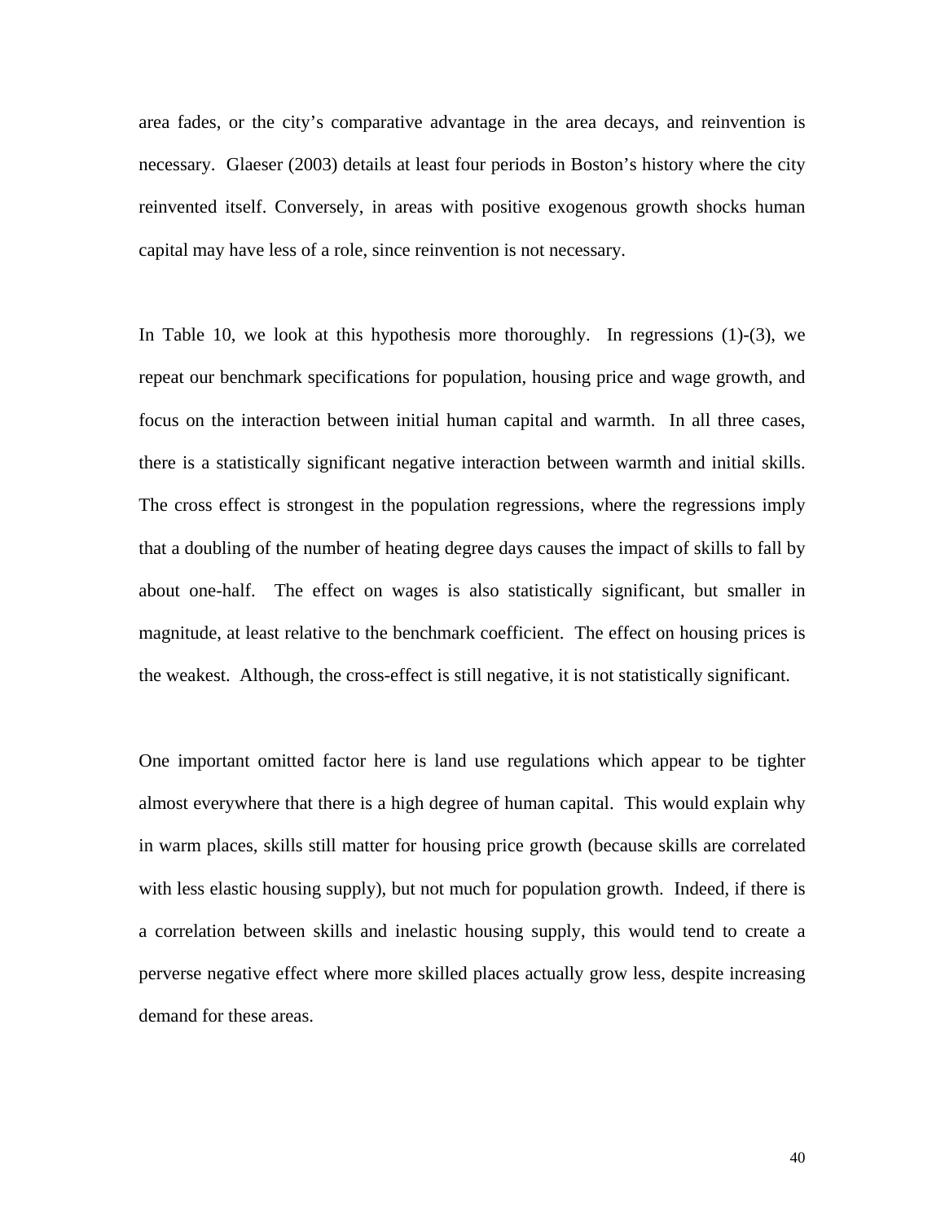area fades, or the city's comparative advantage in the area decays, and reinvention is necessary. Glaeser (2003) details at least four periods in Boston's history where the city reinvented itself. Conversely, in areas with positive exogenous growth shocks human capital may have less of a role, since reinvention is not necessary.

In Table 10, we look at this hypothesis more thoroughly. In regressions (1)-(3), we repeat our benchmark specifications for population, housing price and wage growth, and focus on the interaction between initial human capital and warmth. In all three cases, there is a statistically significant negative interaction between warmth and initial skills. The cross effect is strongest in the population regressions, where the regressions imply that a doubling of the number of heating degree days causes the impact of skills to fall by about one-half. The effect on wages is also statistically significant, but smaller in magnitude, at least relative to the benchmark coefficient. The effect on housing prices is the weakest. Although, the cross-effect is still negative, it is not statistically significant.

One important omitted factor here is land use regulations which appear to be tighter almost everywhere that there is a high degree of human capital. This would explain why in warm places, skills still matter for housing price growth (because skills are correlated with less elastic housing supply), but not much for population growth. Indeed, if there is a correlation between skills and inelastic housing supply, this would tend to create a perverse negative effect where more skilled places actually grow less, despite increasing demand for these areas.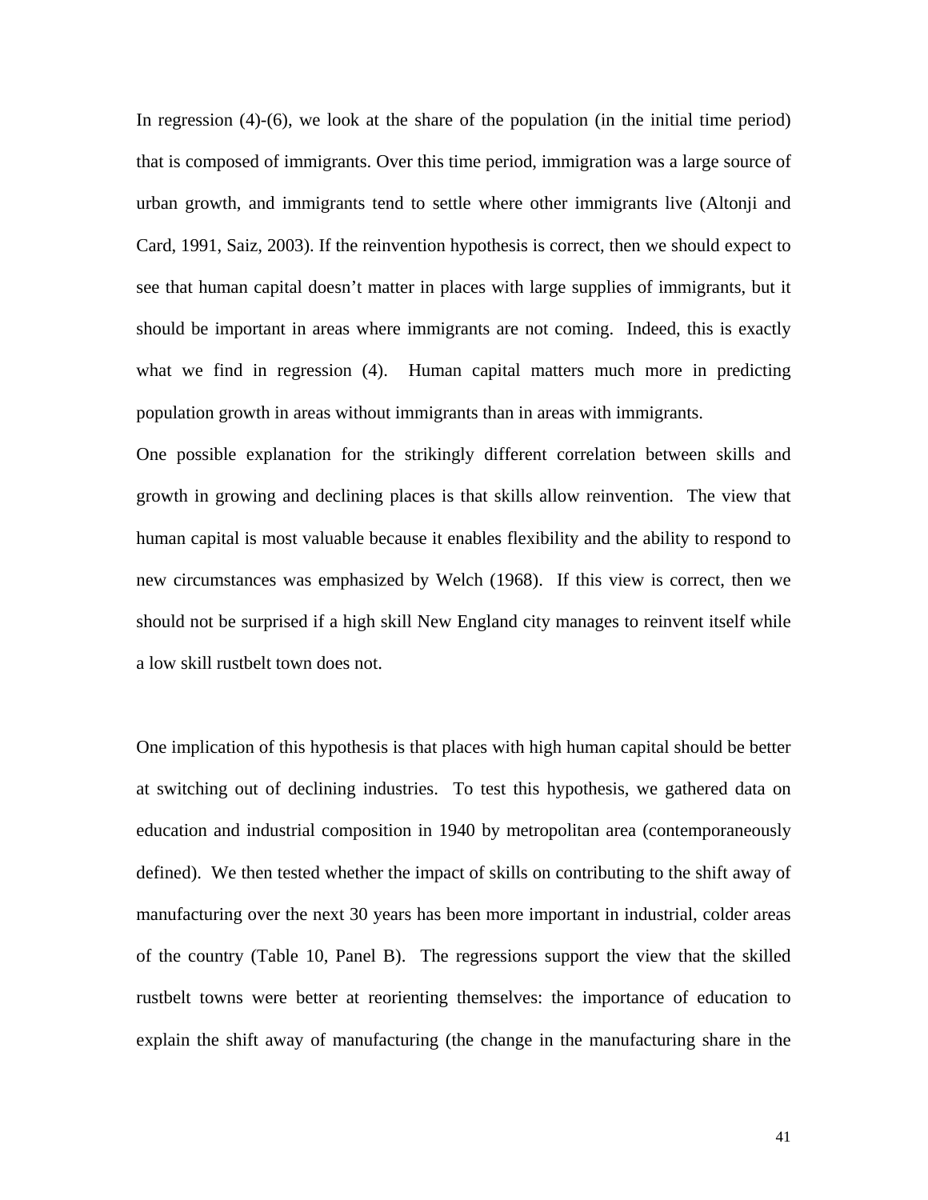In regression (4)-(6), we look at the share of the population (in the initial time period) that is composed of immigrants. Over this time period, immigration was a large source of urban growth, and immigrants tend to settle where other immigrants live (Altonji and Card, 1991, Saiz, 2003). If the reinvention hypothesis is correct, then we should expect to see that human capital doesn't matter in places with large supplies of immigrants, but it should be important in areas where immigrants are not coming. Indeed, this is exactly what we find in regression (4). Human capital matters much more in predicting population growth in areas without immigrants than in areas with immigrants.

One possible explanation for the strikingly different correlation between skills and growth in growing and declining places is that skills allow reinvention. The view that human capital is most valuable because it enables flexibility and the ability to respond to new circumstances was emphasized by Welch (1968). If this view is correct, then we should not be surprised if a high skill New England city manages to reinvent itself while a low skill rustbelt town does not.

One implication of this hypothesis is that places with high human capital should be better at switching out of declining industries. To test this hypothesis, we gathered data on education and industrial composition in 1940 by metropolitan area (contemporaneously defined). We then tested whether the impact of skills on contributing to the shift away of manufacturing over the next 30 years has been more important in industrial, colder areas of the country (Table 10, Panel B). The regressions support the view that the skilled rustbelt towns were better at reorienting themselves: the importance of education to explain the shift away of manufacturing (the change in the manufacturing share in the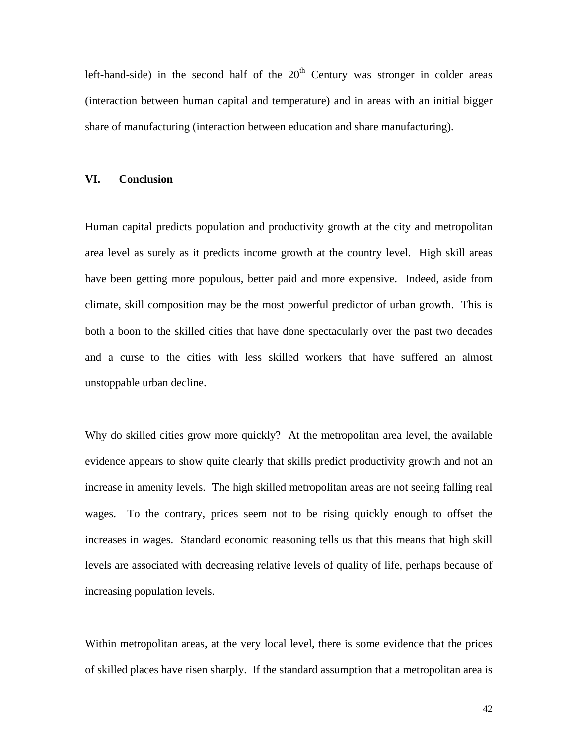left-hand-side) in the second half of the 20th Century was stronger in colder areas (interaction between human capital and temperature) and in areas with an initial bigger share of manufacturing (interaction between education and share manufacturing).

## VI. Conclusion

Human capital predicts population and productivity growth at the city and metropolitan area level as surely as it predicts income growth at the country level. High skill areas have been getting more populous, better paid and more expensive. Indeed, aside from climate, skill composition may be the most powerful predictor of urban growth. This is both a boon to the skilled cities that have done spectacularly over the past two decades and a curse to the cities with less skilled workers that have suffered an almost unstoppable urban decline.

Why do skilled cities grow more quickly? At the metropolitan area level, the available evidence appears to show quite clearly that skills predict productivity growth and not an increase in amenity levels. The high skilled metropolitan areas are not seeing falling real wages. To the contrary, prices seem not to be rising quickly enough to offset the increases in wages. Standard economic reasoning tells us that this means that high skill levels are associated with decreasing relative levels of quality of life, perhaps because of increasing population levels.

Within metropolitan areas, at the very local level, there is some evidence that the prices of skilled places have risen sharply. If the standard assumption that a metropolitan area is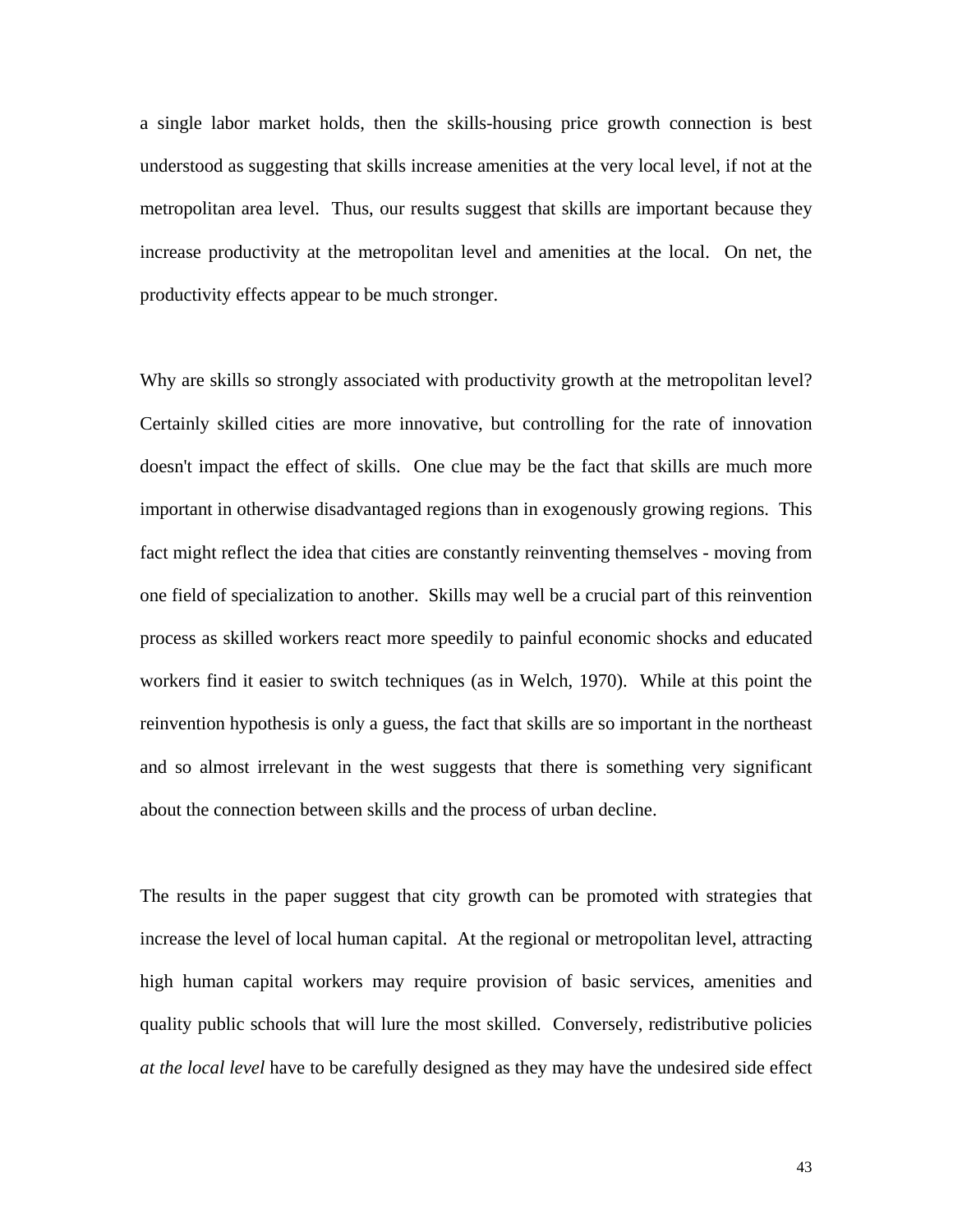a single labor market holds, then the skills-housing price growth connection is best understood as suggesting that skills increase amenities at the very local level, if not at the metropolitan area level. Thus, our results suggest that skills are important because they increase productivity at the metropolitan level and amenities at the local. On net, the productivity effects appear to be much stronger.

Why are skills so strongly associated with productivity growth at the metropolitan level? Certainly skilled cities are more innovative, but controlling for the rate of innovation doesn't impact the effect of skills. One clue may be the fact that skills are much more important in otherwise disadvantaged regions than in exogenously growing regions. This fact might reflect the idea that cities are constantly reinventing themselves - moving from one field of specialization to another. Skills may well be a crucial part of this reinvention process as skilled workers react more speedily to painful economic shocks and educated workers find it easier to switch techniques (as in Welch, 1970). While at this point the reinvention hypothesis is only a guess, the fact that skills are so important in the northeast and so almost irrelevant in the west suggests that there is something very significant about the connection between skills and the process of urban decline.

The results in the paper suggest that city growth can be promoted with strategies that increase the level of local human capital. At the regional or metropolitan level, attracting high human capital workers may require provision of basic services, amenities and quality public schools that will lure the most skilled. Conversely, redistributive policies *at the local level* have to be carefully designed as they may have the undesired side effect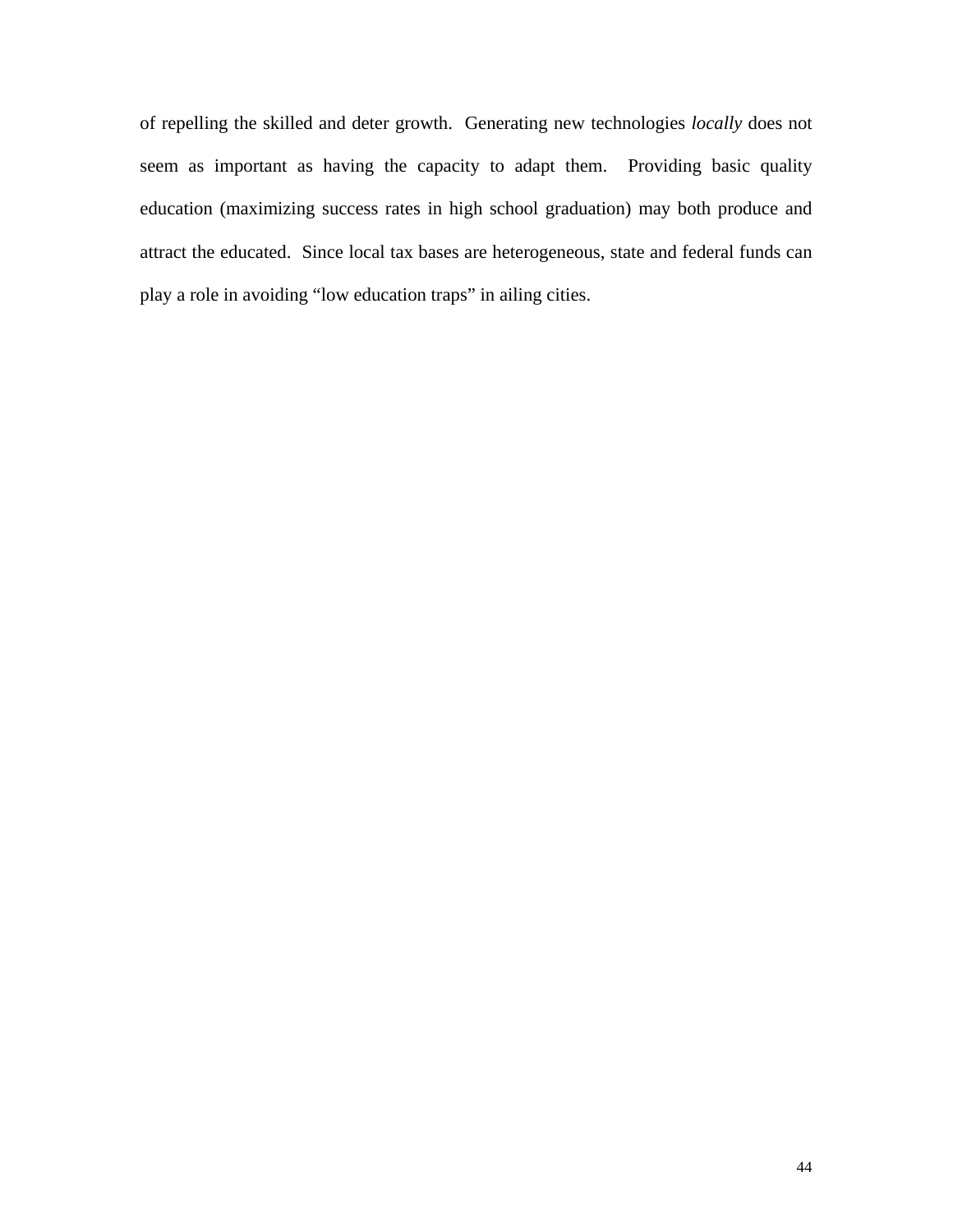of repelling the skilled and deter growth. Generating new technologies *locally* does not seem as important as having the capacity to adapt them. Providing basic quality education (maximizing success rates in high school graduation) may both produce and attract the educated. Since local tax bases are heterogeneous, state and federal funds can play a role in avoiding "low education traps" in ailing cities.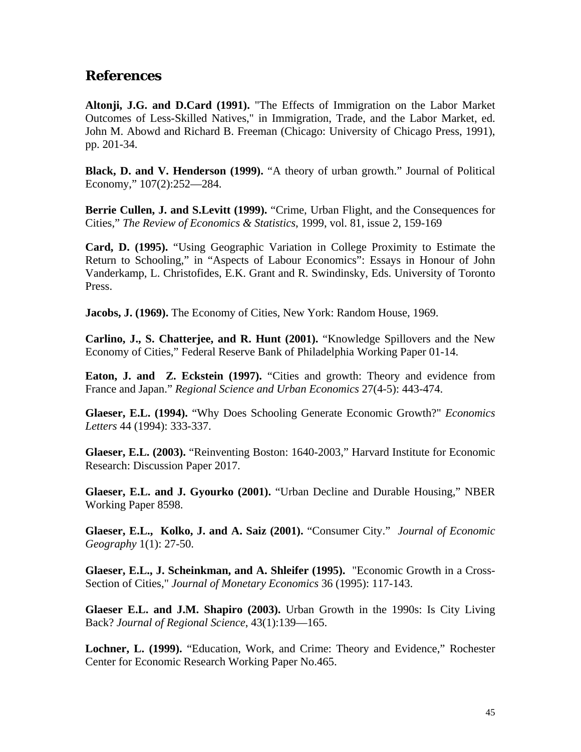## References

**Altonji, J.G. and D.Card (1991).** "The Effects of Immigration on the Labor Market Outcomes of Less-Skilled Natives," in Immigration, Trade, and the Labor Market, ed. John M. Abowd and Richard B. Freeman (Chicago: University of Chicago Press, 1991), pp. 201-34.

**Black, D. and V. Henderson (1999).** "A theory of urban growth." Journal of Political Economy," 107(2):252—284.

**Berrie Cullen, J. and S.Levitt (1999).** "Crime, Urban Flight, and the Consequences for Cities," *The Review of Economics & Statistics*, 1999, vol. 81, issue 2, 159-169

**Card, D. (1995).** "Using Geographic Variation in College Proximity to Estimate the Return to Schooling," in "Aspects of Labour Economics": Essays in Honour of John Vanderkamp, L. Christofides, E.K. Grant and R. Swindinsky, Eds. University of Toronto Press.

**Jacobs, J. (1969).** The Economy of Cities, New York: Random House, 1969.

**Carlino, J., S. Chatterjee, and R. Hunt (2001).** "Knowledge Spillovers and the New Economy of Cities," Federal Reserve Bank of Philadelphia Working Paper 01-14.

**Eaton, J. and Z. Eckstein (1997).** "Cities and growth: Theory and evidence from France and Japan." *Regional Science and Urban Economics* 27(4-5): 443-474.

**Glaeser, E.L. (1994).** "Why Does Schooling Generate Economic Growth?" *Economics Letters* 44 (1994): 333-337.

**Glaeser, E.L. (2003).** "Reinventing Boston: 1640-2003," Harvard Institute for Economic Research: Discussion Paper 2017.

**Glaeser, E.L. and J. Gyourko (2001).** "Urban Decline and Durable Housing," NBER Working Paper 8598.

**Glaeser, E.L., Kolko, J. and A. Saiz (2001).** "Consumer City." *Journal of Economic Geography* 1(1): 27-50.

**Glaeser, E.L., J. Scheinkman, and A. Shleifer (1995).** "Economic Growth in a Cross-Section of Cities," *Journal of Monetary Economics* 36 (1995): 117-143.

**Glaeser E.L. and J.M. Shapiro (2003).** Urban Growth in the 1990s: Is City Living Back? *Journal of Regional Science*, 43(1):139—165.

**Lochner, L. (1999).** "Education, Work, and Crime: Theory and Evidence," Rochester Center for Economic Research Working Paper No.465.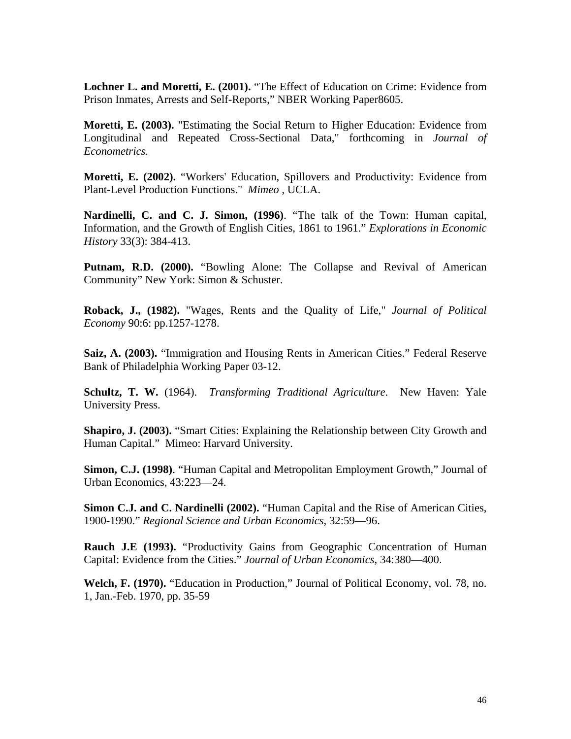**Lochner L. and Moretti, E. (2001).** "The Effect of Education on Crime: Evidence from Prison Inmates, Arrests and Self-Reports," NBER Working Paper8605.

**Moretti, E. (2003).** "Estimating the Social Return to Higher Education: Evidence from Longitudinal and Repeated Cross-Sectional Data," forthcoming in *Journal of Econometrics.*

**Moretti, E. (2002).** "Workers' Education, Spillovers and Productivity: Evidence from Plant-Level Production Functions." *Mimeo* , UCLA.

**Nardinelli, C. and C. J. Simon, (1996)**. "The talk of the Town: Human capital, Information, and the Growth of English Cities, 1861 to 1961." *Explorations in Economic History* 33(3): 384-413.

**Putnam, R.D. (2000).** "Bowling Alone: The Collapse and Revival of American Community" New York: Simon & Schuster.

**Roback, J., (1982).** "Wages, Rents and the Quality of Life," *Journal of Political Economy* 90:6: pp.1257-1278.

**Saiz, A. (2003).** "Immigration and Housing Rents in American Cities." Federal Reserve Bank of Philadelphia Working Paper 03-12.

**Schultz, T. W.** (1964). *Transforming Traditional Agriculture*. New Haven: Yale University Press.

**Shapiro, J. (2003).** "Smart Cities: Explaining the Relationship between City Growth and Human Capital." Mimeo: Harvard University.

**Simon, C.J. (1998)**. "Human Capital and Metropolitan Employment Growth," Journal of Urban Economics, 43:223—24.

**Simon C.J. and C. Nardinelli (2002).** "Human Capital and the Rise of American Cities, 1900-1990." *Regional Science and Urban Economics*, 32:59—96.

**Rauch J.E (1993).** "Productivity Gains from Geographic Concentration of Human Capital: Evidence from the Cities." *Journal of Urban Economics*, 34:380—400.

**Welch, F. (1970).** "Education in Production," Journal of Political Economy, vol. 78, no. 1, Jan.-Feb. 1970, pp. 35-59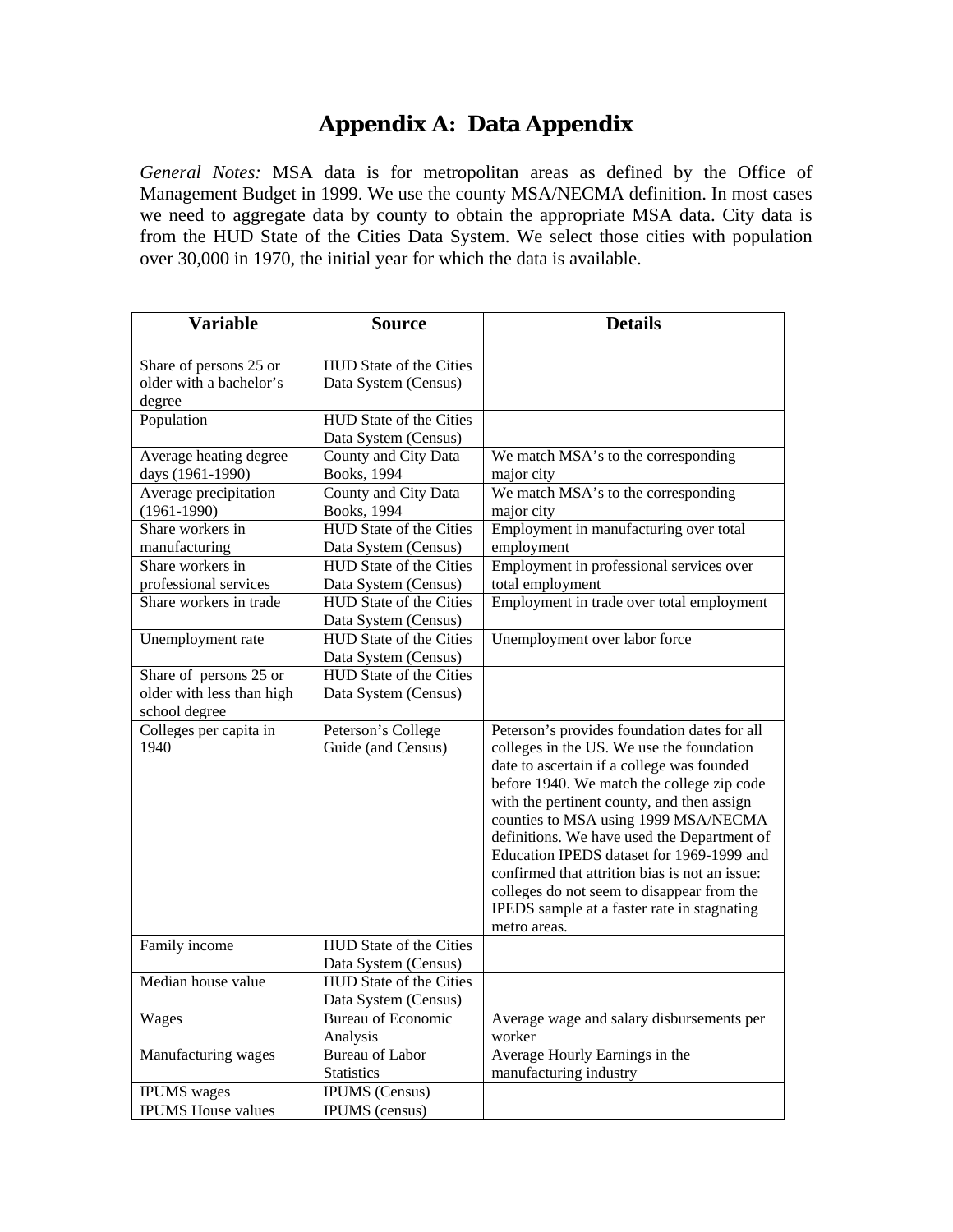# Appendix A: Data Appendix

*General Notes:* MSA data is for metropolitan areas as defined by the Office of Management Budget in 1999. We use the county MSA/NECMA definition. In most cases we need to aggregate data by county to obtain the appropriate MSA data. City data is from the HUD State of the Cities Data System. We select those cities with population over 30,000 in 1970, the initial year for which the data is available.

| Variable | Source | Details |
|---|---|---|
| Share of persons 25 or older with a bachelor's degree | HUD State of the Cities Data System (Census) | |
| Population | HUD State of the Cities Data System (Census) | |
| Average heating degree days (1961-1990) | County and City Data Books, 1994 | We match MSA's to the corresponding major city |
| Average precipitation (1961-1990) | County and City Data Books, 1994 | We match MSA's to the corresponding major city |
| Share workers in manufacturing | HUD State of the Cities Data System (Census) | Employment in manufacturing over total employment |
| Share workers in professional services | HUD State of the Cities Data System (Census) | Employment in professional services over total employment |
| Share workers in trade | HUD State of the Cities Data System (Census) | Employment in trade over total employment |
| Unemployment rate | HUD State of the Cities Data System (Census) | Unemployment over labor force |
| Share of persons 25 or older with less than high school degree | HUD State of the Cities Data System (Census) | |
| Colleges per capita in 1940 | Peterson's College Guide (and Census) | Peterson's provides foundation dates for all colleges in the US. We use the foundation date to ascertain if a college was founded before 1940. We match the college zip code with the pertinent county, and then assign counties to MSA using 1999 MSA/NECMA definitions. We have used the Department of Education IPEDS dataset for 1969-1999 and confirmed that attrition bias is not an issue: colleges do not seem to disappear from the IPEDS sample at a faster rate in stagnating metro areas. |
| Family income | HUD State of the Cities Data System (Census) | |
| Median house value | HUD State of the Cities Data System (Census) | |
| Wages | Bureau of Economic Analysis | Average wage and salary disbursements per worker |
| Manufacturing wages | Bureau of Labor Statistics | Average Hourly Earnings in the manufacturing industry |
| IPUMS wages | IPUMS (Census) | |
| IPUMS House values | IPUMS (census) | |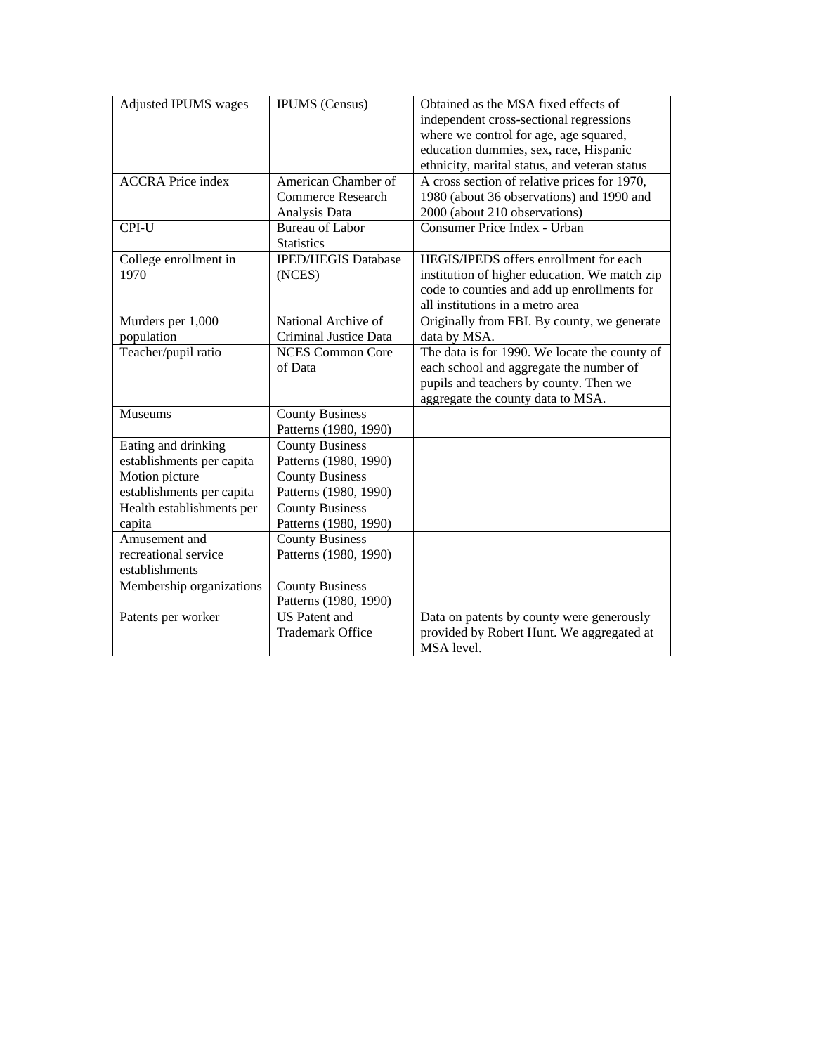| Adjusted IPUMS wages | IPUMS (Census) | Obtained as the MSA fixed effects of independent cross-sectional regressions where we control for age, age squared, education dummies, sex, race, Hispanic ethnicity, marital status, and veteran status |
|---|---|---|
| ACCRA Price index | American Chamber of Commerce Research Analysis Data | A cross section of relative prices for 1970, 1980 (about 36 observations) and 1990 and 2000 (about 210 observations) |
| CPI-U | Bureau of Labor Statistics | Consumer Price Index - Urban |
| College enrollment in 1970 | IPED/HEGIS Database (NCES) | HEGIS/IPEDS offers enrollment for each institution of higher education. We match zip code to counties and add up enrollments for all institutions in a metro area |
| Murders per 1,000 population | National Archive of Criminal Justice Data | Originally from FBI. By county, we generate data by MSA. |
| Teacher/pupil ratio | NCES Common Core of Data | The data is for 1990. We locate the county of each school and aggregate the number of pupils and teachers by county. Then we aggregate the county data to MSA. |
| Museums | County Business Patterns (1980, 1990) | |
| Eating and drinking establishments per capita | County Business Patterns (1980, 1990) | |
| Motion picture establishments per capita | County Business Patterns (1980, 1990) | |
| Health establishments per capita | County Business Patterns (1980, 1990) | |
| Amusement and recreational service establishments | County Business Patterns (1980, 1990) | |
| Membership organizations | County Business Patterns (1980, 1990) | |
| Patents per worker | US Patent and Trademark Office | Data on patents by county were generously provided by Robert Hunt. We aggregated at MSA level. |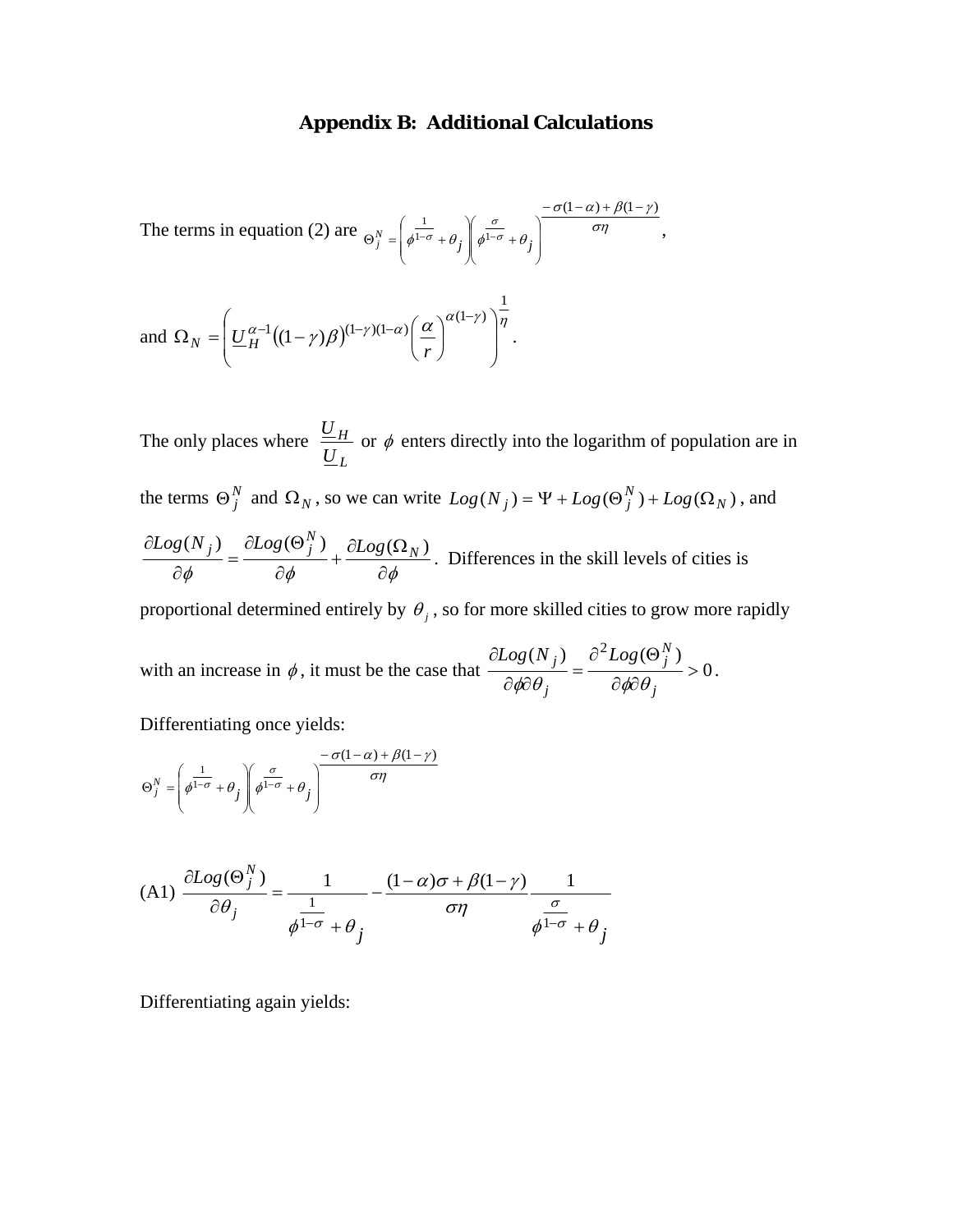# Appendix B: Additional Calculations

The terms in equation (2) are $\Theta_j^N = \left(\phi^{\frac{1}{1-\sigma}} + \theta_j\right)\left(\phi^{\frac{\sigma}{1-\sigma}} + \theta_j\right)^{\frac{-\sigma(1-\alpha)+\beta(1-\gamma)}{\sigma\eta}}$,

and $\Omega_N = \left(\underline{U}_H^{\alpha-1}\left((1-\gamma)\beta\right)^{(1-\gamma)(1-\alpha)}\left(\frac{\alpha}{r}\right)^{\alpha(1-\gamma)}\right)^{\frac{1}{\eta}}$.

The only places where $\frac{\underline{U}_H}{\underline{U}_L}$ or $\phi$ enters directly into the logarithm of population are in the terms $\Theta_j^N$ and $\Omega_N$, so we can write $Log(N_j) = \Psi + Log(\Theta_j^N) + Log(\Omega_N)$, and $\frac{\partial Log(N_j)}{\partial \phi} = \frac{\partial Log(\Theta_j^N)}{\partial \phi} + \frac{\partial Log(\Omega_N)}{\partial \phi}$. Differences in the skill levels of cities is proportional determined entirely by $\theta_j$, so for more skilled cities to grow more rapidly with an increase in $\phi$, it must be the case that $\frac{\partial Log(N_j)}{\partial \phi \partial \theta_j} = \frac{\partial^2 Log(\Theta_j^N)}{\partial \phi \partial \theta_j} > 0$.

Differentiating once yields:

$$\Theta_j^N = \left(\phi^{\frac{1}{1-\sigma}} + \theta_j\right)\left(\phi^{\frac{\sigma}{1-\sigma}} + \theta_j\right)^{\frac{-\sigma(1-\alpha)+\beta(1-\gamma)}{\sigma\eta}}$$

(A1) $$\frac{\partial Log(\Theta_j^N)}{\partial \theta_j} = \frac{1}{\phi^{\frac{1}{1-\sigma}} + \theta_j} - \frac{(1-\alpha)\sigma + \beta(1-\gamma)}{\sigma\eta}\frac{1}{\phi^{\frac{\sigma}{1-\sigma}} + \theta_j}$$

Differentiating again yields: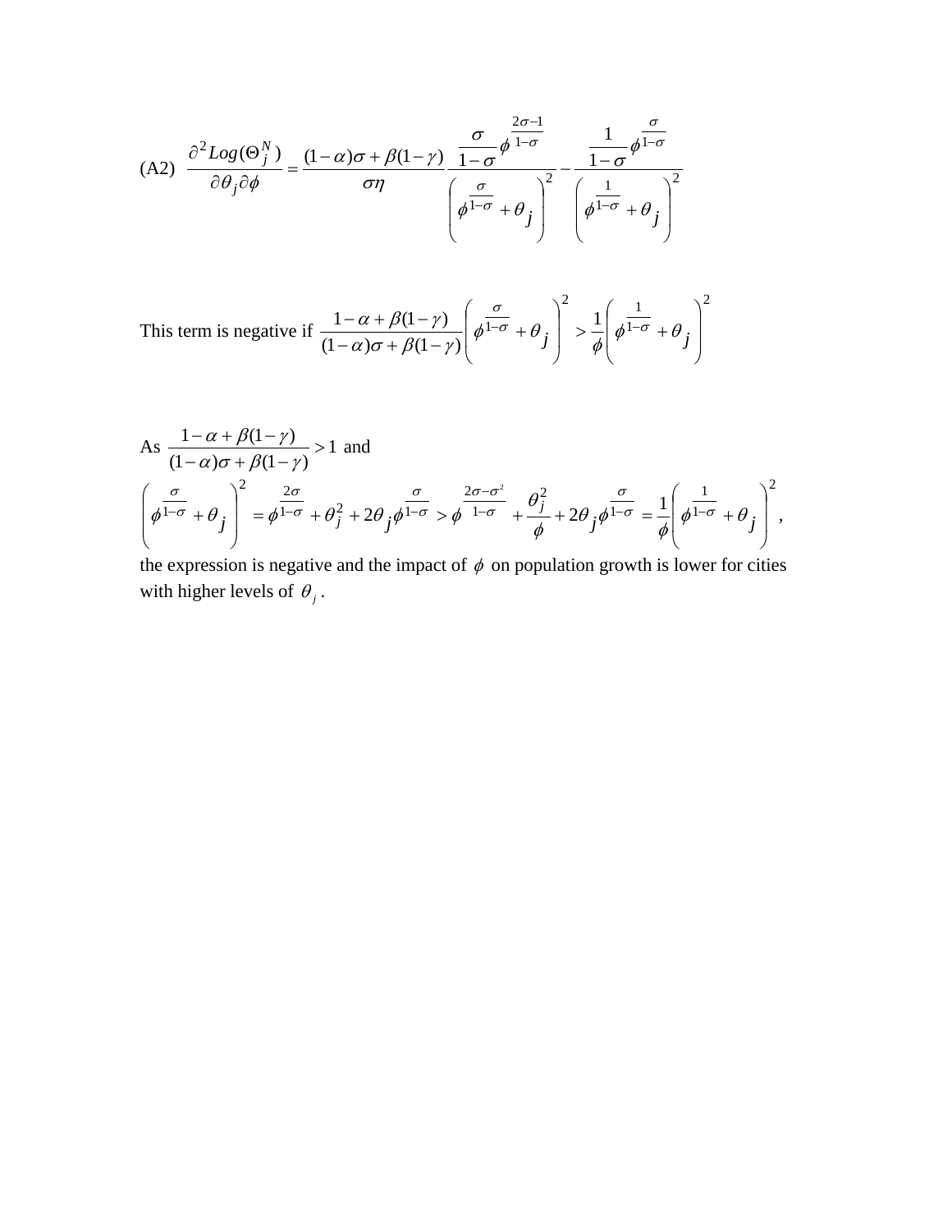(A2) $$\frac{\partial^2 Log(\Theta_j^N)}{\partial \theta_j \partial \phi} = \frac{(1-\alpha)\sigma + \beta(1-\gamma)}{\sigma\eta} \frac{\frac{\sigma}{1-\sigma}\phi^{\frac{2\sigma-1}{1-\sigma}}}{\left(\phi^{\frac{\sigma}{1-\sigma}} + \theta_j\right)^2} - \frac{\frac{1}{1-\sigma}\phi^{\frac{\sigma}{1-\sigma}}}{\left(\phi^{\frac{1}{1-\sigma}} + \theta_j\right)^2}$$

This term is negative if $\frac{1-\alpha+\beta(1-\gamma)}{(1-\alpha)\sigma+\beta(1-\gamma)}\left(\phi^{\frac{\sigma}{1-\sigma}} + \theta_j\right)^2 > \frac{1}{\phi}\left(\phi^{\frac{1}{1-\sigma}} + \theta_j\right)^2$

As $\frac{1-\alpha+\beta(1-\gamma)}{(1-\alpha)\sigma+\beta(1-\gamma)} > 1$ and

$\left(\phi^{\frac{\sigma}{1-\sigma}} + \theta_j\right)^2 = \phi^{\frac{2\sigma}{1-\sigma}} + \theta_j^2 + 2\theta_j\phi^{\frac{\sigma}{1-\sigma}} > \phi^{\frac{2\sigma-\sigma^2}{1-\sigma}} + \frac{\theta_j^2}{\phi} + 2\theta_j\phi^{\frac{\sigma}{1-\sigma}} = \frac{1}{\phi}\left(\phi^{\frac{1}{1-\sigma}} + \theta_j\right)^2$,

the expression is negative and the impact of $\phi$ on population growth is lower for cities with higher levels of $\theta_j$.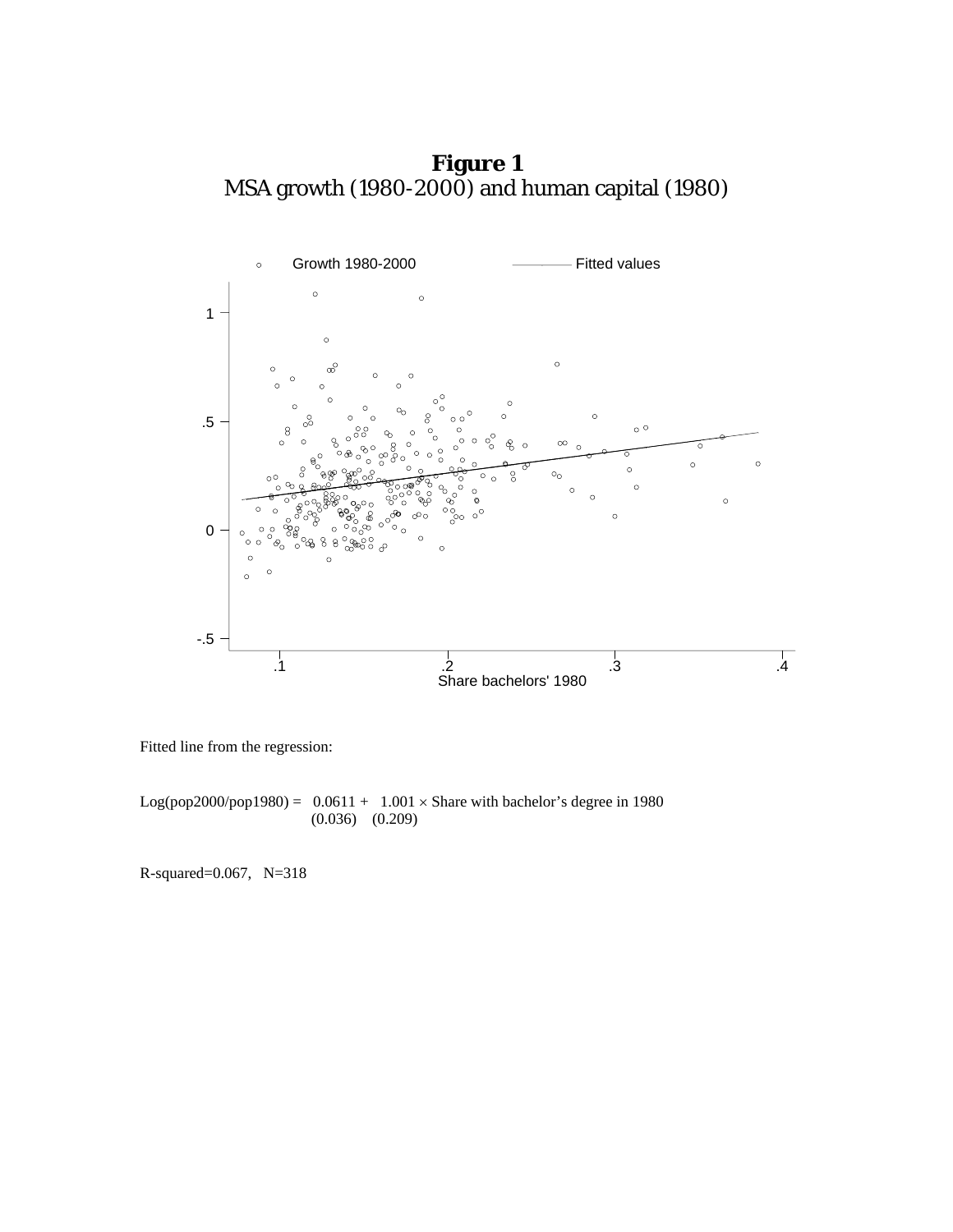**Figure 1**
MSA growth (1980-2000) and human capital (1980)

Fitted line from the regression:

$$\text{Log(pop2000/pop1980)} = \underset{(0.036)}{0.0611} + \underset{(0.209)}{1.001} \times \text{Share with bachelor's degree in 1980}$$

R-squared=0.067, N=318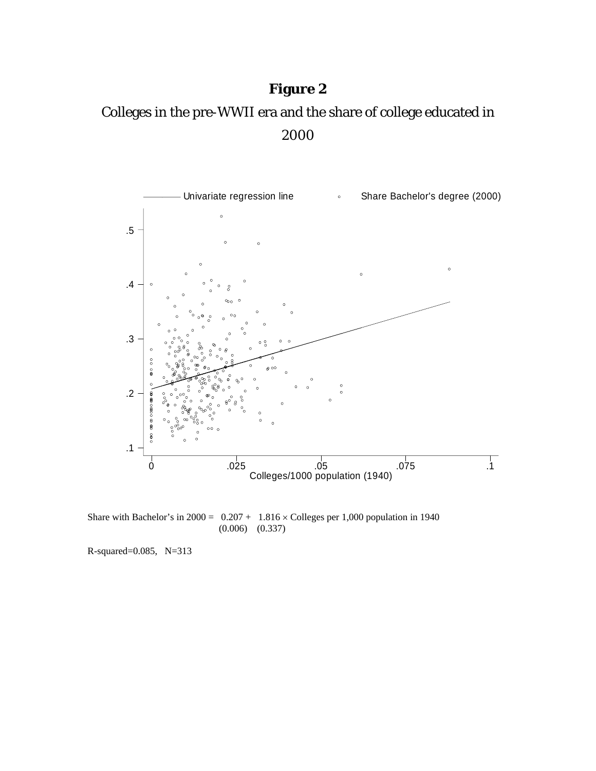# Figure 2

Colleges in the pre-WWII era and the share of college educated in 2000

Share with Bachelor's in 2000 = 0.207 + 1.816 × Colleges per 1,000 population in 1940
(0.006) (0.337)

R-squared=0.085, N=313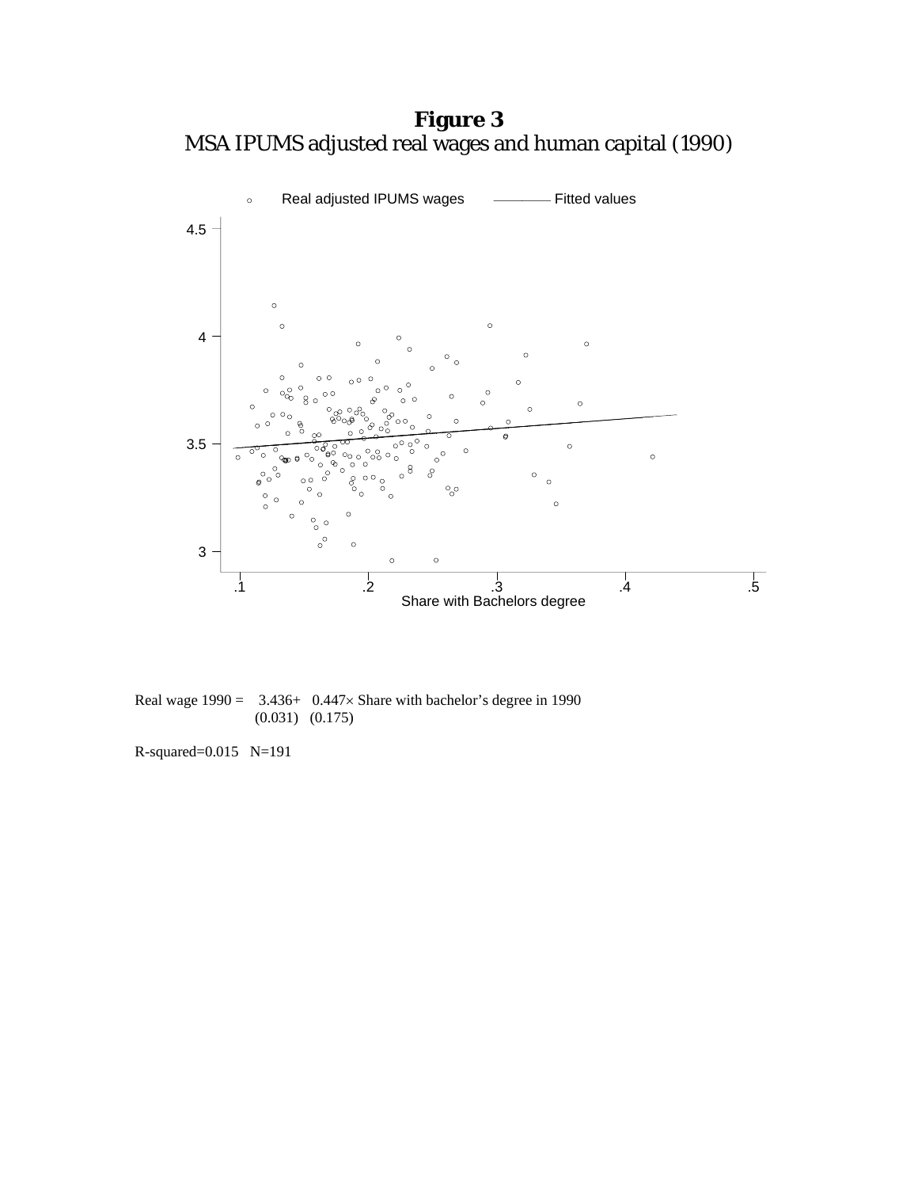**Figure 3**
MSA IPUMS adjusted real wages and human capital (1990)

Real wage 1990 = 3.436+ 0.447× Share with bachelor's degree in 1990
(0.031) (0.175)

R-squared=0.015 N=191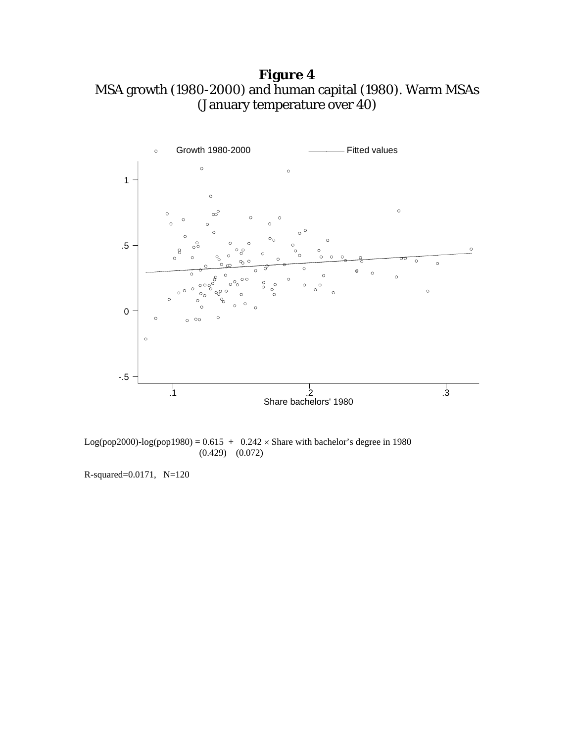**Figure 4**
MSA growth (1980-2000) and human capital (1980). Warm MSAs (January temperature over 40)

$$\text{Log(pop2000)-log(pop1980)} = \underset{(0.429)}{0.615} + \underset{(0.072)}{0.242} \times \text{Share with bachelor's degree in 1980}$$

R-squared=0.0171, N=120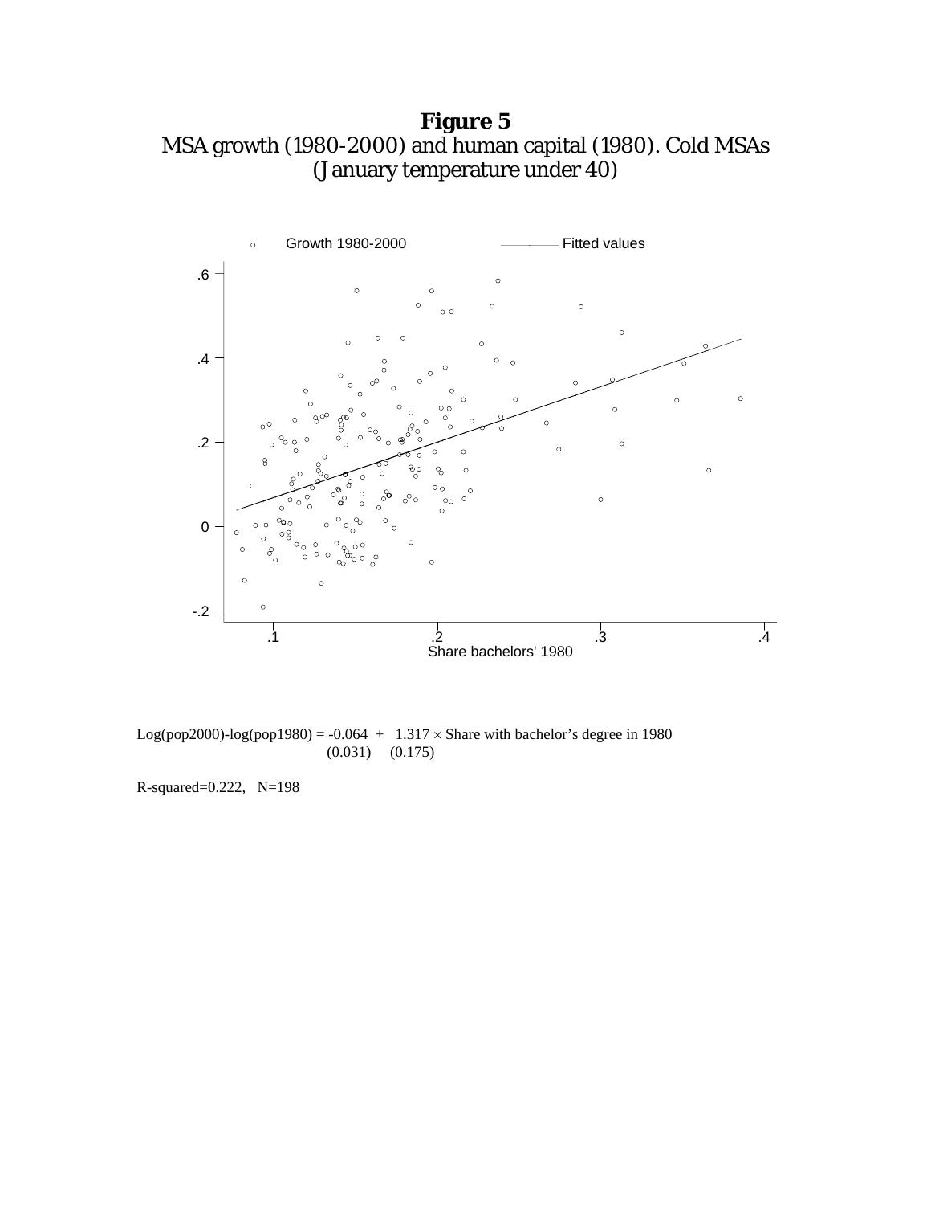**Figure 5**
MSA growth (1980-2000) and human capital (1980). Cold MSAs (January temperature under 40)

$$\text{Log(pop2000)-log(pop1980)} = \underset{(0.031)}{-0.064} + \underset{(0.175)}{1.317} \times \text{Share with bachelor's degree in 1980}$$

R-squared=0.222, N=198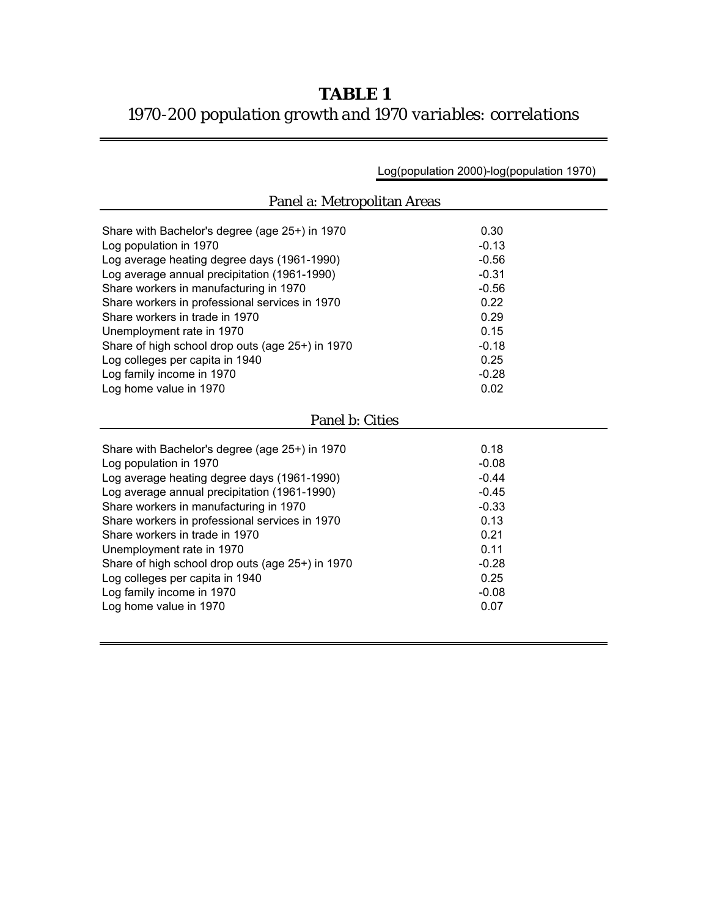# TABLE 1

*1970-200 population growth and 1970 variables: correlations*

| | Log(population 2000)-log(population 1970) |
|---|---|
| **Panel a: Metropolitan Areas** | |
| Share with Bachelor's degree (age 25+) in 1970 | 0.30 |
| Log population in 1970 | -0.13 |
| Log average heating degree days (1961-1990) | -0.56 |
| Log average annual precipitation (1961-1990) | -0.31 |
| Share workers in manufacturing in 1970 | -0.56 |
| Share workers in professional services in 1970 | 0.22 |
| Share workers in trade in 1970 | 0.29 |
| Unemployment rate in 1970 | 0.15 |
| Share of high school drop outs (age 25+) in 1970 | -0.18 |
| Log colleges per capita in 1940 | 0.25 |
| Log family income in 1970 | -0.28 |
| Log home value in 1970 | 0.02 |
| **Panel b: Cities** | |
| Share with Bachelor's degree (age 25+) in 1970 | 0.18 |
| Log population in 1970 | -0.08 |
| Log average heating degree days (1961-1990) | -0.44 |
| Log average annual precipitation (1961-1990) | -0.45 |
| Share workers in manufacturing in 1970 | -0.33 |
| Share workers in professional services in 1970 | 0.13 |
| Share workers in trade in 1970 | 0.21 |
| Unemployment rate in 1970 | 0.11 |
| Share of high school drop outs (age 25+) in 1970 | -0.28 |
| Log colleges per capita in 1940 | 0.25 |
| Log family income in 1970 | -0.08 |
| Log home value in 1970 | 0.07 |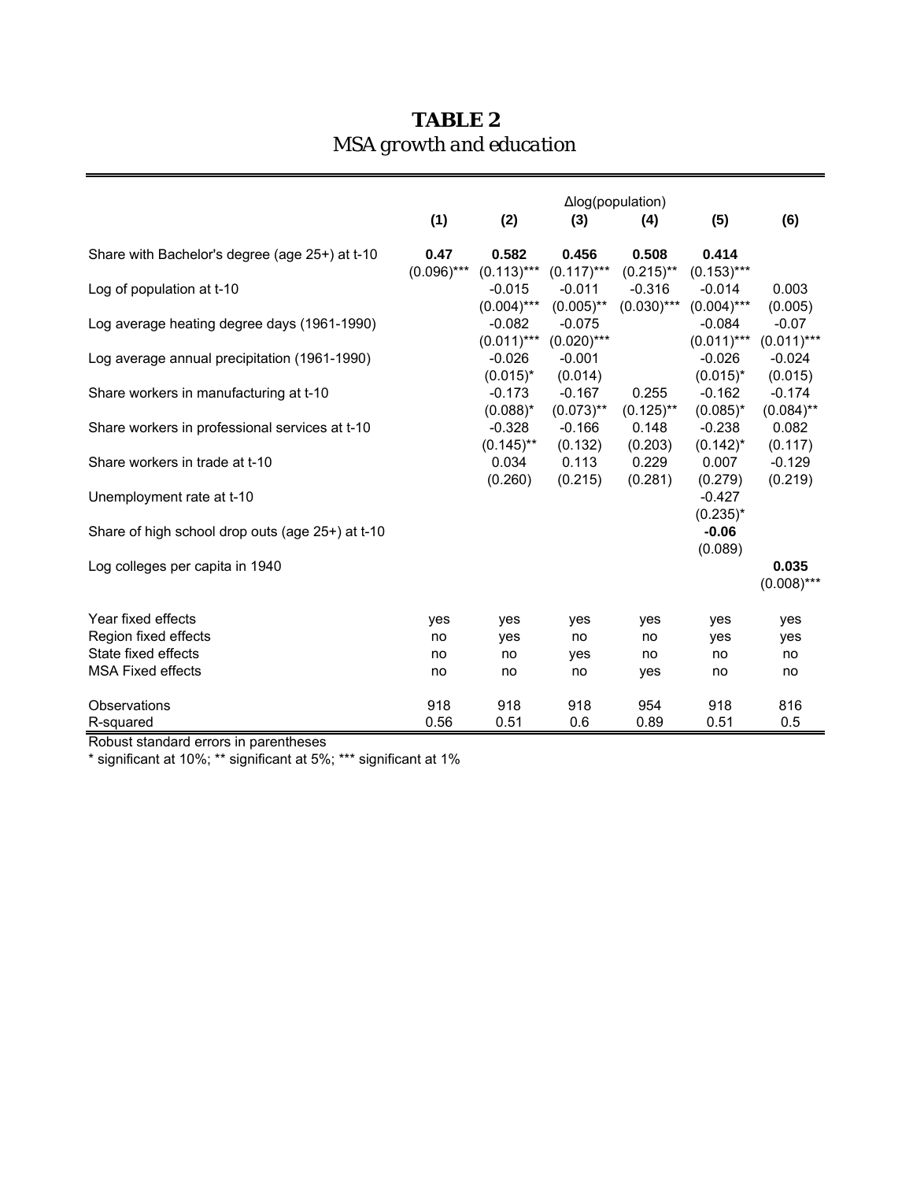# TABLE 2

*MSA growth and education*

| | Δlog(population) | | | | | |
|---|---|---|---|---|---|---|
| | (1) | (2) | (3) | (4) | (5) | (6) |
| Share with Bachelor's degree (age 25+) at t-10 | **0.47** | **0.582** | **0.456** | **0.508** | **0.414** | |
| | (0.096)*** | (0.113)*** | (0.117)*** | (0.215)** | (0.153)*** | |
| Log of population at t-10 | | -0.015 | -0.011 | -0.316 | -0.014 | 0.003 |
| | | (0.004)*** | (0.005)** | (0.030)*** | (0.004)*** | (0.005) |
| Log average heating degree days (1961-1990) | | -0.082 | -0.075 | | -0.084 | -0.07 |
| | | (0.011)*** | (0.020)*** | | (0.011)*** | (0.011)*** |
| Log average annual precipitation (1961-1990) | | -0.026 | -0.001 | | -0.026 | -0.024 |
| | | (0.015)* | (0.014) | | (0.015)* | (0.015) |
| Share workers in manufacturing at t-10 | | -0.173 | -0.167 | 0.255 | -0.162 | -0.174 |
| | | (0.088)* | (0.073)** | (0.125)** | (0.085)* | (0.084)** |
| Share workers in professional services at t-10 | | -0.328 | -0.166 | 0.148 | -0.238 | 0.082 |
| | | (0.145)** | (0.132) | (0.203) | (0.142)* | (0.117) |
| Share workers in trade at t-10 | | 0.034 | 0.113 | 0.229 | 0.007 | -0.129 |
| | | (0.260) | (0.215) | (0.281) | (0.279) | (0.219) |
| Unemployment rate at t-10 | | | | | -0.427 | |
| | | | | | (0.235)* | |
| Share of high school drop outs (age 25+) at t-10 | | | | | **-0.06** | |
| | | | | | (0.089) | |
| Log colleges per capita in 1940 | | | | | | **0.035** |
| | | | | | | (0.008)*** |
| Year fixed effects | yes | yes | yes | yes | yes | yes |
| Region fixed effects | no | yes | no | no | yes | yes |
| State fixed effects | no | no | yes | no | no | no |
| MSA Fixed effects | no | no | no | yes | no | no |
| Observations | 918 | 918 | 918 | 954 | 918 | 816 |
| R-squared | 0.56 | 0.51 | 0.6 | 0.89 | 0.51 | 0.5 |

Robust standard errors in parentheses

* significant at 10%; ** significant at 5%; *** significant at 1%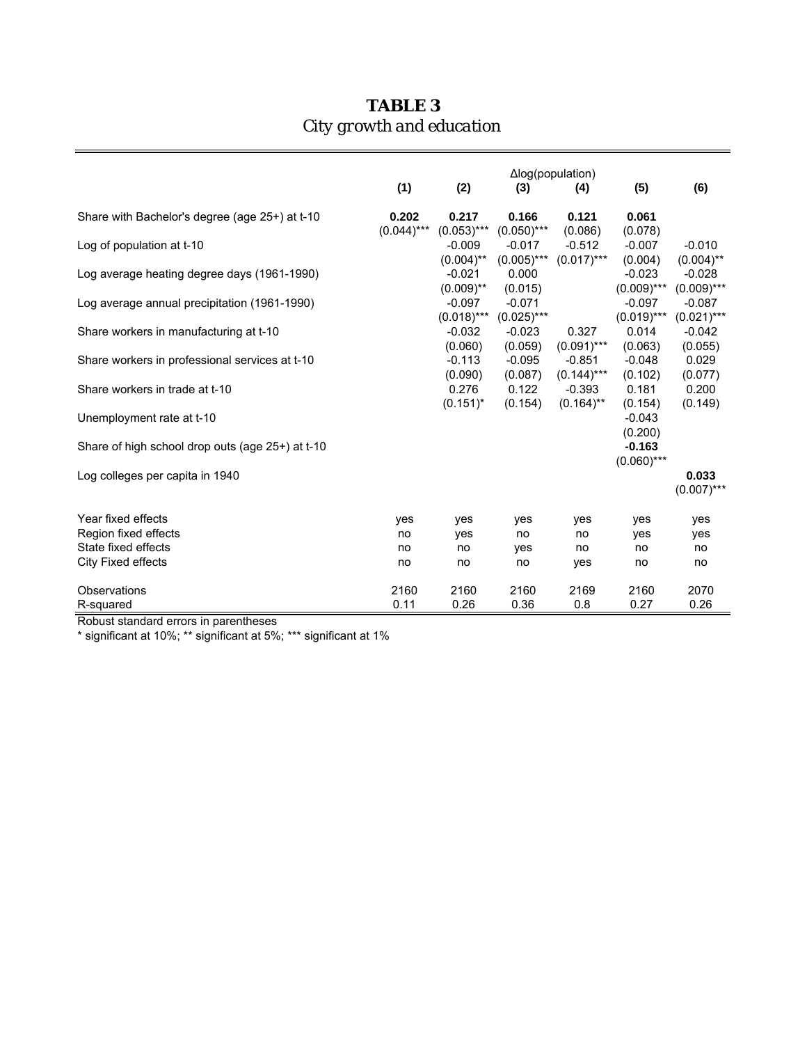# TABLE 3
*City growth and education*

| | Δlog(population) | | | | | |
|---|---|---|---|---|---|---|
| | (1) | (2) | (3) | (4) | (5) | (6) |
| Share with Bachelor's degree (age 25+) at t-10 | **0.202** | **0.217** | **0.166** | **0.121** | **0.061** | |
| | (0.044)*** | (0.053)*** | (0.050)*** | (0.086) | (0.078) | |
| Log of population at t-10 | | -0.009 | -0.017 | -0.512 | -0.007 | -0.010 |
| | | (0.004)** | (0.005)*** | (0.017)*** | (0.004) | (0.004)** |
| Log average heating degree days (1961-1990) | | -0.021 | 0.000 | | -0.023 | -0.028 |
| | | (0.009)** | (0.015) | | (0.009)*** | (0.009)*** |
| Log average annual precipitation (1961-1990) | | -0.097 | -0.071 | | -0.097 | -0.087 |
| | | (0.018)*** | (0.025)*** | | (0.019)*** | (0.021)*** |
| Share workers in manufacturing at t-10 | | -0.032 | -0.023 | 0.327 | 0.014 | -0.042 |
| | | (0.060) | (0.059) | (0.091)*** | (0.063) | (0.055) |
| Share workers in professional services at t-10 | | -0.113 | -0.095 | -0.851 | -0.048 | 0.029 |
| | | (0.090) | (0.087) | (0.144)*** | (0.102) | (0.077) |
| Share workers in trade at t-10 | | 0.276 | 0.122 | -0.393 | 0.181 | 0.200 |
| | | (0.151)* | (0.154) | (0.164)** | (0.154) | (0.149) |
| Unemployment rate at t-10 | | | | | -0.043 | |
| | | | | | (0.200) | |
| Share of high school drop outs (age 25+) at t-10 | | | | | **-0.163** | |
| | | | | | (0.060)*** | |
| Log colleges per capita in 1940 | | | | | | **0.033** |
| | | | | | | (0.007)*** |
| Year fixed effects | yes | yes | yes | yes | yes | yes |
| Region fixed effects | no | yes | no | no | yes | yes |
| State fixed effects | no | no | yes | no | no | no |
| City Fixed effects | no | no | no | yes | no | no |
| Observations | 2160 | 2160 | 2160 | 2169 | 2160 | 2070 |
| R-squared | 0.11 | 0.26 | 0.36 | 0.8 | 0.27 | 0.26 |

Robust standard errors in parentheses
* significant at 10%; ** significant at 5%; *** significant at 1%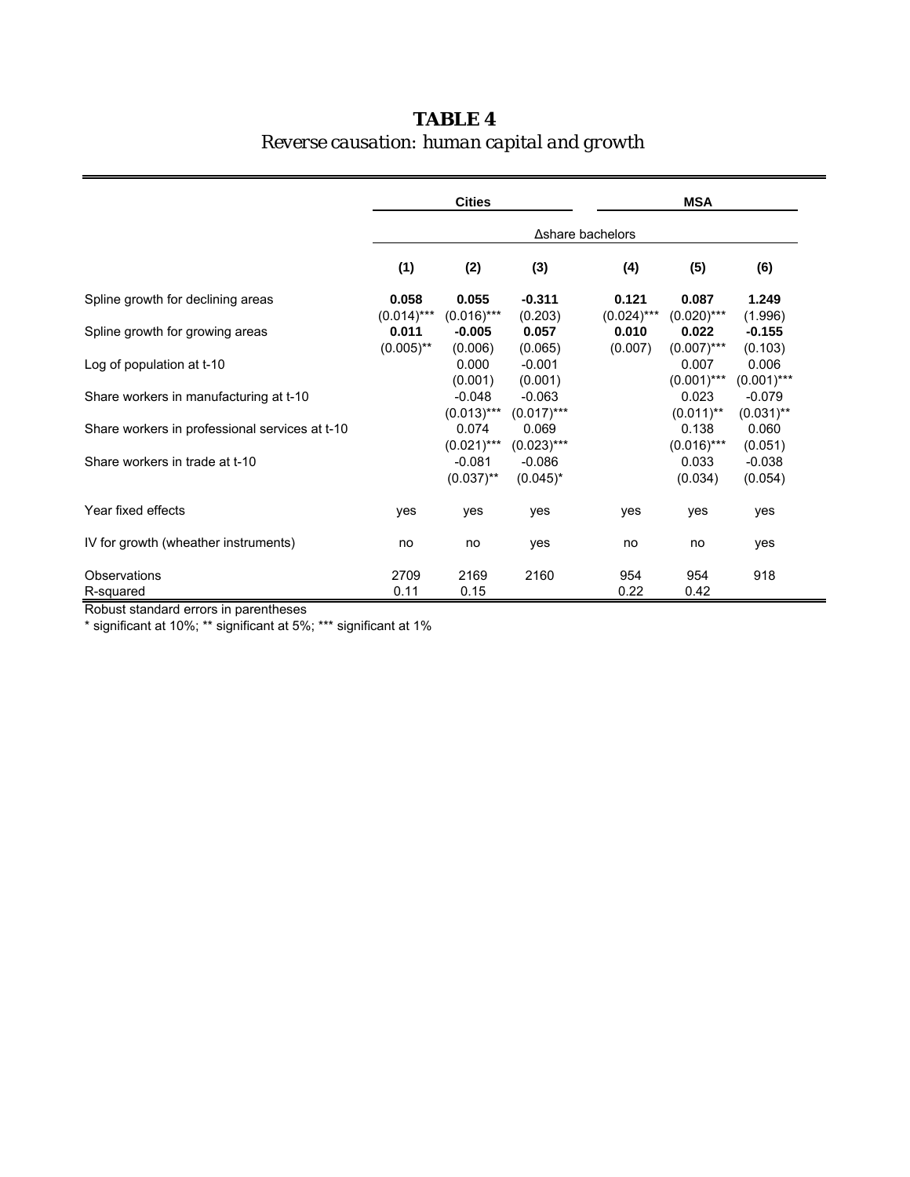**TABLE 4**

*Reverse causation: human capital and growth*

| | Cities | | | MSA | | |
|---|---|---|---|---|---|---|
| | Δshare bachelors | | | | | |
| | **(1)** | **(2)** | **(3)** | **(4)** | **(5)** | **(6)** |
| Spline growth for declining areas | **0.058** | **0.055** | **-0.311** | **0.121** | **0.087** | **1.249** |
| | (0.014)*** | (0.016)*** | (0.203) | (0.024)*** | (0.020)*** | (1.996) |
| Spline growth for growing areas | **0.011** | **-0.005** | **0.057** | **0.010** | **0.022** | **-0.155** |
| | (0.005)** | (0.006) | (0.065) | (0.007) | (0.007)*** | (0.103) |
| Log of population at t-10 | | 0.000 | -0.001 | | 0.007 | 0.006 |
| | | (0.001) | (0.001) | | (0.001)*** | (0.001)*** |
| Share workers in manufacturing at t-10 | | -0.048 | -0.063 | | 0.023 | -0.079 |
| | | (0.013)*** | (0.017)*** | | (0.011)** | (0.031)** |
| Share workers in professional services at t-10 | | 0.074 | 0.069 | | 0.138 | 0.060 |
| | | (0.021)*** | (0.023)*** | | (0.016)*** | (0.051) |
| Share workers in trade at t-10 | | -0.081 | -0.086 | | 0.033 | -0.038 |
| | | (0.037)** | (0.045)* | | (0.034) | (0.054) |
| Year fixed effects | yes | yes | yes | yes | yes | yes |
| IV for growth (wheather instruments) | no | no | yes | no | no | yes |
| Observations | 2709 | 2169 | 2160 | 954 | 954 | 918 |
| R-squared | 0.11 | 0.15 | | 0.22 | 0.42 | |

Robust standard errors in parentheses

* significant at 10%; ** significant at 5%; *** significant at 1%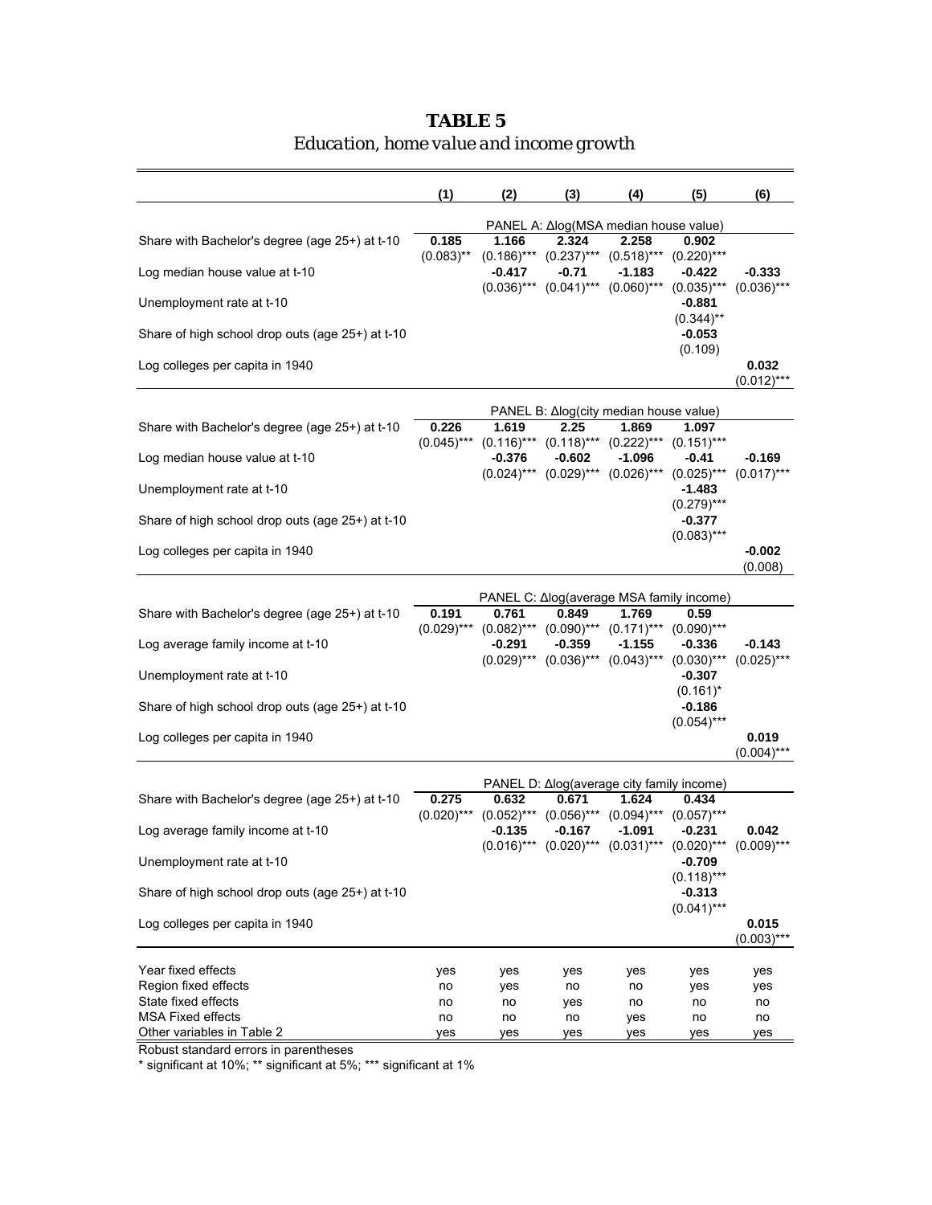**TABLE 5**

*Education, home value and income growth*

| | (1) | (2) | (3) | (4) | (5) | (6) |
|---|---|---|---|---|---|---|
| | PANEL A: Δlog(MSA median house value) | | | | | |
| Share with Bachelor's degree (age 25+) at t-10 | **0.185** | **1.166** | **2.324** | **2.258** | **0.902** | |
| | (0.083)** | (0.186)*** | (0.237)*** | (0.518)*** | (0.220)*** | |
| Log median house value at t-10 | | **-0.417** | **-0.71** | **-1.183** | **-0.422** | **-0.333** |
| | | (0.036)*** | (0.041)*** | (0.060)*** | (0.035)*** | (0.036)*** |
| Unemployment rate at t-10 | | | | | **-0.881** | |
| | | | | | (0.344)** | |
| Share of high school drop outs (age 25+) at t-10 | | | | | **-0.053** | |
| | | | | | (0.109) | |
| Log colleges per capita in 1940 | | | | | | **0.032** |
| | | | | | | (0.012)*** |
| | PANEL B: Δlog(city median house value) | | | | | |
| Share with Bachelor's degree (age 25+) at t-10 | **0.226** | **1.619** | **2.25** | **1.869** | **1.097** | |
| | (0.045)*** | (0.116)*** | (0.118)*** | (0.222)*** | (0.151)*** | |
| Log median house value at t-10 | | **-0.376** | **-0.602** | **-1.096** | **-0.41** | **-0.169** |
| | | (0.024)*** | (0.029)*** | (0.026)*** | (0.025)*** | (0.017)*** |
| Unemployment rate at t-10 | | | | | **-1.483** | |
| | | | | | (0.279)*** | |
| Share of high school drop outs (age 25+) at t-10 | | | | | **-0.377** | |
| | | | | | (0.083)*** | |
| Log colleges per capita in 1940 | | | | | | **-0.002** |
| | | | | | | (0.008) |
| | PANEL C: Δlog(average MSA family income) | | | | | |
| Share with Bachelor's degree (age 25+) at t-10 | **0.191** | **0.761** | **0.849** | **1.769** | **0.59** | |
| | (0.029)*** | (0.082)*** | (0.090)*** | (0.171)*** | (0.090)*** | |
| Log average family income at t-10 | | **-0.291** | **-0.359** | **-1.155** | **-0.336** | **-0.143** |
| | | (0.029)*** | (0.036)*** | (0.043)*** | (0.030)*** | (0.025)*** |
| Unemployment rate at t-10 | | | | | **-0.307** | |
| | | | | | (0.161)* | |
| Share of high school drop outs (age 25+) at t-10 | | | | | **-0.186** | |
| | | | | | (0.054)*** | |
| Log colleges per capita in 1940 | | | | | | **0.019** |
| | | | | | | (0.004)*** |
| | PANEL D: Δlog(average city family income) | | | | | |
| Share with Bachelor's degree (age 25+) at t-10 | **0.275** | **0.632** | **0.671** | **1.624** | **0.434** | |
| | (0.020)*** | (0.052)*** | (0.056)*** | (0.094)*** | (0.057)*** | |
| Log average family income at t-10 | | **-0.135** | **-0.167** | **-1.091** | **-0.231** | **0.042** |
| | | (0.016)*** | (0.020)*** | (0.031)*** | (0.020)*** | (0.009)*** |
| Unemployment rate at t-10 | | | | | **-0.709** | |
| | | | | | (0.118)*** | |
| Share of high school drop outs (age 25+) at t-10 | | | | | **-0.313** | |
| | | | | | (0.041)*** | |
| Log colleges per capita in 1940 | | | | | | **0.015** |
| | | | | | | (0.003)*** |
| Year fixed effects | yes | yes | yes | yes | yes | yes |
| Region fixed effects | no | yes | no | no | yes | yes |
| State fixed effects | no | no | yes | no | no | no |
| MSA Fixed effects | no | no | no | yes | no | no |
| Other variables in Table 2 | yes | yes | yes | yes | yes | yes |

Robust standard errors in parentheses

* significant at 10%; ** significant at 5%; *** significant at 1%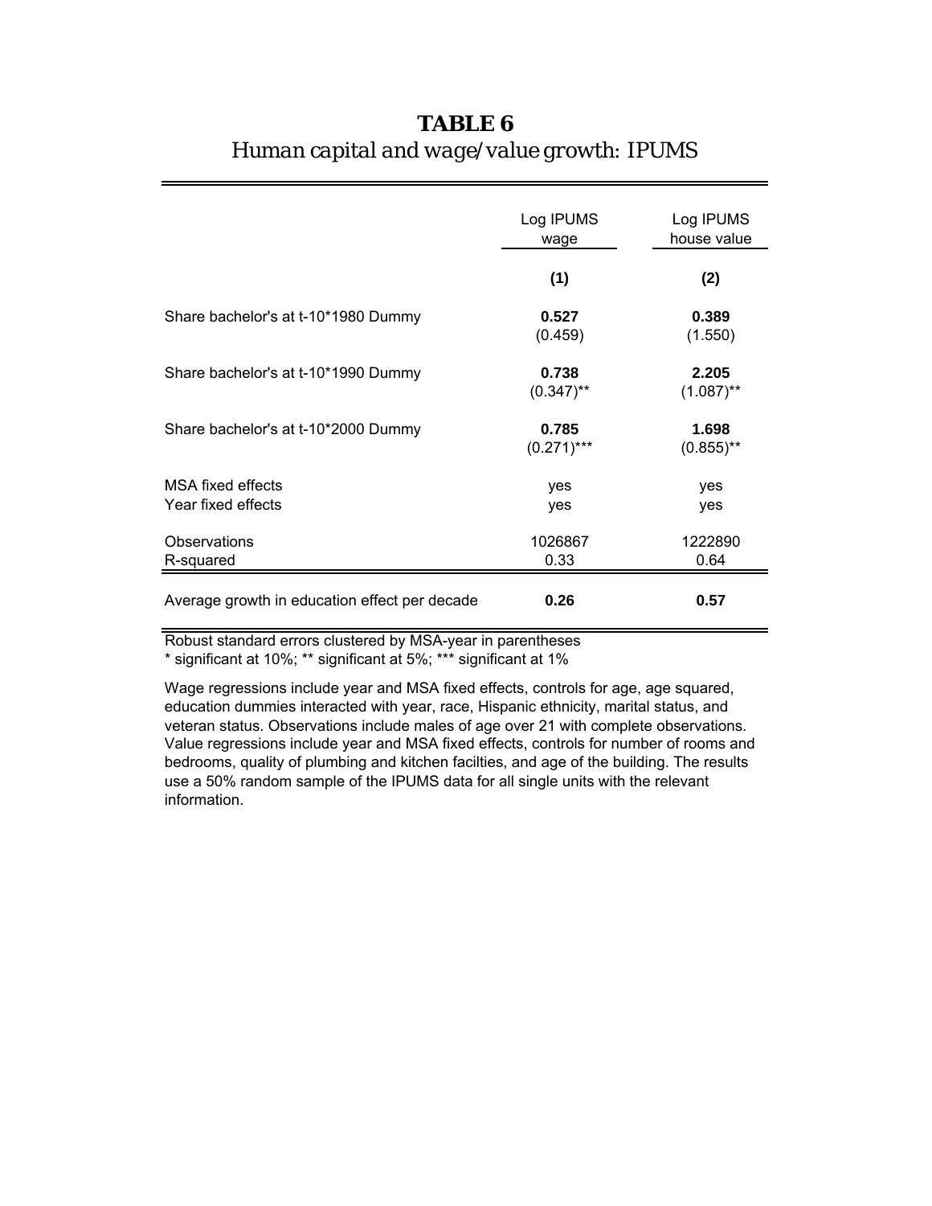# TABLE 6

*Human capital and wage/value growth: IPUMS*

| | Log IPUMS wage | Log IPUMS house value |
|---|---|---|
| | **(1)** | **(2)** |
| Share bachelor's at t-10*1980 Dummy | **0.527** (0.459) | **0.389** (1.550) |
| Share bachelor's at t-10*1990 Dummy | **0.738** (0.347)** | **2.205** (1.087)** |
| Share bachelor's at t-10*2000 Dummy | **0.785** (0.271)*** | **1.698** (0.855)** |
| MSA fixed effects | yes | yes |
| Year fixed effects | yes | yes |
| Observations | 1026867 | 1222890 |
| R-squared | 0.33 | 0.64 |
| Average growth in education effect per decade | **0.26** | **0.57** |

Robust standard errors clustered by MSA-year in parentheses
* significant at 10%; ** significant at 5%; *** significant at 1%

Wage regressions include year and MSA fixed effects, controls for age, age squared, education dummies interacted with year, race, Hispanic ethnicity, marital status, and veteran status. Observations include males of age over 21 with complete observations. Value regressions include year and MSA fixed effects, controls for number of rooms and bedrooms, quality of plumbing and kitchen facilties, and age of the building. The results use a 50% random sample of the IPUMS data for all single units with the relevant information.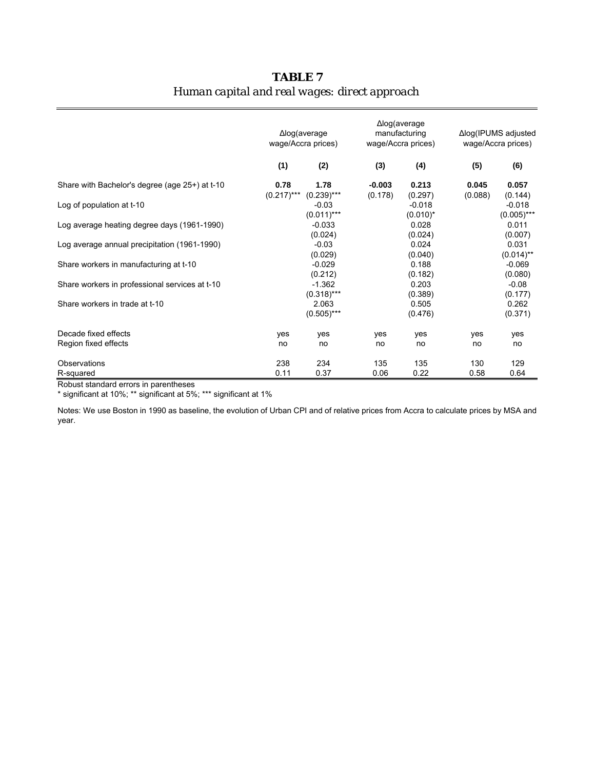**TABLE 7**

*Human capital and real wages: direct approach*

| | Δlog(average wage/Accra prices) | | Δlog(average manufacturing wage/Accra prices) | | Δlog(IPUMS adjusted wage/Accra prices) | |
|---|---|---|---|---|---|---|
| | (1) | (2) | (3) | (4) | (5) | (6) |
| Share with Bachelor's degree (age 25+) at t-10 | **0.78** | **1.78** | **-0.003** | **0.213** | **0.045** | **0.057** |
| | (0.217)*** | (0.239)*** | (0.178) | (0.297) | (0.088) | (0.144) |
| Log of population at t-10 | | -0.03 | | -0.018 | | -0.018 |
| | | (0.011)*** | | (0.010)* | | (0.005)*** |
| Log average heating degree days (1961-1990) | | -0.033 | | 0.028 | | 0.011 |
| | | (0.024) | | (0.024) | | (0.007) |
| Log average annual precipitation (1961-1990) | | -0.03 | | 0.024 | | 0.031 |
| | | (0.029) | | (0.040) | | (0.014)** |
| Share workers in manufacturing at t-10 | | -0.029 | | 0.188 | | -0.069 |
| | | (0.212) | | (0.182) | | (0.080) |
| Share workers in professional services at t-10 | | -1.362 | | 0.203 | | -0.08 |
| | | (0.318)*** | | (0.389) | | (0.177) |
| Share workers in trade at t-10 | | 2.063 | | 0.505 | | 0.262 |
| | | (0.505)*** | | (0.476) | | (0.371) |
| Decade fixed effects | yes | yes | yes | yes | yes | yes |
| Region fixed effects | no | no | no | no | no | no |
| Observations | 238 | 234 | 135 | 135 | 130 | 129 |
| R-squared | 0.11 | 0.37 | 0.06 | 0.22 | 0.58 | 0.64 |

Robust standard errors in parentheses

* significant at 10%; ** significant at 5%; *** significant at 1%

Notes: We use Boston in 1990 as baseline, the evolution of Urban CPI and of relative prices from Accra to calculate prices by MSA and year.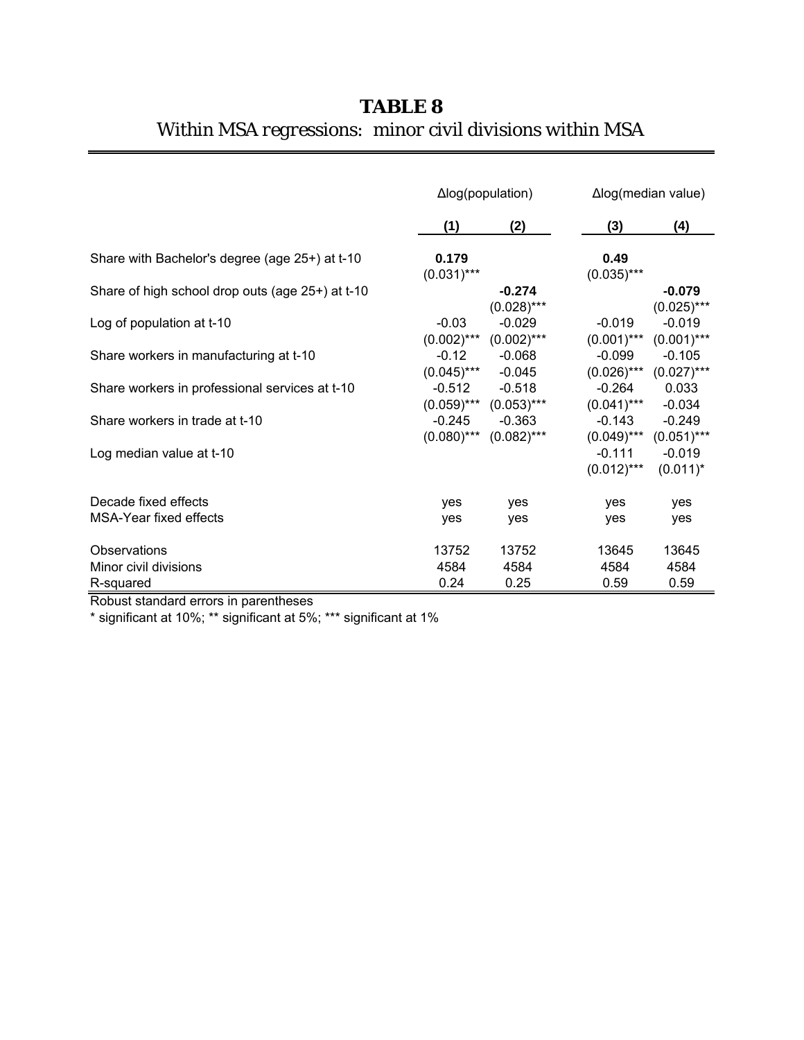**TABLE 8**

*Within MSA regressions: minor civil divisions within MSA*

| | Δlog(population) | | Δlog(median value) | |
|---|---|---|---|---|
| | **(1)** | **(2)** | **(3)** | **(4)** |
| Share with Bachelor's degree (age 25+) at t-10 | **0.179** | | **0.49** | |
| | (0.031)*** | | (0.035)*** | |
| Share of high school drop outs (age 25+) at t-10 | | **-0.274** | | **-0.079** |
| | | (0.028)*** | | (0.025)*** |
| Log of population at t-10 | -0.03 | -0.029 | -0.019 | -0.019 |
| | (0.002)*** | (0.002)*** | (0.001)*** | (0.001)*** |
| Share workers in manufacturing at t-10 | -0.12 | -0.068 | -0.099 | -0.105 |
| | (0.045)*** | -0.045 | (0.026)*** | (0.027)*** |
| Share workers in professional services at t-10 | -0.512 | -0.518 | -0.264 | 0.033 |
| | (0.059)*** | (0.053)*** | (0.041)*** | -0.034 |
| Share workers in trade at t-10 | -0.245 | -0.363 | -0.143 | -0.249 |
| | (0.080)*** | (0.082)*** | (0.049)*** | (0.051)*** |
| Log median value at t-10 | | | -0.111 | -0.019 |
| | | | (0.012)*** | (0.011)* |
| Decade fixed effects | yes | yes | yes | yes |
| MSA-Year fixed effects | yes | yes | yes | yes |
| Observations | 13752 | 13752 | 13645 | 13645 |
| Minor civil divisions | 4584 | 4584 | 4584 | 4584 |
| R-squared | 0.24 | 0.25 | 0.59 | 0.59 |

Robust standard errors in parentheses

* significant at 10%; ** significant at 5%; *** significant at 1%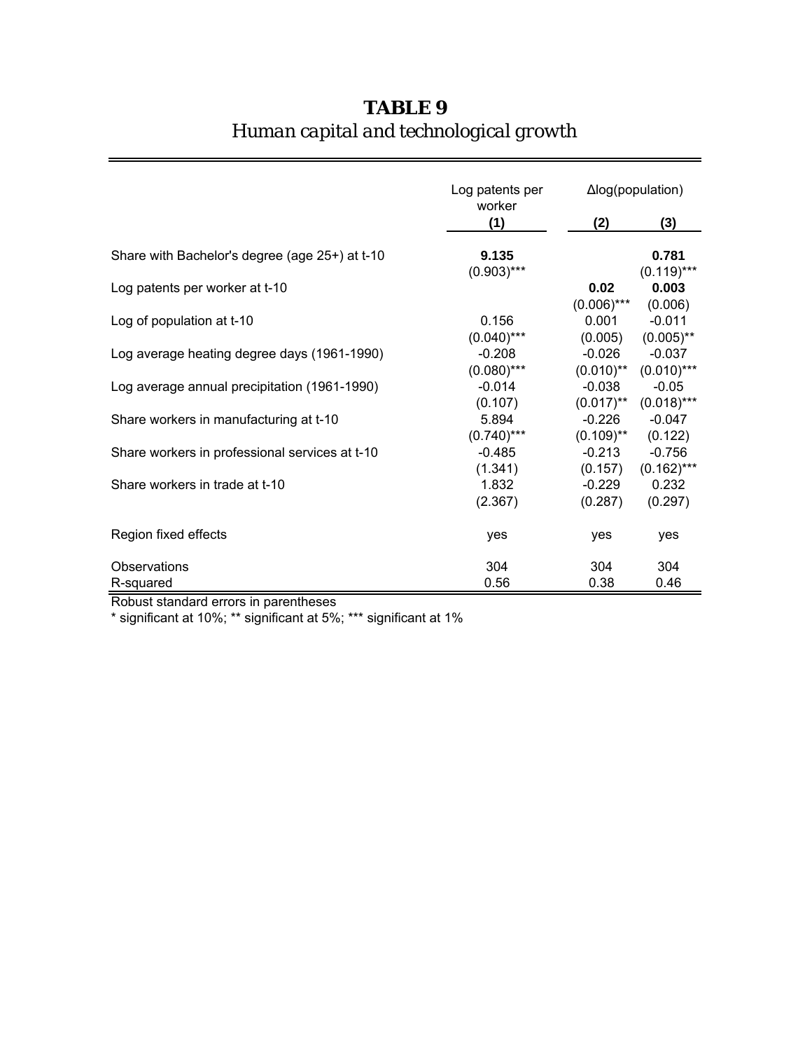# **TABLE 9**

*Human capital and technological growth*

| | Log patents per worker | Δlog(population) | |
|---|---|---|---|
| | **(1)** | **(2)** | **(3)** |
| Share with Bachelor's degree (age 25+) at t-10 | **9.135** | | **0.781** |
| | (0.903)*** | | (0.119)*** |
| Log patents per worker at t-10 | | **0.02** | **0.003** |
| | | (0.006)*** | (0.006) |
| Log of population at t-10 | 0.156 | 0.001 | -0.011 |
| | (0.040)*** | (0.005) | (0.005)** |
| Log average heating degree days (1961-1990) | -0.208 | -0.026 | -0.037 |
| | (0.080)*** | (0.010)** | (0.010)*** |
| Log average annual precipitation (1961-1990) | -0.014 | -0.038 | -0.05 |
| | (0.107) | (0.017)** | (0.018)*** |
| Share workers in manufacturing at t-10 | 5.894 | -0.226 | -0.047 |
| | (0.740)*** | (0.109)** | (0.122) |
| Share workers in professional services at t-10 | -0.485 | -0.213 | -0.756 |
| | (1.341) | (0.157) | (0.162)*** |
| Share workers in trade at t-10 | 1.832 | -0.229 | 0.232 |
| | (2.367) | (0.287) | (0.297) |
| Region fixed effects | yes | yes | yes |
| Observations | 304 | 304 | 304 |
| R-squared | 0.56 | 0.38 | 0.46 |

Robust standard errors in parentheses

* significant at 10%; ** significant at 5%; *** significant at 1%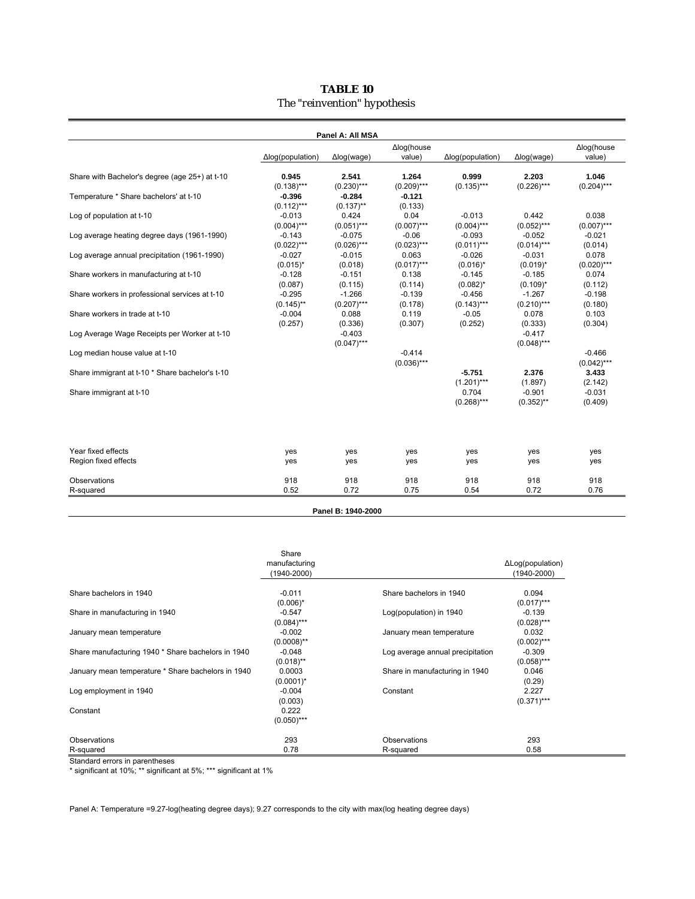**TABLE 10**

The "reinvention" hypothesis

**Panel A: All MSA**

| | Δlog(population) | Δlog(wage) | Δlog(house value) | Δlog(population) | Δlog(wage) | Δlog(house value) |
|---|---|---|---|---|---|---|
| Share with Bachelor's degree (age 25+) at t-10 | **0.945** | **2.541** | **1.264** | **0.999** | **2.203** | **1.046** |
| | (0.138)*** | (0.230)*** | (0.209)*** | (0.135)*** | (0.226)*** | (0.204)*** |
| Temperature * Share bachelors' at t-10 | **-0.396** | **-0.284** | **-0.121** | | | |
| | (0.112)*** | (0.137)** | (0.133) | | | |
| Log of population at t-10 | -0.013 | 0.424 | 0.04 | -0.013 | 0.442 | 0.038 |
| | (0.004)*** | (0.051)*** | (0.007)*** | (0.004)*** | (0.052)*** | (0.007)*** |
| Log average heating degree days (1961-1990) | -0.143 | -0.075 | -0.06 | -0.093 | -0.052 | -0.021 |
| | (0.022)*** | (0.026)*** | (0.023)*** | (0.011)*** | (0.014)*** | (0.014) |
| Log average annual precipitation (1961-1990) | -0.027 | -0.015 | 0.063 | -0.026 | -0.031 | 0.078 |
| | (0.015)* | (0.018) | (0.017)*** | (0.016)* | (0.019)* | (0.020)*** |
| Share workers in manufacturing at t-10 | -0.128 | -0.151 | 0.138 | -0.145 | -0.185 | 0.074 |
| | (0.087) | (0.115) | (0.114) | (0.082)* | (0.109)* | (0.112) |
| Share workers in professional services at t-10 | -0.295 | -1.266 | -0.139 | -0.456 | -1.267 | -0.198 |
| | (0.145)** | (0.207)*** | (0.178) | (0.143)*** | (0.210)*** | (0.180) |
| Share workers in trade at t-10 | -0.004 | 0.088 | 0.119 | -0.05 | 0.078 | 0.103 |
| | (0.257) | (0.336) | (0.307) | (0.252) | (0.333) | (0.304) |
| Log Average Wage Receipts per Worker at t-10 | | -0.403 | | | -0.417 | |
| | | (0.047)*** | | | (0.048)*** | |
| Log median house value at t-10 | | | -0.414 | | | -0.466 |
| | | | (0.036)*** | | | (0.042)*** |
| Share immigrant at t-10 * Share bachelor's t-10 | | | | **-5.751** | **2.376** | **3.433** |
| | | | | (1.201)*** | (1.897) | (2.142) |
| Share immigrant at t-10 | | | | 0.704 | -0.901 | -0.031 |
| | | | | (0.268)*** | (0.352)** | (0.409) |
| Year fixed effects | yes | yes | yes | yes | yes | yes |
| Region fixed effects | yes | yes | yes | yes | yes | yes |
| Observations | 918 | 918 | 918 | 918 | 918 | 918 |
| R-squared | 0.52 | 0.72 | 0.75 | 0.54 | 0.72 | 0.76 |

**Panel B: 1940-2000**

| | Share manufacturing (1940-2000) | | ΔLog(population) (1940-2000) |
|---|---|---|---|
| Share bachelors in 1940 | -0.011 | Share bachelors in 1940 | 0.094 |
| | (0.006)* | | (0.017)*** |
| Share in manufacturing in 1940 | -0.547 | Log(population) in 1940 | -0.139 |
| | (0.084)*** | | (0.028)*** |
| January mean temperature | -0.002 | January mean temperature | 0.032 |
| | (0.0008)** | | (0.002)*** |
| Share manufacturing 1940 * Share bachelors in 1940 | -0.048 | Log average annual precipitation | -0.309 |
| | (0.018)** | | (0.058)*** |
| January mean temperature * Share bachelors in 1940 | 0.0003 | Share in manufacturing in 1940 | 0.046 |
| | (0.0001)* | | (0.29) |
| Log employment in 1940 | -0.004 | Constant | 2.227 |
| | (0.003) | | (0.371)*** |
| Constant | 0.222 | | |
| | (0.050)*** | | |
| Observations | 293 | Observations | 293 |
| R-squared | 0.78 | R-squared | 0.58 |

Standard errors in parentheses

* significant at 10%; ** significant at 5%; *** significant at 1%

Panel A: Temperature =9.27-log(heating degree days); 9.27 corresponds to the city with max(log heating degree days)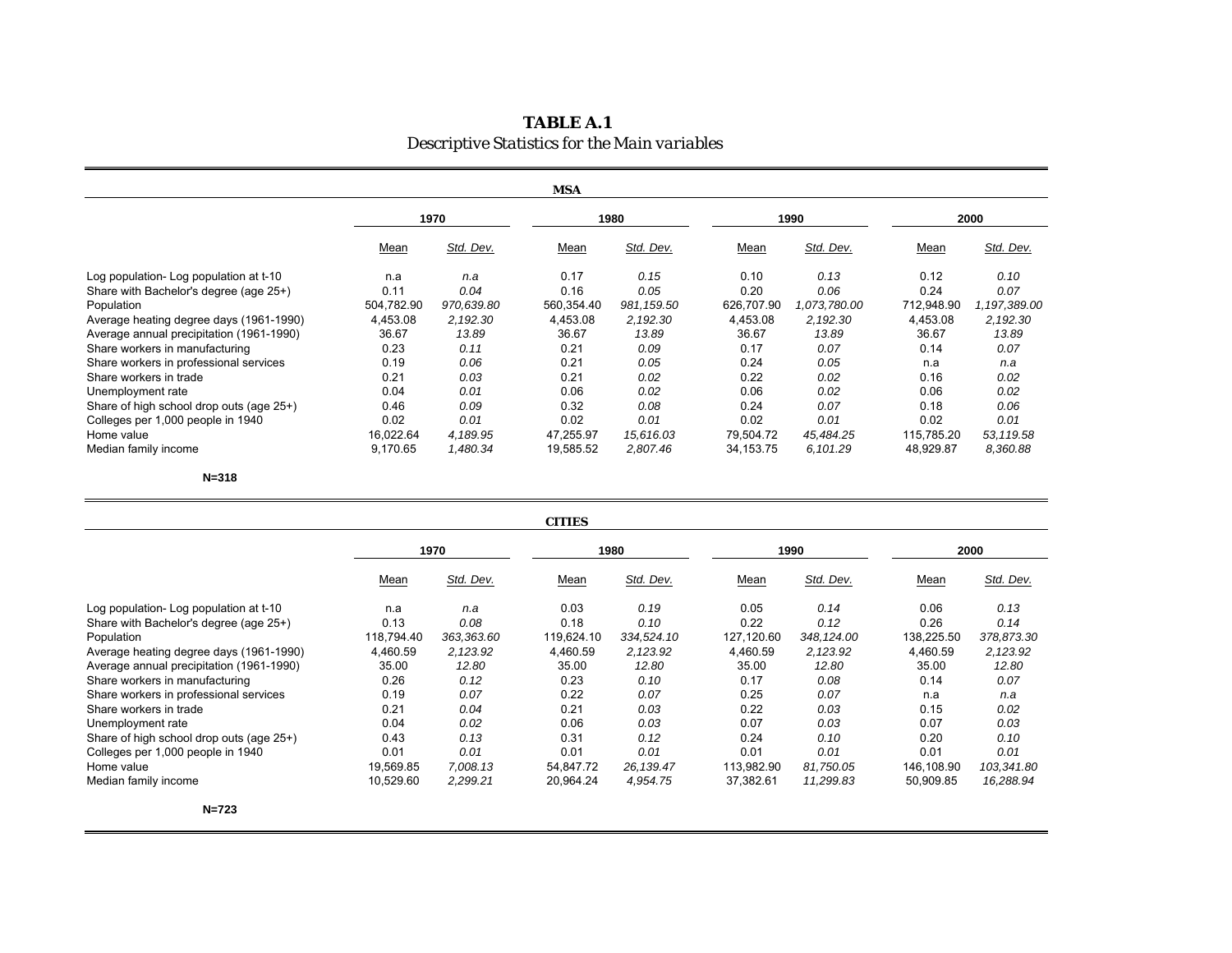**TABLE A.1**

*Descriptive Statistics for the Main variables*

**MSA**

| | 1970 | | 1980 | | 1990 | | 2000 | |
|---|---|---|---|---|---|---|---|---|
| | Mean | *Std. Dev.* | Mean | *Std. Dev.* | Mean | *Std. Dev.* | Mean | *Std. Dev.* |
| Log population- Log population at t-10 | n.a | *n.a* | 0.17 | *0.15* | 0.10 | *0.13* | 0.12 | *0.10* |
| Share with Bachelor's degree (age 25+) | 0.11 | *0.04* | 0.16 | *0.05* | 0.20 | *0.06* | 0.24 | *0.07* |
| Population | 504,782.90 | *970,639.80* | 560,354.40 | *981,159.50* | 626,707.90 | *1,073,780.00* | 712,948.90 | *1,197,389.00* |
| Average heating degree days (1961-1990) | 4,453.08 | *2,192.30* | 4,453.08 | *2,192.30* | 4,453.08 | *2,192.30* | 4,453.08 | *2,192.30* |
| Average annual precipitation (1961-1990) | 36.67 | *13.89* | 36.67 | *13.89* | 36.67 | *13.89* | 36.67 | *13.89* |
| Share workers in manufacturing | 0.23 | *0.11* | 0.21 | *0.09* | 0.17 | *0.07* | 0.14 | *0.07* |
| Share workers in professional services | 0.19 | *0.06* | 0.21 | *0.05* | 0.24 | *0.05* | n.a | *n.a* |
| Share workers in trade | 0.21 | *0.03* | 0.21 | *0.02* | 0.22 | *0.02* | 0.16 | *0.02* |
| Unemployment rate | 0.04 | *0.01* | 0.06 | *0.02* | 0.06 | *0.02* | 0.06 | *0.02* |
| Share of high school drop outs (age 25+) | 0.46 | *0.09* | 0.32 | *0.08* | 0.24 | *0.07* | 0.18 | *0.06* |
| Colleges per 1,000 people in 1940 | 0.02 | *0.01* | 0.02 | *0.01* | 0.02 | *0.01* | 0.02 | *0.01* |
| Home value | 16,022.64 | *4,189.95* | 47,255.97 | *15,616.03* | 79,504.72 | *45,484.25* | 115,785.20 | *53,119.58* |
| Median family income | 9,170.65 | *1,480.34* | 19,585.52 | *2,807.46* | 34,153.75 | *6,101.29* | 48,929.87 | *8,360.88* |

**N=318**

**CITIES**

| | 1970 | | 1980 | | 1990 | | 2000 | |
|---|---|---|---|---|---|---|---|---|
| | Mean | *Std. Dev.* | Mean | *Std. Dev.* | Mean | *Std. Dev.* | Mean | *Std. Dev.* |
| Log population- Log population at t-10 | n.a | *n.a* | 0.03 | *0.19* | 0.05 | *0.14* | 0.06 | *0.13* |
| Share with Bachelor's degree (age 25+) | 0.13 | *0.08* | 0.18 | *0.10* | 0.22 | *0.12* | 0.26 | *0.14* |
| Population | 118,794.40 | *363,363.60* | 119,624.10 | *334,524.10* | 127,120.60 | *348,124.00* | 138,225.50 | *378,873.30* |
| Average heating degree days (1961-1990) | 4,460.59 | *2,123.92* | 4,460.59 | *2,123.92* | 4,460.59 | *2,123.92* | 4,460.59 | *2,123.92* |
| Average annual precipitation (1961-1990) | 35.00 | *12.80* | 35.00 | *12.80* | 35.00 | *12.80* | 35.00 | *12.80* |
| Share workers in manufacturing | 0.26 | *0.12* | 0.23 | *0.10* | 0.17 | *0.08* | 0.14 | *0.07* |
| Share workers in professional services | 0.19 | *0.07* | 0.22 | *0.07* | 0.25 | *0.07* | n.a | *n.a* |
| Share workers in trade | 0.21 | *0.04* | 0.21 | *0.03* | 0.22 | *0.03* | 0.15 | *0.02* |
| Unemployment rate | 0.04 | *0.02* | 0.06 | *0.03* | 0.07 | *0.03* | 0.07 | *0.03* |
| Share of high school drop outs (age 25+) | 0.43 | *0.13* | 0.31 | *0.12* | 0.24 | *0.10* | 0.20 | *0.10* |
| Colleges per 1,000 people in 1940 | 0.01 | *0.01* | 0.01 | *0.01* | 0.01 | *0.01* | 0.01 | *0.01* |
| Home value | 19,569.85 | *7,008.13* | 54,847.72 | *26,139.47* | 113,982.90 | *81,750.05* | 146,108.90 | *103,341.80* |
| Median family income | 10,529.60 | *2,299.21* | 20,964.24 | *4,954.75* | 37,382.61 | *11,299.83* | 50,909.85 | *16,288.94* |

**N=723**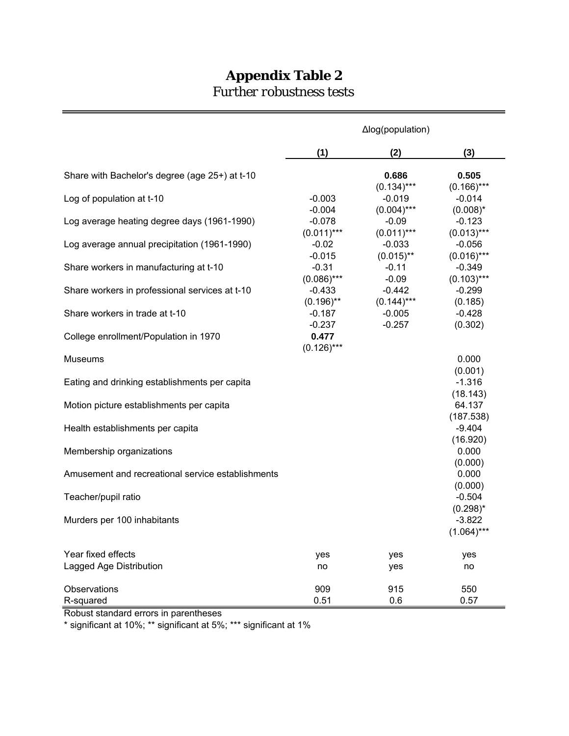# Appendix Table 2

*Further robustness tests*

| | Δlog(population) | | |
|---|---|---|---|
| | **(1)** | **(2)** | **(3)** |
| Share with Bachelor's degree (age 25+) at t-10 | | **0.686** | **0.505** |
| | | (0.134)*** | (0.166)*** |
| Log of population at t-10 | -0.003 | -0.019 | -0.014 |
| | -0.004 | (0.004)*** | (0.008)* |
| Log average heating degree days (1961-1990) | -0.078 | -0.09 | -0.123 |
| | (0.011)*** | (0.011)*** | (0.013)*** |
| Log average annual precipitation (1961-1990) | -0.02 | -0.033 | -0.056 |
| | -0.015 | (0.015)** | (0.016)*** |
| Share workers in manufacturing at t-10 | -0.31 | -0.11 | -0.349 |
| | (0.086)*** | -0.09 | (0.103)*** |
| Share workers in professional services at t-10 | -0.433 | -0.442 | -0.299 |
| | (0.196)** | (0.144)*** | (0.185) |
| Share workers in trade at t-10 | -0.187 | -0.005 | -0.428 |
| | -0.237 | -0.257 | (0.302) |
| College enrollment/Population in 1970 | **0.477** | | |
| | (0.126)*** | | |
| Museums | | | 0.000 |
| | | | (0.001) |
| Eating and drinking establishments per capita | | | -1.316 |
| | | | (18.143) |
| Motion picture establishments per capita | | | 64.137 |
| | | | (187.538) |
| Health establishments per capita | | | -9.404 |
| | | | (16.920) |
| Membership organizations | | | 0.000 |
| | | | (0.000) |
| Amusement and recreational service establishments | | | 0.000 |
| | | | (0.000) |
| Teacher/pupil ratio | | | -0.504 |
| | | | (0.298)* |
| Murders per 100 inhabitants | | | -3.822 |
| | | | (1.064)*** |
| Year fixed effects | yes | yes | yes |
| Lagged Age Distribution | no | yes | no |
| Observations | 909 | 915 | 550 |
| R-squared | 0.51 | 0.6 | 0.57 |

Robust standard errors in parentheses

* significant at 10%; ** significant at 5%; *** significant at 1%